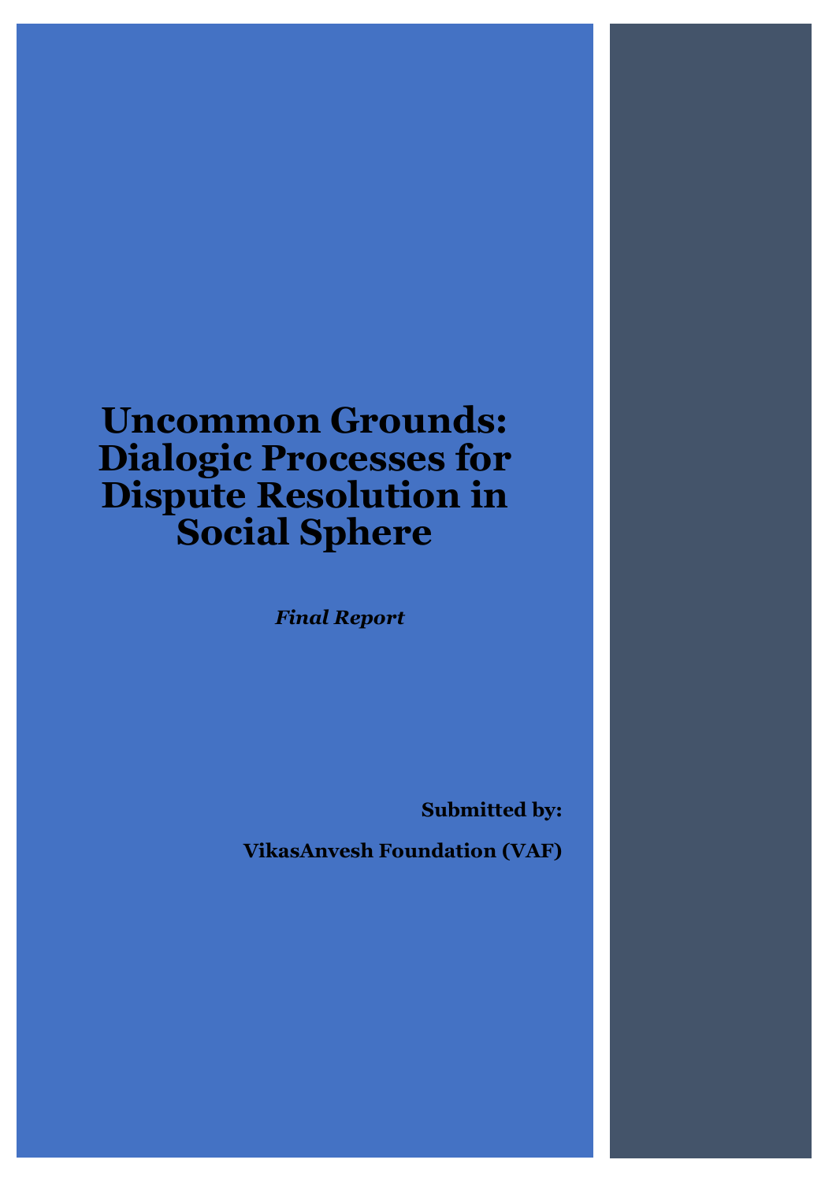# Uncommon Grounds: Dialogic Processes for Dispute Resolution in Social Sphere

***Final Report***

**Submitted by:**

**VikasAnvesh Foundation (VAF)**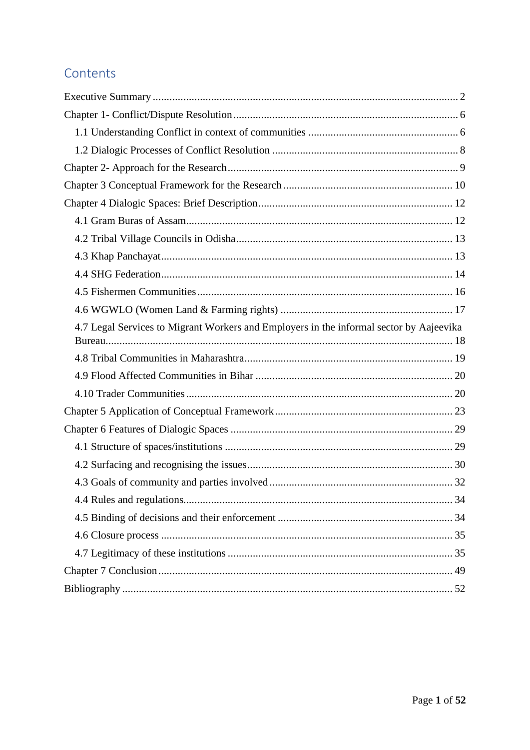# Contents

Executive Summary ..... 2

Chapter 1- Conflict/Dispute Resolution ..... 6

- 1.1 Understanding Conflict in context of communities ..... 6
- 1.2 Dialogic Processes of Conflict Resolution ..... 8

Chapter 2- Approach for the Research ..... 9

Chapter 3 Conceptual Framework for the Research ..... 10

Chapter 4 Dialogic Spaces: Brief Description ..... 12

- 4.1 Gram Buras of Assam ..... 12
- 4.2 Tribal Village Councils in Odisha ..... 13
- 4.3 Khap Panchayat ..... 13
- 4.4 SHG Federation ..... 14
- 4.5 Fishermen Communities ..... 16
- 4.6 WGWLO (Women Land & Farming rights) ..... 17
- 4.7 Legal Services to Migrant Workers and Employers in the informal sector by Aajeevika Bureau ..... 18
- 4.8 Tribal Communities in Maharashtra ..... 19
- 4.9 Flood Affected Communities in Bihar ..... 20
- 4.10 Trader Communities ..... 20

Chapter 5 Application of Conceptual Framework ..... 23

Chapter 6 Features of Dialogic Spaces ..... 29

- 4.1 Structure of spaces/institutions ..... 29
- 4.2 Surfacing and recognising the issues ..... 30
- 4.3 Goals of community and parties involved ..... 32
- 4.4 Rules and regulations ..... 34
- 4.5 Binding of decisions and their enforcement ..... 34
- 4.6 Closure process ..... 35
- 4.7 Legitimacy of these institutions ..... 35

Chapter 7 Conclusion ..... 49

Bibliography ..... 52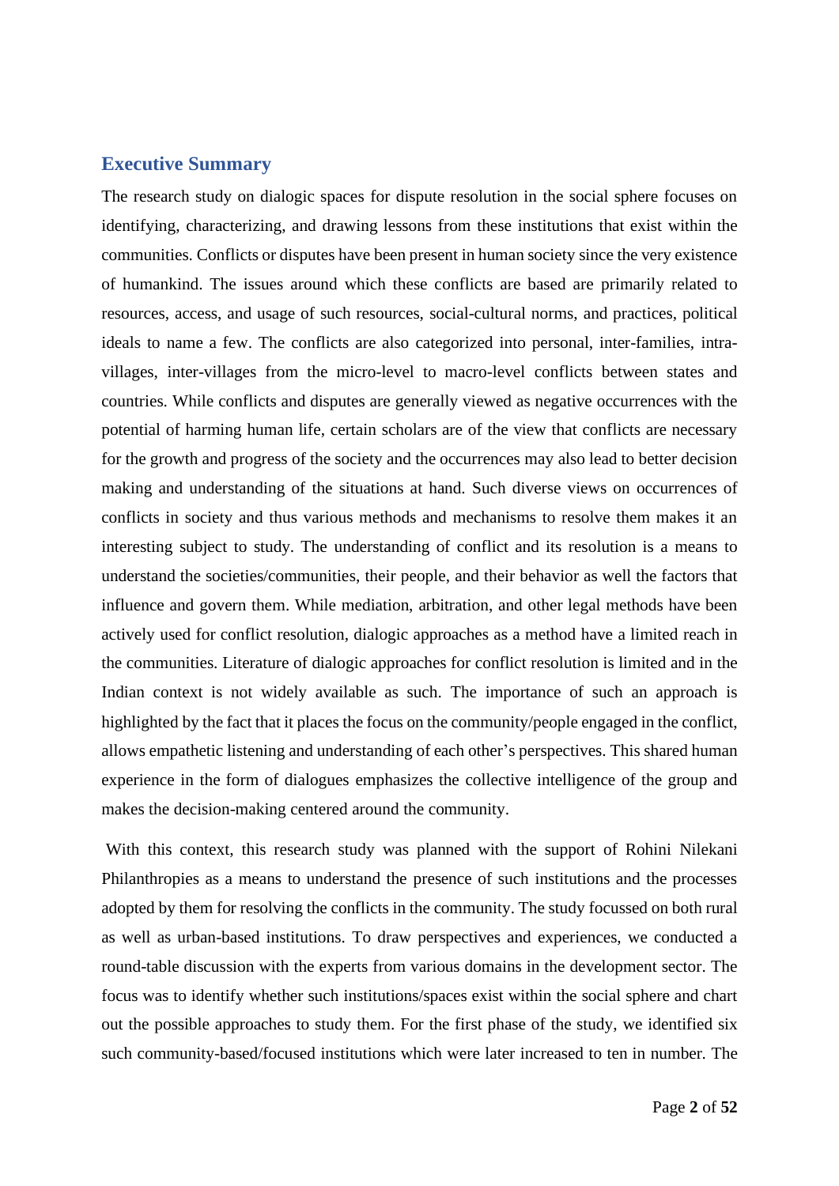## Executive Summary

The research study on dialogic spaces for dispute resolution in the social sphere focuses on identifying, characterizing, and drawing lessons from these institutions that exist within the communities. Conflicts or disputes have been present in human society since the very existence of humankind. The issues around which these conflicts are based are primarily related to resources, access, and usage of such resources, social-cultural norms, and practices, political ideals to name a few. The conflicts are also categorized into personal, inter-families, intra-villages, inter-villages from the micro-level to macro-level conflicts between states and countries. While conflicts and disputes are generally viewed as negative occurrences with the potential of harming human life, certain scholars are of the view that conflicts are necessary for the growth and progress of the society and the occurrences may also lead to better decision making and understanding of the situations at hand. Such diverse views on occurrences of conflicts in society and thus various methods and mechanisms to resolve them makes it an interesting subject to study. The understanding of conflict and its resolution is a means to understand the societies/communities, their people, and their behavior as well the factors that influence and govern them. While mediation, arbitration, and other legal methods have been actively used for conflict resolution, dialogic approaches as a method have a limited reach in the communities. Literature of dialogic approaches for conflict resolution is limited and in the Indian context is not widely available as such. The importance of such an approach is highlighted by the fact that it places the focus on the community/people engaged in the conflict, allows empathetic listening and understanding of each other's perspectives. This shared human experience in the form of dialogues emphasizes the collective intelligence of the group and makes the decision-making centered around the community.

With this context, this research study was planned with the support of Rohini Nilekani Philanthropies as a means to understand the presence of such institutions and the processes adopted by them for resolving the conflicts in the community. The study focussed on both rural as well as urban-based institutions. To draw perspectives and experiences, we conducted a round-table discussion with the experts from various domains in the development sector. The focus was to identify whether such institutions/spaces exist within the social sphere and chart out the possible approaches to study them. For the first phase of the study, we identified six such community-based/focused institutions which were later increased to ten in number. The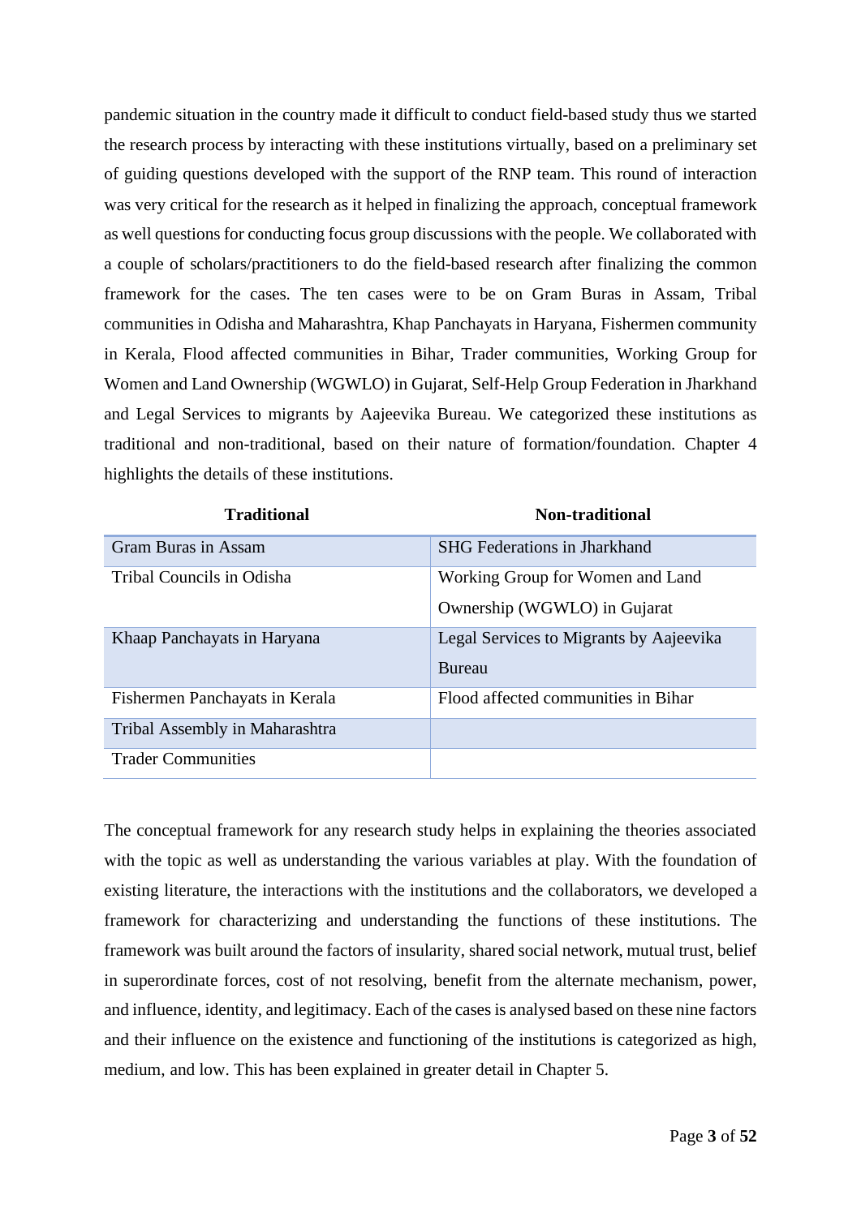pandemic situation in the country made it difficult to conduct field-based study thus we started the research process by interacting with these institutions virtually, based on a preliminary set of guiding questions developed with the support of the RNP team. This round of interaction was very critical for the research as it helped in finalizing the approach, conceptual framework as well questions for conducting focus group discussions with the people. We collaborated with a couple of scholars/practitioners to do the field-based research after finalizing the common framework for the cases. The ten cases were to be on Gram Buras in Assam, Tribal communities in Odisha and Maharashtra, Khap Panchayats in Haryana, Fishermen community in Kerala, Flood affected communities in Bihar, Trader communities, Working Group for Women and Land Ownership (WGWLO) in Gujarat, Self-Help Group Federation in Jharkhand and Legal Services to migrants by Aajeevika Bureau. We categorized these institutions as traditional and non-traditional, based on their nature of formation/foundation. Chapter 4 highlights the details of these institutions.

| Traditional | Non-traditional |
| --- | --- |
| Gram Buras in Assam | SHG Federations in Jharkhand |
| Tribal Councils in Odisha | Working Group for Women and Land Ownership (WGWLO) in Gujarat |
| Khaap Panchayats in Haryana | Legal Services to Migrants by Aajeevika Bureau |
| Fishermen Panchayats in Kerala | Flood affected communities in Bihar |
| Tribal Assembly in Maharashtra | |
| Trader Communities | |

The conceptual framework for any research study helps in explaining the theories associated with the topic as well as understanding the various variables at play. With the foundation of existing literature, the interactions with the institutions and the collaborators, we developed a framework for characterizing and understanding the functions of these institutions. The framework was built around the factors of insularity, shared social network, mutual trust, belief in superordinate forces, cost of not resolving, benefit from the alternate mechanism, power, and influence, identity, and legitimacy. Each of the cases is analysed based on these nine factors and their influence on the existence and functioning of the institutions is categorized as high, medium, and low. This has been explained in greater detail in Chapter 5.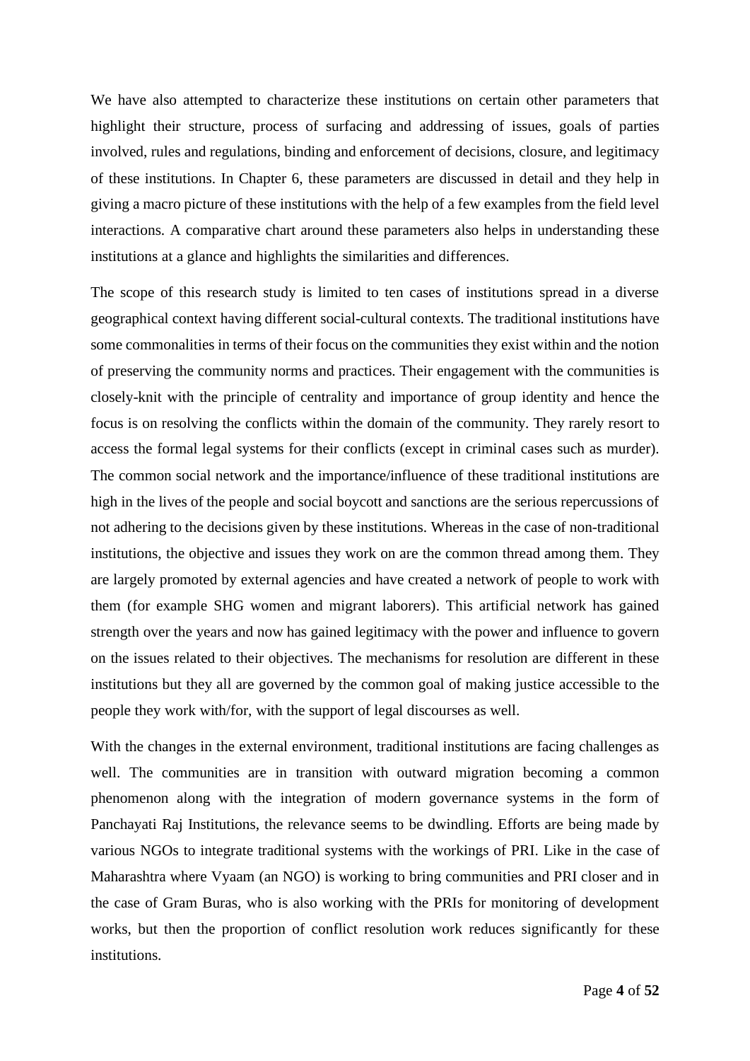We have also attempted to characterize these institutions on certain other parameters that highlight their structure, process of surfacing and addressing of issues, goals of parties involved, rules and regulations, binding and enforcement of decisions, closure, and legitimacy of these institutions. In Chapter 6, these parameters are discussed in detail and they help in giving a macro picture of these institutions with the help of a few examples from the field level interactions. A comparative chart around these parameters also helps in understanding these institutions at a glance and highlights the similarities and differences.

The scope of this research study is limited to ten cases of institutions spread in a diverse geographical context having different social-cultural contexts. The traditional institutions have some commonalities in terms of their focus on the communities they exist within and the notion of preserving the community norms and practices. Their engagement with the communities is closely-knit with the principle of centrality and importance of group identity and hence the focus is on resolving the conflicts within the domain of the community. They rarely resort to access the formal legal systems for their conflicts (except in criminal cases such as murder). The common social network and the importance/influence of these traditional institutions are high in the lives of the people and social boycott and sanctions are the serious repercussions of not adhering to the decisions given by these institutions. Whereas in the case of non-traditional institutions, the objective and issues they work on are the common thread among them. They are largely promoted by external agencies and have created a network of people to work with them (for example SHG women and migrant laborers). This artificial network has gained strength over the years and now has gained legitimacy with the power and influence to govern on the issues related to their objectives. The mechanisms for resolution are different in these institutions but they all are governed by the common goal of making justice accessible to the people they work with/for, with the support of legal discourses as well.

With the changes in the external environment, traditional institutions are facing challenges as well. The communities are in transition with outward migration becoming a common phenomenon along with the integration of modern governance systems in the form of Panchayati Raj Institutions, the relevance seems to be dwindling. Efforts are being made by various NGOs to integrate traditional systems with the workings of PRI. Like in the case of Maharashtra where Vyaam (an NGO) is working to bring communities and PRI closer and in the case of Gram Buras, who is also working with the PRIs for monitoring of development works, but then the proportion of conflict resolution work reduces significantly for these institutions.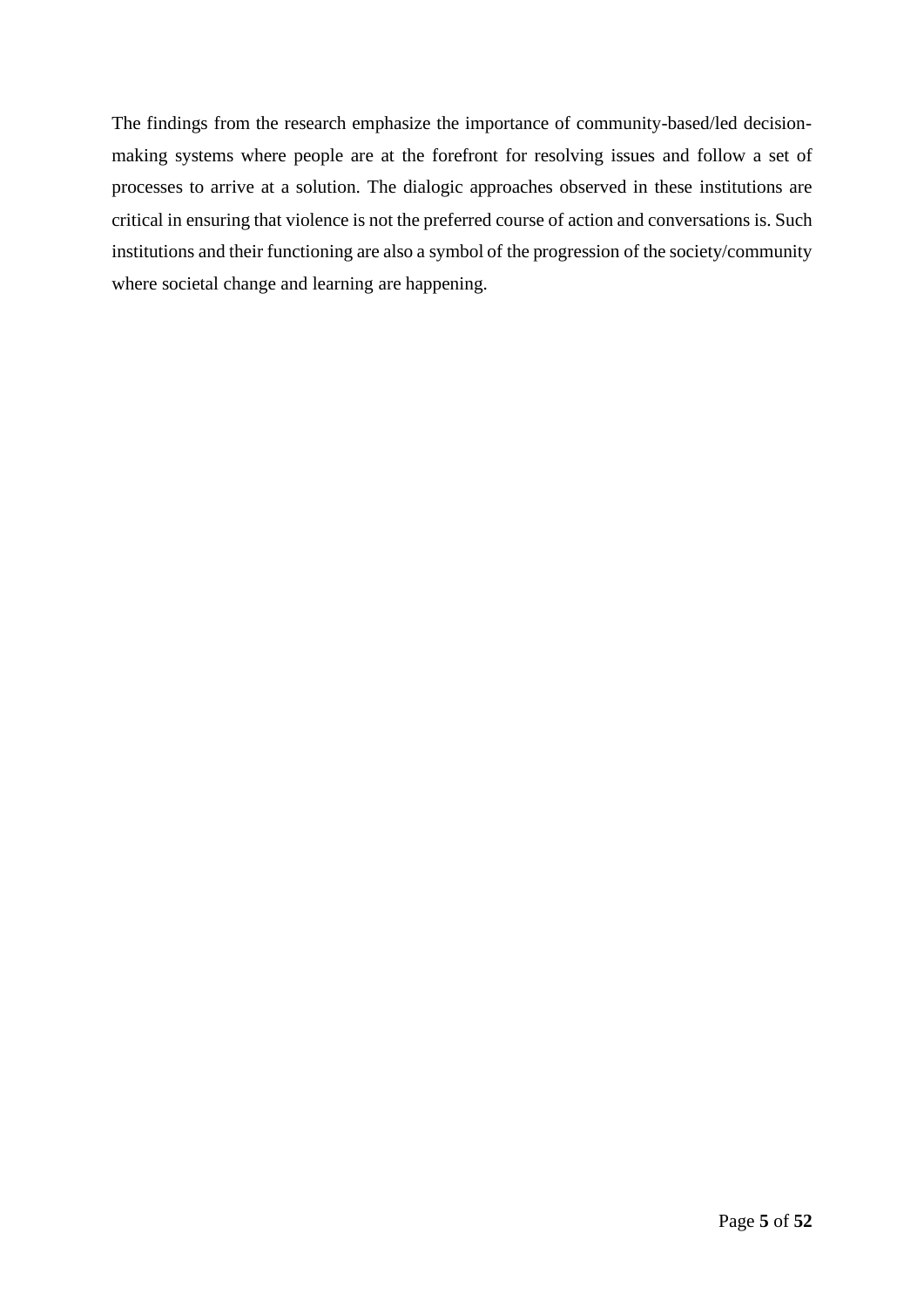The findings from the research emphasize the importance of community-based/led decision-making systems where people are at the forefront for resolving issues and follow a set of processes to arrive at a solution. The dialogic approaches observed in these institutions are critical in ensuring that violence is not the preferred course of action and conversations is. Such institutions and their functioning are also a symbol of the progression of the society/community where societal change and learning are happening.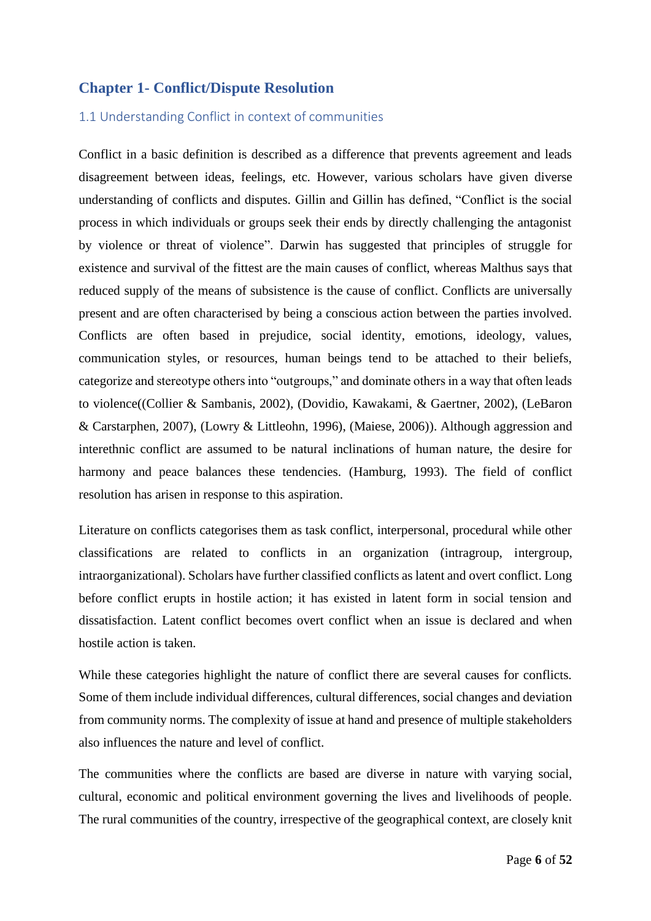## Chapter 1- Conflict/Dispute Resolution

### 1.1 Understanding Conflict in context of communities

Conflict in a basic definition is described as a difference that prevents agreement and leads disagreement between ideas, feelings, etc. However, various scholars have given diverse understanding of conflicts and disputes. Gillin and Gillin has defined, "Conflict is the social process in which individuals or groups seek their ends by directly challenging the antagonist by violence or threat of violence". Darwin has suggested that principles of struggle for existence and survival of the fittest are the main causes of conflict, whereas Malthus says that reduced supply of the means of subsistence is the cause of conflict. Conflicts are universally present and are often characterised by being a conscious action between the parties involved. Conflicts are often based in prejudice, social identity, emotions, ideology, values, communication styles, or resources, human beings tend to be attached to their beliefs, categorize and stereotype others into "outgroups," and dominate others in a way that often leads to violence((Collier & Sambanis, 2002), (Dovidio, Kawakami, & Gaertner, 2002), (LeBaron & Carstarphen, 2007), (Lowry & Littleohn, 1996), (Maiese, 2006)). Although aggression and interethnic conflict are assumed to be natural inclinations of human nature, the desire for harmony and peace balances these tendencies. (Hamburg, 1993). The field of conflict resolution has arisen in response to this aspiration.

Literature on conflicts categorises them as task conflict, interpersonal, procedural while other classifications are related to conflicts in an organization (intragroup, intergroup, intraorganizational). Scholars have further classified conflicts as latent and overt conflict. Long before conflict erupts in hostile action; it has existed in latent form in social tension and dissatisfaction. Latent conflict becomes overt conflict when an issue is declared and when hostile action is taken.

While these categories highlight the nature of conflict there are several causes for conflicts. Some of them include individual differences, cultural differences, social changes and deviation from community norms. The complexity of issue at hand and presence of multiple stakeholders also influences the nature and level of conflict.

The communities where the conflicts are based are diverse in nature with varying social, cultural, economic and political environment governing the lives and livelihoods of people. The rural communities of the country, irrespective of the geographical context, are closely knit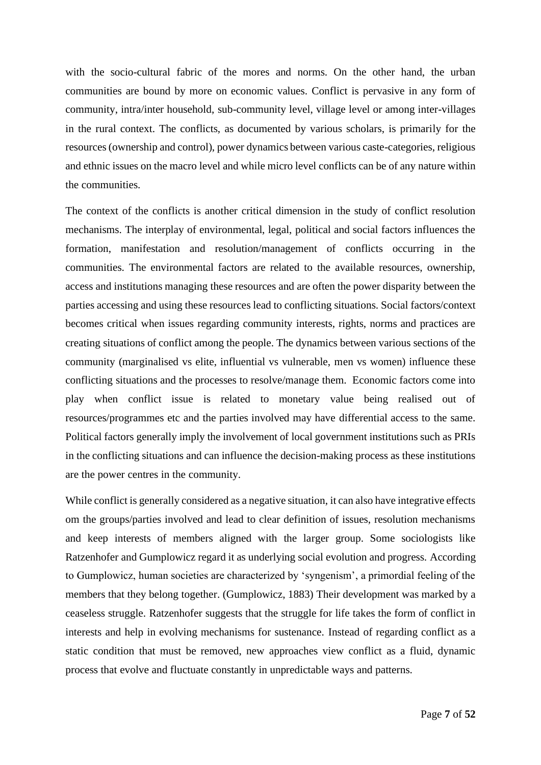with the socio-cultural fabric of the mores and norms. On the other hand, the urban communities are bound by more on economic values. Conflict is pervasive in any form of community, intra/inter household, sub-community level, village level or among inter-villages in the rural context. The conflicts, as documented by various scholars, is primarily for the resources (ownership and control), power dynamics between various caste-categories, religious and ethnic issues on the macro level and while micro level conflicts can be of any nature within the communities.

The context of the conflicts is another critical dimension in the study of conflict resolution mechanisms. The interplay of environmental, legal, political and social factors influences the formation, manifestation and resolution/management of conflicts occurring in the communities. The environmental factors are related to the available resources, ownership, access and institutions managing these resources and are often the power disparity between the parties accessing and using these resources lead to conflicting situations. Social factors/context becomes critical when issues regarding community interests, rights, norms and practices are creating situations of conflict among the people. The dynamics between various sections of the community (marginalised vs elite, influential vs vulnerable, men vs women) influence these conflicting situations and the processes to resolve/manage them. Economic factors come into play when conflict issue is related to monetary value being realised out of resources/programmes etc and the parties involved may have differential access to the same. Political factors generally imply the involvement of local government institutions such as PRIs in the conflicting situations and can influence the decision-making process as these institutions are the power centres in the community.

While conflict is generally considered as a negative situation, it can also have integrative effects om the groups/parties involved and lead to clear definition of issues, resolution mechanisms and keep interests of members aligned with the larger group. Some sociologists like Ratzenhofer and Gumplowicz regard it as underlying social evolution and progress. According to Gumplowicz, human societies are characterized by 'syngenism', a primordial feeling of the members that they belong together. (Gumplowicz, 1883) Their development was marked by a ceaseless struggle. Ratzenhofer suggests that the struggle for life takes the form of conflict in interests and help in evolving mechanisms for sustenance. Instead of regarding conflict as a static condition that must be removed, new approaches view conflict as a fluid, dynamic process that evolve and fluctuate constantly in unpredictable ways and patterns.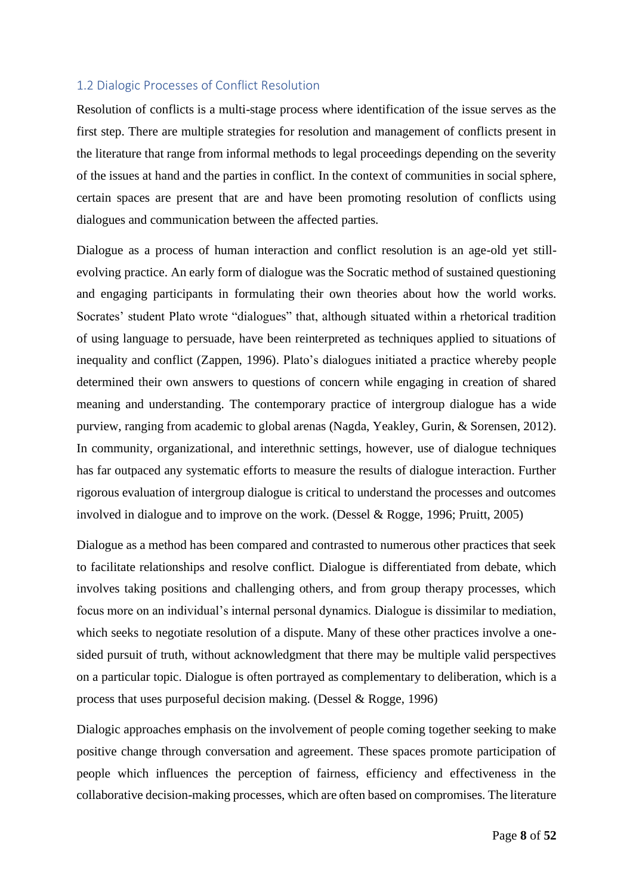## 1.2 Dialogic Processes of Conflict Resolution

Resolution of conflicts is a multi-stage process where identification of the issue serves as the first step. There are multiple strategies for resolution and management of conflicts present in the literature that range from informal methods to legal proceedings depending on the severity of the issues at hand and the parties in conflict. In the context of communities in social sphere, certain spaces are present that are and have been promoting resolution of conflicts using dialogues and communication between the affected parties.

Dialogue as a process of human interaction and conflict resolution is an age-old yet still-evolving practice. An early form of dialogue was the Socratic method of sustained questioning and engaging participants in formulating their own theories about how the world works. Socrates' student Plato wrote "dialogues" that, although situated within a rhetorical tradition of using language to persuade, have been reinterpreted as techniques applied to situations of inequality and conflict (Zappen, 1996). Plato's dialogues initiated a practice whereby people determined their own answers to questions of concern while engaging in creation of shared meaning and understanding. The contemporary practice of intergroup dialogue has a wide purview, ranging from academic to global arenas (Nagda, Yeakley, Gurin, & Sorensen, 2012). In community, organizational, and interethnic settings, however, use of dialogue techniques has far outpaced any systematic efforts to measure the results of dialogue interaction. Further rigorous evaluation of intergroup dialogue is critical to understand the processes and outcomes involved in dialogue and to improve on the work. (Dessel & Rogge, 1996; Pruitt, 2005)

Dialogue as a method has been compared and contrasted to numerous other practices that seek to facilitate relationships and resolve conflict. Dialogue is differentiated from debate, which involves taking positions and challenging others, and from group therapy processes, which focus more on an individual's internal personal dynamics. Dialogue is dissimilar to mediation, which seeks to negotiate resolution of a dispute. Many of these other practices involve a one-sided pursuit of truth, without acknowledgment that there may be multiple valid perspectives on a particular topic. Dialogue is often portrayed as complementary to deliberation, which is a process that uses purposeful decision making. (Dessel & Rogge, 1996)

Dialogic approaches emphasis on the involvement of people coming together seeking to make positive change through conversation and agreement. These spaces promote participation of people which influences the perception of fairness, efficiency and effectiveness in the collaborative decision-making processes, which are often based on compromises. The literature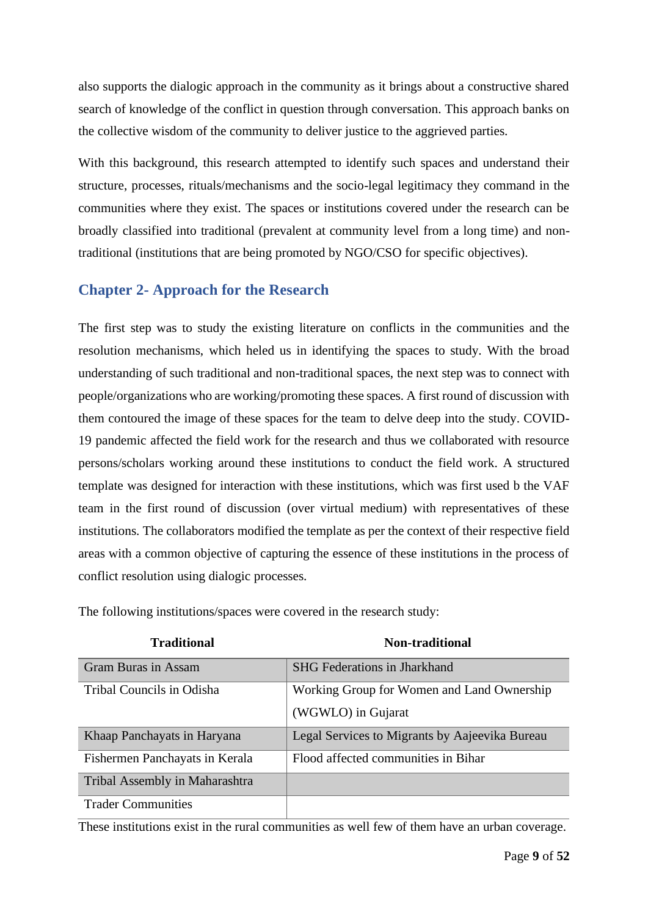also supports the dialogic approach in the community as it brings about a constructive shared search of knowledge of the conflict in question through conversation. This approach banks on the collective wisdom of the community to deliver justice to the aggrieved parties.

With this background, this research attempted to identify such spaces and understand their structure, processes, rituals/mechanisms and the socio-legal legitimacy they command in the communities where they exist. The spaces or institutions covered under the research can be broadly classified into traditional (prevalent at community level from a long time) and non-traditional (institutions that are being promoted by NGO/CSO for specific objectives).

## Chapter 2- Approach for the Research

The first step was to study the existing literature on conflicts in the communities and the resolution mechanisms, which heled us in identifying the spaces to study. With the broad understanding of such traditional and non-traditional spaces, the next step was to connect with people/organizations who are working/promoting these spaces. A first round of discussion with them contoured the image of these spaces for the team to delve deep into the study. COVID-19 pandemic affected the field work for the research and thus we collaborated with resource persons/scholars working around these institutions to conduct the field work. A structured template was designed for interaction with these institutions, which was first used b the VAF team in the first round of discussion (over virtual medium) with representatives of these institutions. The collaborators modified the template as per the context of their respective field areas with a common objective of capturing the essence of these institutions in the process of conflict resolution using dialogic processes.

The following institutions/spaces were covered in the research study:

| Traditional | Non-traditional |
|---|---|
| Gram Buras in Assam | SHG Federations in Jharkhand |
| Tribal Councils in Odisha | Working Group for Women and Land Ownership (WGWLO) in Gujarat |
| Khaap Panchayats in Haryana | Legal Services to Migrants by Aajeevika Bureau |
| Fishermen Panchayats in Kerala | Flood affected communities in Bihar |
| Tribal Assembly in Maharashtra | |
| Trader Communities | |

These institutions exist in the rural communities as well few of them have an urban coverage.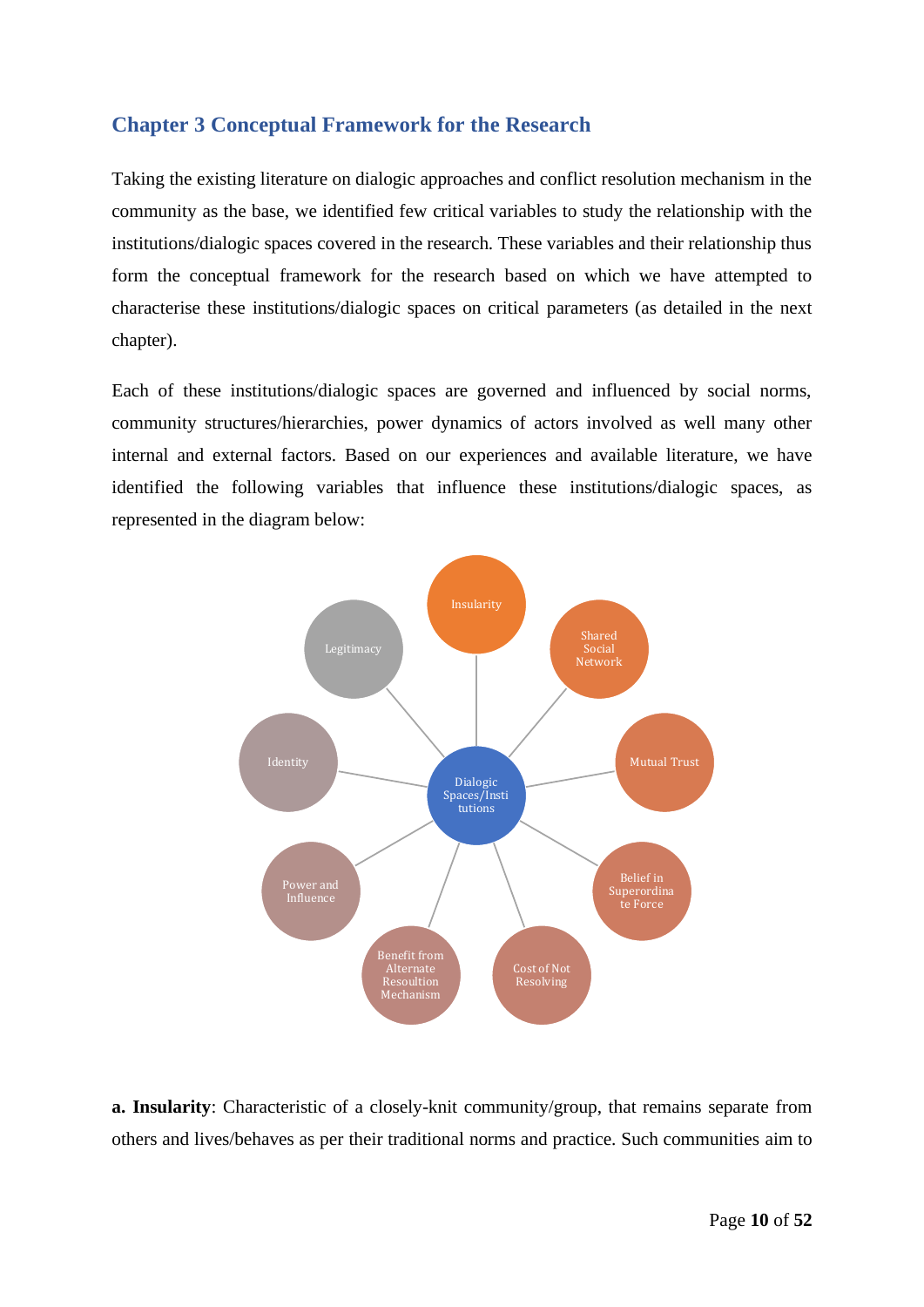# Chapter 3 Conceptual Framework for the Research

Taking the existing literature on dialogic approaches and conflict resolution mechanism in the community as the base, we identified few critical variables to study the relationship with the institutions/dialogic spaces covered in the research. These variables and their relationship thus form the conceptual framework for the research based on which we have attempted to characterise these institutions/dialogic spaces on critical parameters (as detailed in the next chapter).

Each of these institutions/dialogic spaces are governed and influenced by social norms, community structures/hierarchies, power dynamics of actors involved as well many other internal and external factors. Based on our experiences and available literature, we have identified the following variables that influence these institutions/dialogic spaces, as represented in the diagram below:

Dialogic Spaces/Institutions

- Insularity
- Shared Social Network
- Mutual Trust
- Belief in Superordinate Force
- Cost of Not Resolving
- Benefit from Alternate Resoultion Mechanism
- Power and Influence
- Identity
- Legitimacy

**a. Insularity**: Characteristic of a closely-knit community/group, that remains separate from others and lives/behaves as per their traditional norms and practice. Such communities aim to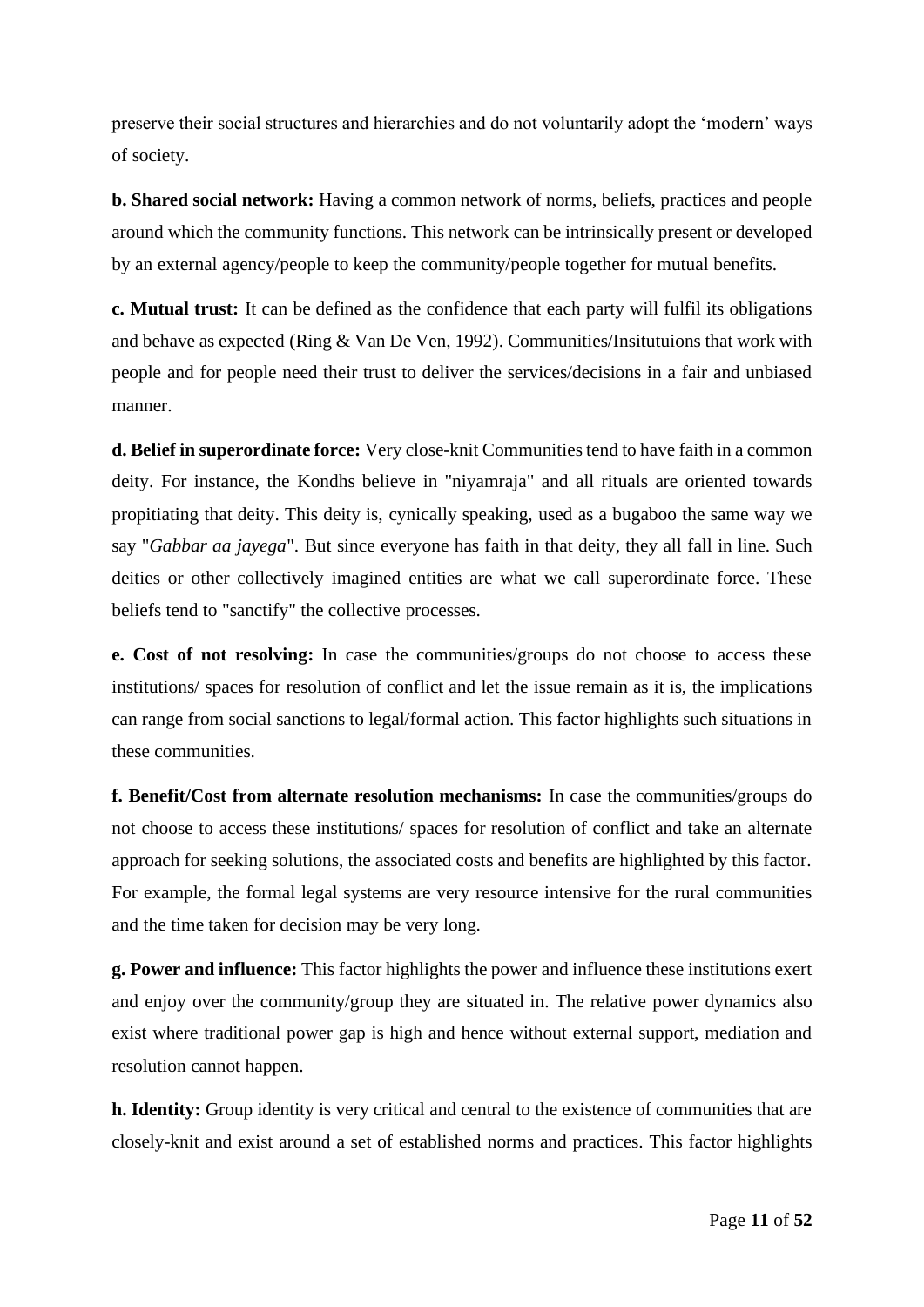preserve their social structures and hierarchies and do not voluntarily adopt the 'modern' ways of society.

**b. Shared social network:** Having a common network of norms, beliefs, practices and people around which the community functions. This network can be intrinsically present or developed by an external agency/people to keep the community/people together for mutual benefits.

**c. Mutual trust:** It can be defined as the confidence that each party will fulfil its obligations and behave as expected (Ring & Van De Ven, 1992). Communities/Insitutuions that work with people and for people need their trust to deliver the services/decisions in a fair and unbiased manner.

**d. Belief in superordinate force:** Very close-knit Communities tend to have faith in a common deity. For instance, the Kondhs believe in "niyamraja" and all rituals are oriented towards propitiating that deity. This deity is, cynically speaking, used as a bugaboo the same way we say "*Gabbar aa jayega*". But since everyone has faith in that deity, they all fall in line. Such deities or other collectively imagined entities are what we call superordinate force. These beliefs tend to "sanctify" the collective processes.

**e. Cost of not resolving:** In case the communities/groups do not choose to access these institutions/ spaces for resolution of conflict and let the issue remain as it is, the implications can range from social sanctions to legal/formal action. This factor highlights such situations in these communities.

**f. Benefit/Cost from alternate resolution mechanisms:** In case the communities/groups do not choose to access these institutions/ spaces for resolution of conflict and take an alternate approach for seeking solutions, the associated costs and benefits are highlighted by this factor. For example, the formal legal systems are very resource intensive for the rural communities and the time taken for decision may be very long.

**g. Power and influence:** This factor highlights the power and influence these institutions exert and enjoy over the community/group they are situated in. The relative power dynamics also exist where traditional power gap is high and hence without external support, mediation and resolution cannot happen.

**h. Identity:** Group identity is very critical and central to the existence of communities that are closely-knit and exist around a set of established norms and practices. This factor highlights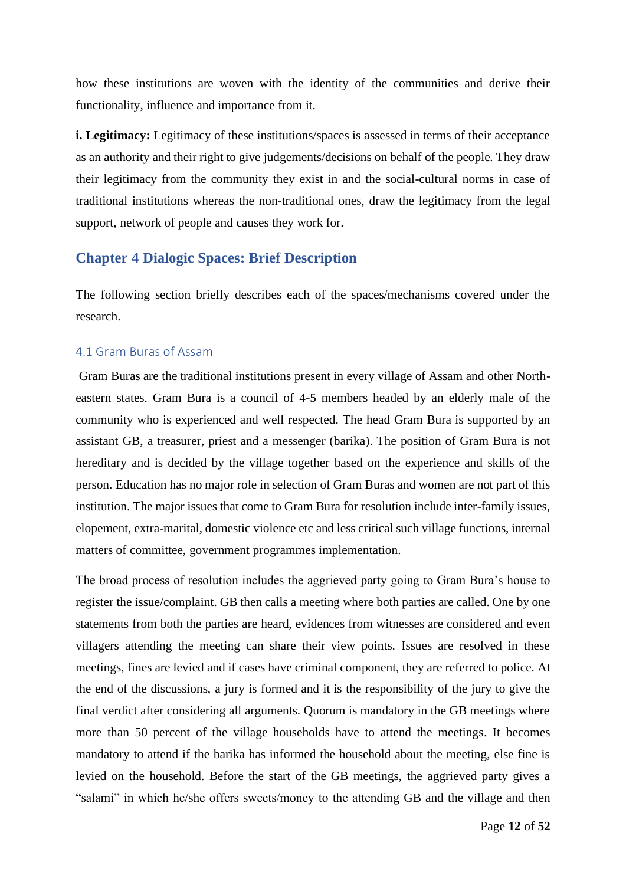how these institutions are woven with the identity of the communities and derive their functionality, influence and importance from it.

**i. Legitimacy:** Legitimacy of these institutions/spaces is assessed in terms of their acceptance as an authority and their right to give judgements/decisions on behalf of the people. They draw their legitimacy from the community they exist in and the social-cultural norms in case of traditional institutions whereas the non-traditional ones, draw the legitimacy from the legal support, network of people and causes they work for.

# Chapter 4 Dialogic Spaces: Brief Description

The following section briefly describes each of the spaces/mechanisms covered under the research.

## 4.1 Gram Buras of Assam

Gram Buras are the traditional institutions present in every village of Assam and other North-eastern states. Gram Bura is a council of 4-5 members headed by an elderly male of the community who is experienced and well respected. The head Gram Bura is supported by an assistant GB, a treasurer, priest and a messenger (barika). The position of Gram Bura is not hereditary and is decided by the village together based on the experience and skills of the person. Education has no major role in selection of Gram Buras and women are not part of this institution. The major issues that come to Gram Bura for resolution include inter-family issues, elopement, extra-marital, domestic violence etc and less critical such village functions, internal matters of committee, government programmes implementation.

The broad process of resolution includes the aggrieved party going to Gram Bura's house to register the issue/complaint. GB then calls a meeting where both parties are called. One by one statements from both the parties are heard, evidences from witnesses are considered and even villagers attending the meeting can share their view points. Issues are resolved in these meetings, fines are levied and if cases have criminal component, they are referred to police. At the end of the discussions, a jury is formed and it is the responsibility of the jury to give the final verdict after considering all arguments. Quorum is mandatory in the GB meetings where more than 50 percent of the village households have to attend the meetings. It becomes mandatory to attend if the barika has informed the household about the meeting, else fine is levied on the household. Before the start of the GB meetings, the aggrieved party gives a "salami" in which he/she offers sweets/money to the attending GB and the village and then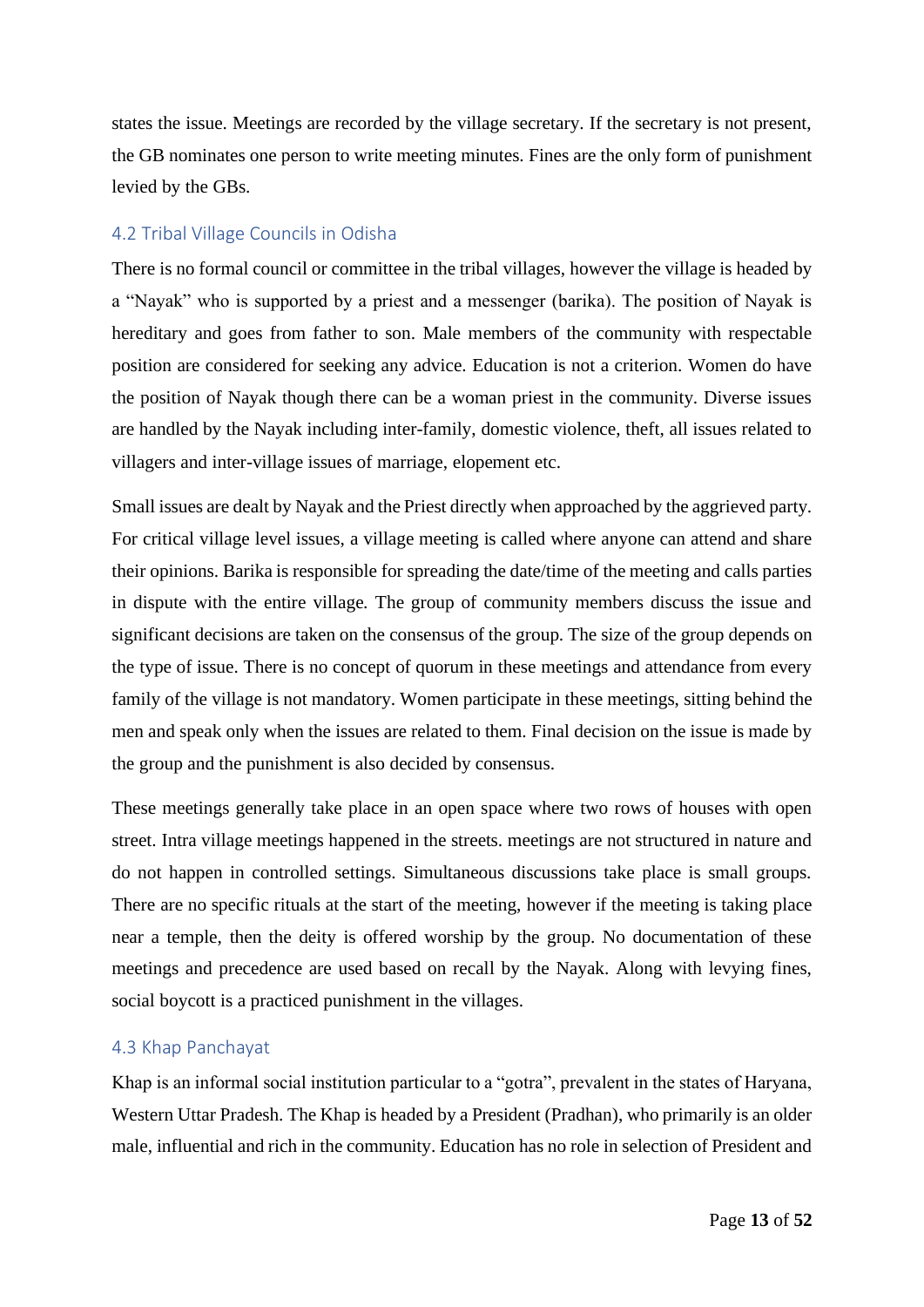states the issue. Meetings are recorded by the village secretary. If the secretary is not present, the GB nominates one person to write meeting minutes. Fines are the only form of punishment levied by the GBs.

### 4.2 Tribal Village Councils in Odisha

There is no formal council or committee in the tribal villages, however the village is headed by a "Nayak" who is supported by a priest and a messenger (barika). The position of Nayak is hereditary and goes from father to son. Male members of the community with respectable position are considered for seeking any advice. Education is not a criterion. Women do have the position of Nayak though there can be a woman priest in the community. Diverse issues are handled by the Nayak including inter-family, domestic violence, theft, all issues related to villagers and inter-village issues of marriage, elopement etc.

Small issues are dealt by Nayak and the Priest directly when approached by the aggrieved party. For critical village level issues, a village meeting is called where anyone can attend and share their opinions. Barika is responsible for spreading the date/time of the meeting and calls parties in dispute with the entire village. The group of community members discuss the issue and significant decisions are taken on the consensus of the group. The size of the group depends on the type of issue. There is no concept of quorum in these meetings and attendance from every family of the village is not mandatory. Women participate in these meetings, sitting behind the men and speak only when the issues are related to them. Final decision on the issue is made by the group and the punishment is also decided by consensus.

These meetings generally take place in an open space where two rows of houses with open street. Intra village meetings happened in the streets. meetings are not structured in nature and do not happen in controlled settings. Simultaneous discussions take place is small groups. There are no specific rituals at the start of the meeting, however if the meeting is taking place near a temple, then the deity is offered worship by the group. No documentation of these meetings and precedence are used based on recall by the Nayak. Along with levying fines, social boycott is a practiced punishment in the villages.

### 4.3 Khap Panchayat

Khap is an informal social institution particular to a "gotra", prevalent in the states of Haryana, Western Uttar Pradesh. The Khap is headed by a President (Pradhan), who primarily is an older male, influential and rich in the community. Education has no role in selection of President and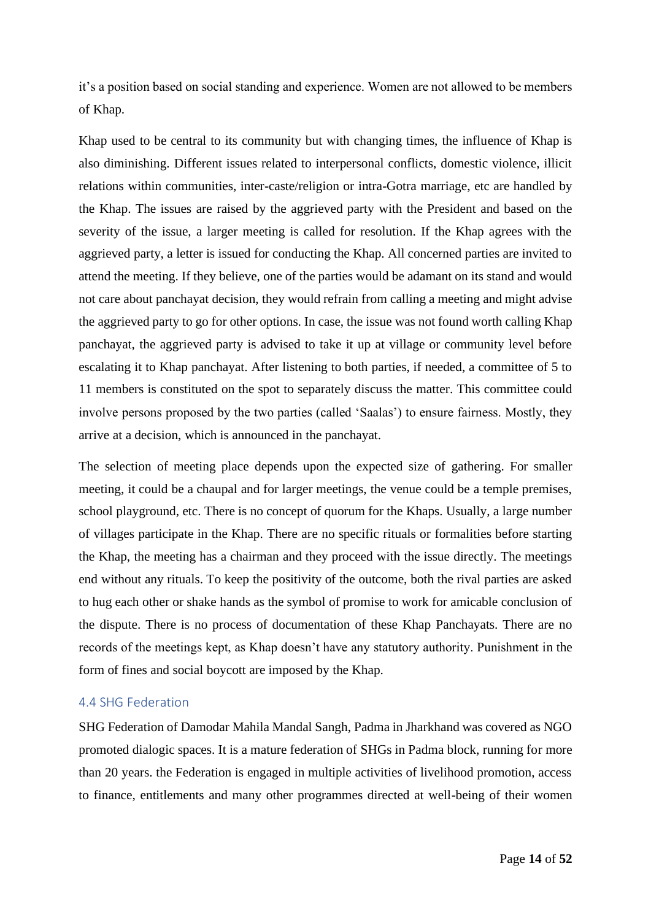it’s a position based on social standing and experience. Women are not allowed to be members of Khap.

Khap used to be central to its community but with changing times, the influence of Khap is also diminishing. Different issues related to interpersonal conflicts, domestic violence, illicit relations within communities, inter-caste/religion or intra-Gotra marriage, etc are handled by the Khap. The issues are raised by the aggrieved party with the President and based on the severity of the issue, a larger meeting is called for resolution. If the Khap agrees with the aggrieved party, a letter is issued for conducting the Khap. All concerned parties are invited to attend the meeting. If they believe, one of the parties would be adamant on its stand and would not care about panchayat decision, they would refrain from calling a meeting and might advise the aggrieved party to go for other options. In case, the issue was not found worth calling Khap panchayat, the aggrieved party is advised to take it up at village or community level before escalating it to Khap panchayat. After listening to both parties, if needed, a committee of 5 to 11 members is constituted on the spot to separately discuss the matter. This committee could involve persons proposed by the two parties (called ‘Saalas’) to ensure fairness. Mostly, they arrive at a decision, which is announced in the panchayat.

The selection of meeting place depends upon the expected size of gathering. For smaller meeting, it could be a chaupal and for larger meetings, the venue could be a temple premises, school playground, etc. There is no concept of quorum for the Khaps. Usually, a large number of villages participate in the Khap. There are no specific rituals or formalities before starting the Khap, the meeting has a chairman and they proceed with the issue directly. The meetings end without any rituals. To keep the positivity of the outcome, both the rival parties are asked to hug each other or shake hands as the symbol of promise to work for amicable conclusion of the dispute. There is no process of documentation of these Khap Panchayats. There are no records of the meetings kept, as Khap doesn’t have any statutory authority. Punishment in the form of fines and social boycott are imposed by the Khap.

### 4.4 SHG Federation

SHG Federation of Damodar Mahila Mandal Sangh, Padma in Jharkhand was covered as NGO promoted dialogic spaces. It is a mature federation of SHGs in Padma block, running for more than 20 years. the Federation is engaged in multiple activities of livelihood promotion, access to finance, entitlements and many other programmes directed at well-being of their women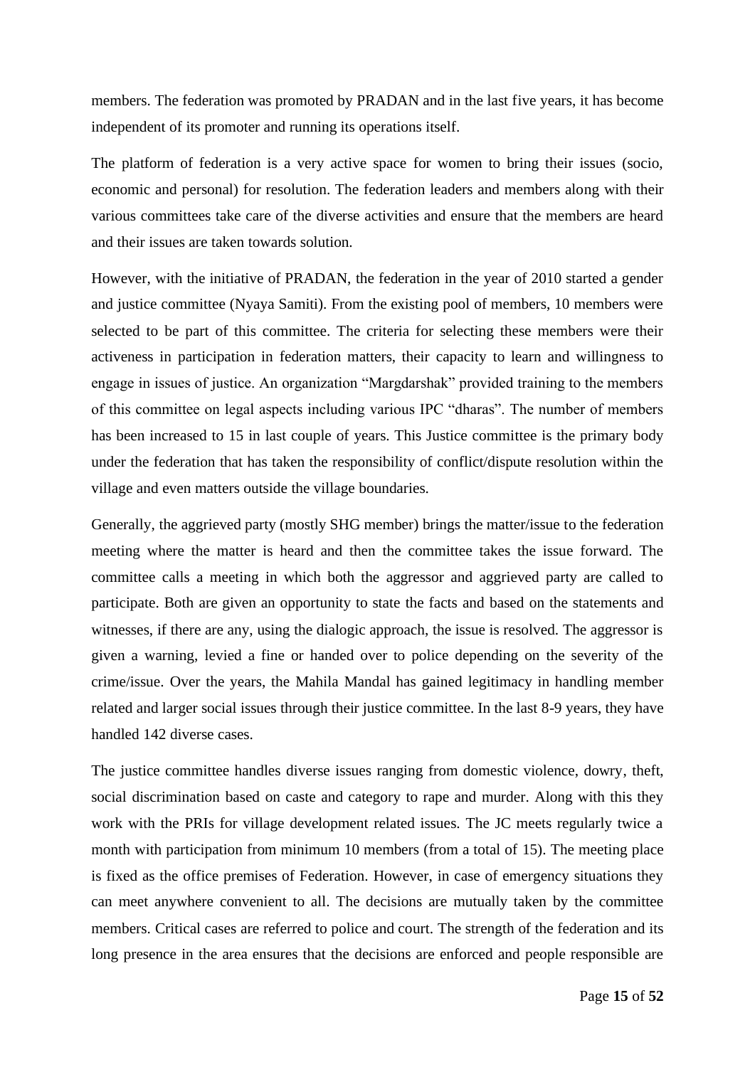members. The federation was promoted by PRADAN and in the last five years, it has become independent of its promoter and running its operations itself.

The platform of federation is a very active space for women to bring their issues (socio, economic and personal) for resolution. The federation leaders and members along with their various committees take care of the diverse activities and ensure that the members are heard and their issues are taken towards solution.

However, with the initiative of PRADAN, the federation in the year of 2010 started a gender and justice committee (Nyaya Samiti). From the existing pool of members, 10 members were selected to be part of this committee. The criteria for selecting these members were their activeness in participation in federation matters, their capacity to learn and willingness to engage in issues of justice. An organization "Margdarshak" provided training to the members of this committee on legal aspects including various IPC "dharas". The number of members has been increased to 15 in last couple of years. This Justice committee is the primary body under the federation that has taken the responsibility of conflict/dispute resolution within the village and even matters outside the village boundaries.

Generally, the aggrieved party (mostly SHG member) brings the matter/issue to the federation meeting where the matter is heard and then the committee takes the issue forward. The committee calls a meeting in which both the aggressor and aggrieved party are called to participate. Both are given an opportunity to state the facts and based on the statements and witnesses, if there are any, using the dialogic approach, the issue is resolved. The aggressor is given a warning, levied a fine or handed over to police depending on the severity of the crime/issue. Over the years, the Mahila Mandal has gained legitimacy in handling member related and larger social issues through their justice committee. In the last 8-9 years, they have handled 142 diverse cases.

The justice committee handles diverse issues ranging from domestic violence, dowry, theft, social discrimination based on caste and category to rape and murder. Along with this they work with the PRIs for village development related issues. The JC meets regularly twice a month with participation from minimum 10 members (from a total of 15). The meeting place is fixed as the office premises of Federation. However, in case of emergency situations they can meet anywhere convenient to all. The decisions are mutually taken by the committee members. Critical cases are referred to police and court. The strength of the federation and its long presence in the area ensures that the decisions are enforced and people responsible are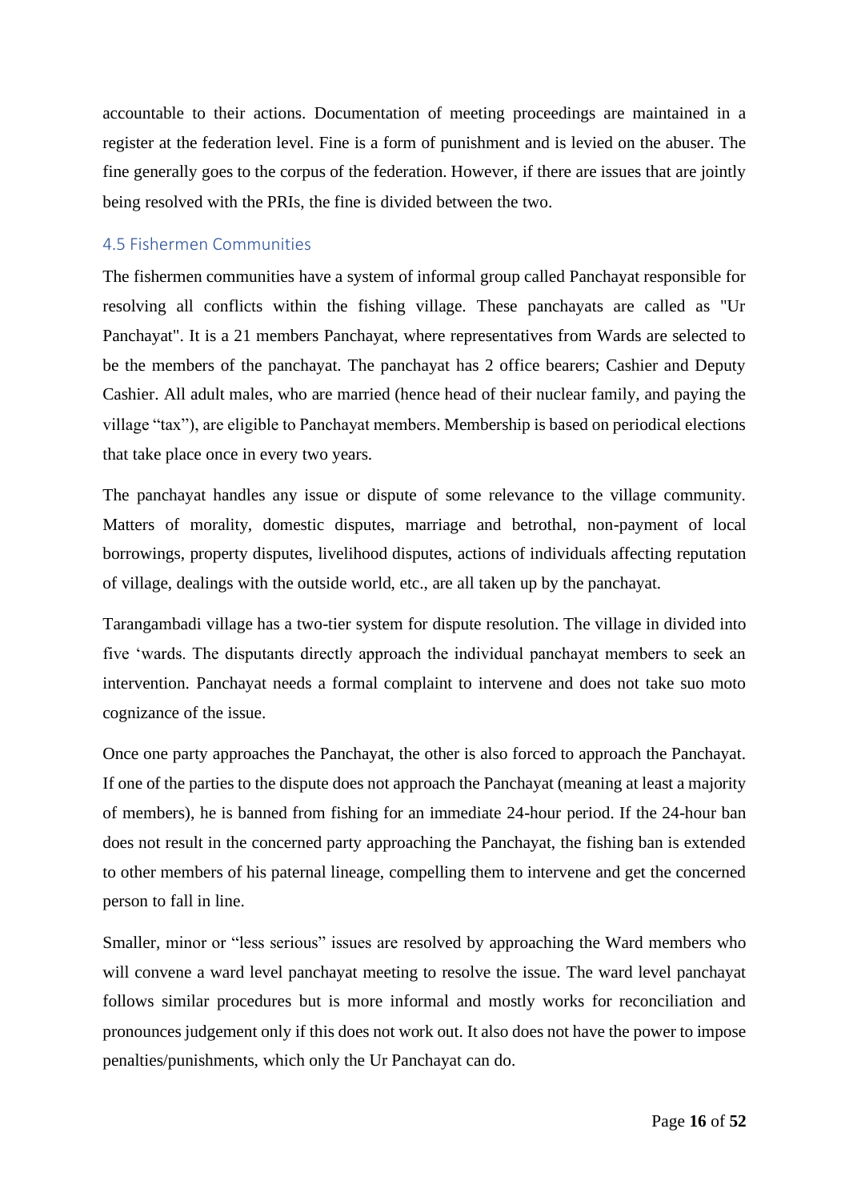accountable to their actions. Documentation of meeting proceedings are maintained in a register at the federation level. Fine is a form of punishment and is levied on the abuser. The fine generally goes to the corpus of the federation. However, if there are issues that are jointly being resolved with the PRIs, the fine is divided between the two.

## 4.5 Fishermen Communities

The fishermen communities have a system of informal group called Panchayat responsible for resolving all conflicts within the fishing village. These panchayats are called as "Ur Panchayat". It is a 21 members Panchayat, where representatives from Wards are selected to be the members of the panchayat. The panchayat has 2 office bearers; Cashier and Deputy Cashier. All adult males, who are married (hence head of their nuclear family, and paying the village "tax"), are eligible to Panchayat members. Membership is based on periodical elections that take place once in every two years.

The panchayat handles any issue or dispute of some relevance to the village community. Matters of morality, domestic disputes, marriage and betrothal, non-payment of local borrowings, property disputes, livelihood disputes, actions of individuals affecting reputation of village, dealings with the outside world, etc., are all taken up by the panchayat.

Tarangambadi village has a two-tier system for dispute resolution. The village in divided into five 'wards. The disputants directly approach the individual panchayat members to seek an intervention. Panchayat needs a formal complaint to intervene and does not take suo moto cognizance of the issue.

Once one party approaches the Panchayat, the other is also forced to approach the Panchayat. If one of the parties to the dispute does not approach the Panchayat (meaning at least a majority of members), he is banned from fishing for an immediate 24-hour period. If the 24-hour ban does not result in the concerned party approaching the Panchayat, the fishing ban is extended to other members of his paternal lineage, compelling them to intervene and get the concerned person to fall in line.

Smaller, minor or "less serious" issues are resolved by approaching the Ward members who will convene a ward level panchayat meeting to resolve the issue. The ward level panchayat follows similar procedures but is more informal and mostly works for reconciliation and pronounces judgement only if this does not work out. It also does not have the power to impose penalties/punishments, which only the Ur Panchayat can do.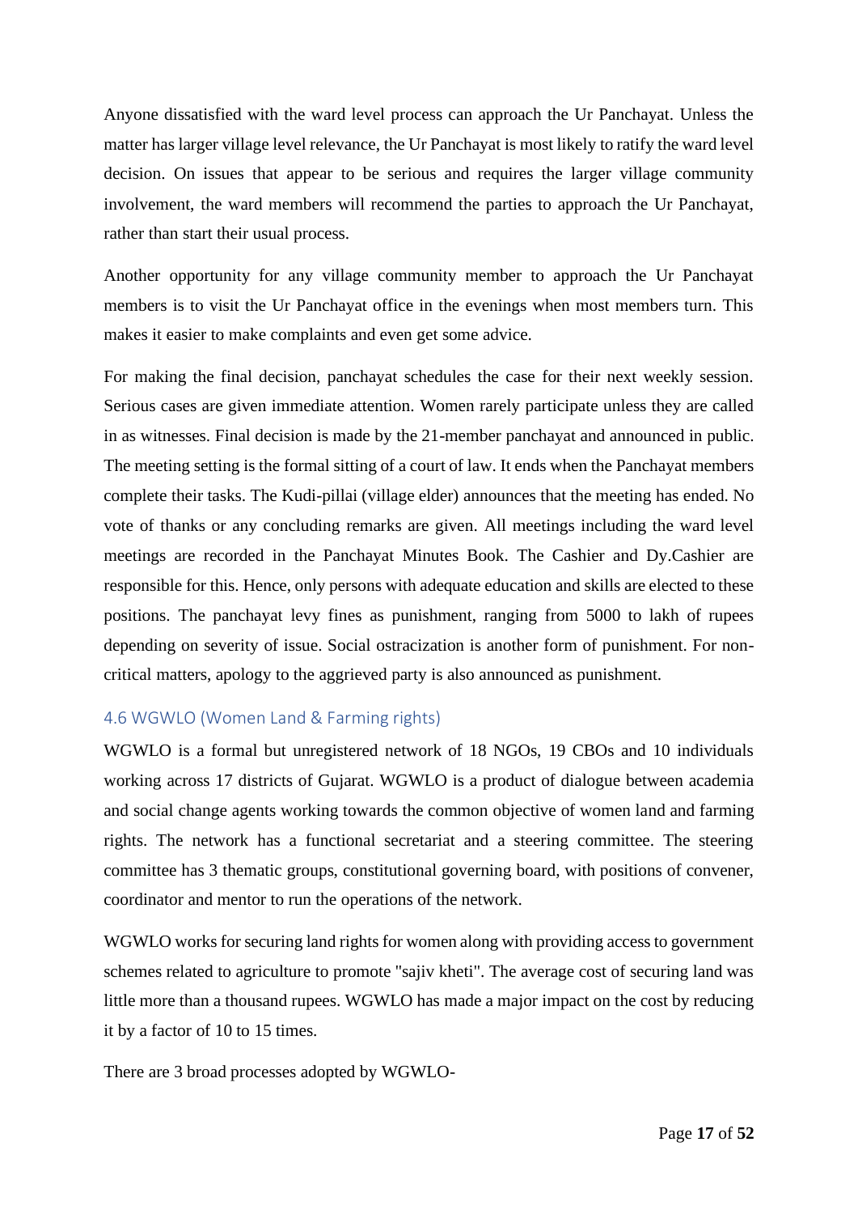Anyone dissatisfied with the ward level process can approach the Ur Panchayat. Unless the matter has larger village level relevance, the Ur Panchayat is most likely to ratify the ward level decision. On issues that appear to be serious and requires the larger village community involvement, the ward members will recommend the parties to approach the Ur Panchayat, rather than start their usual process.

Another opportunity for any village community member to approach the Ur Panchayat members is to visit the Ur Panchayat office in the evenings when most members turn. This makes it easier to make complaints and even get some advice.

For making the final decision, panchayat schedules the case for their next weekly session. Serious cases are given immediate attention. Women rarely participate unless they are called in as witnesses. Final decision is made by the 21-member panchayat and announced in public. The meeting setting is the formal sitting of a court of law. It ends when the Panchayat members complete their tasks. The Kudi-pillai (village elder) announces that the meeting has ended. No vote of thanks or any concluding remarks are given. All meetings including the ward level meetings are recorded in the Panchayat Minutes Book. The Cashier and Dy.Cashier are responsible for this. Hence, only persons with adequate education and skills are elected to these positions. The panchayat levy fines as punishment, ranging from 5000 to lakh of rupees depending on severity of issue. Social ostracization is another form of punishment. For non-critical matters, apology to the aggrieved party is also announced as punishment.

### 4.6 WGWLO (Women Land & Farming rights)

WGWLO is a formal but unregistered network of 18 NGOs, 19 CBOs and 10 individuals working across 17 districts of Gujarat. WGWLO is a product of dialogue between academia and social change agents working towards the common objective of women land and farming rights. The network has a functional secretariat and a steering committee. The steering committee has 3 thematic groups, constitutional governing board, with positions of convener, coordinator and mentor to run the operations of the network.

WGWLO works for securing land rights for women along with providing access to government schemes related to agriculture to promote "sajiv kheti". The average cost of securing land was little more than a thousand rupees. WGWLO has made a major impact on the cost by reducing it by a factor of 10 to 15 times.

There are 3 broad processes adopted by WGWLO-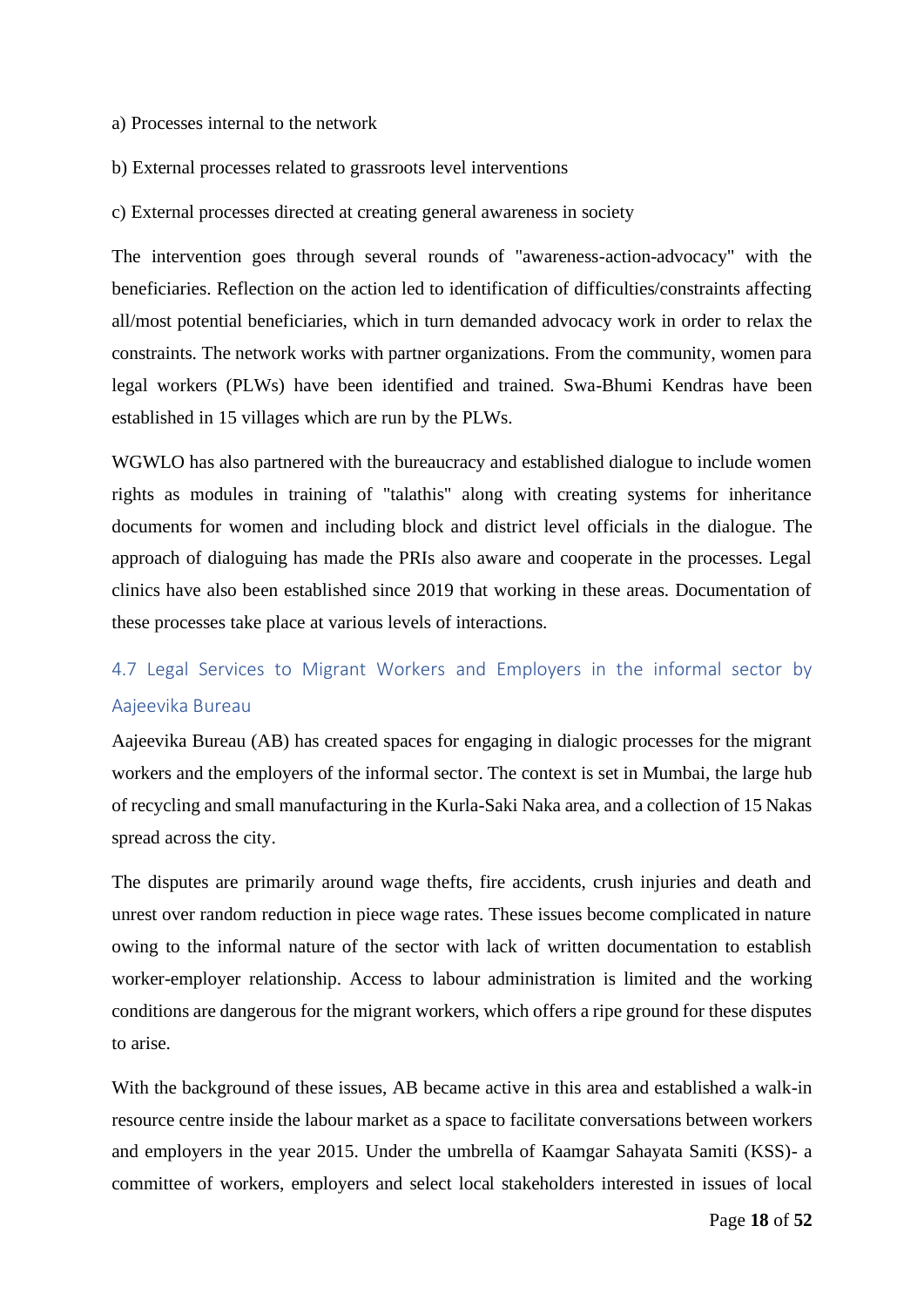a) Processes internal to the network

b) External processes related to grassroots level interventions

c) External processes directed at creating general awareness in society

The intervention goes through several rounds of "awareness-action-advocacy" with the beneficiaries. Reflection on the action led to identification of difficulties/constraints affecting all/most potential beneficiaries, which in turn demanded advocacy work in order to relax the constraints. The network works with partner organizations. From the community, women para legal workers (PLWs) have been identified and trained. Swa-Bhumi Kendras have been established in 15 villages which are run by the PLWs.

WGWLO has also partnered with the bureaucracy and established dialogue to include women rights as modules in training of "talathis" along with creating systems for inheritance documents for women and including block and district level officials in the dialogue. The approach of dialoguing has made the PRIs also aware and cooperate in the processes. Legal clinics have also been established since 2019 that working in these areas. Documentation of these processes take place at various levels of interactions.

### 4.7 Legal Services to Migrant Workers and Employers in the informal sector by Aajeevika Bureau

Aajeevika Bureau (AB) has created spaces for engaging in dialogic processes for the migrant workers and the employers of the informal sector. The context is set in Mumbai, the large hub of recycling and small manufacturing in the Kurla-Saki Naka area, and a collection of 15 Nakas spread across the city.

The disputes are primarily around wage thefts, fire accidents, crush injuries and death and unrest over random reduction in piece wage rates. These issues become complicated in nature owing to the informal nature of the sector with lack of written documentation to establish worker-employer relationship. Access to labour administration is limited and the working conditions are dangerous for the migrant workers, which offers a ripe ground for these disputes to arise.

With the background of these issues, AB became active in this area and established a walk-in resource centre inside the labour market as a space to facilitate conversations between workers and employers in the year 2015. Under the umbrella of Kaamgar Sahayata Samiti (KSS)- a committee of workers, employers and select local stakeholders interested in issues of local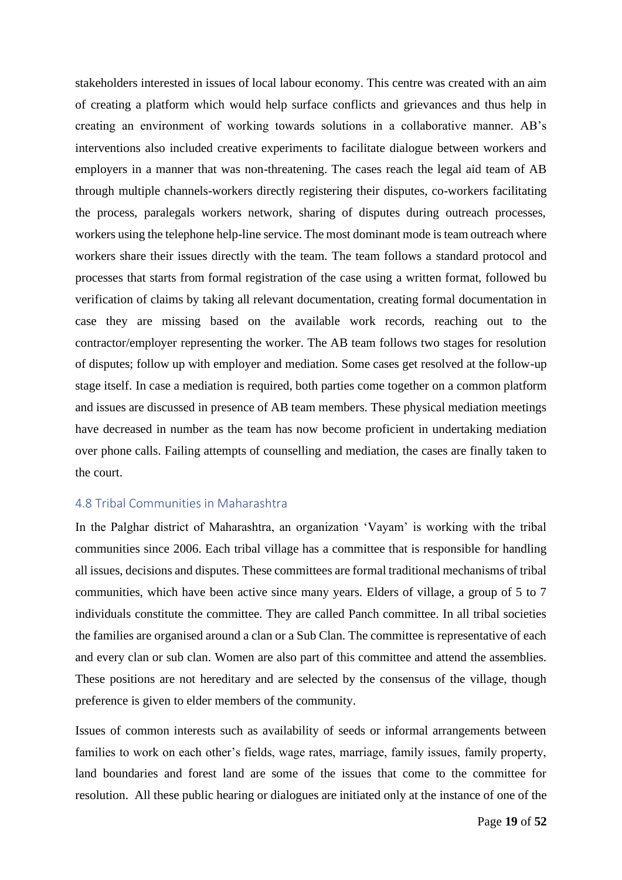stakeholders interested in issues of local labour economy. This centre was created with an aim of creating a platform which would help surface conflicts and grievances and thus help in creating an environment of working towards solutions in a collaborative manner. AB's interventions also included creative experiments to facilitate dialogue between workers and employers in a manner that was non-threatening. The cases reach the legal aid team of AB through multiple channels-workers directly registering their disputes, co-workers facilitating the process, paralegals workers network, sharing of disputes during outreach processes, workers using the telephone help-line service. The most dominant mode is team outreach where workers share their issues directly with the team. The team follows a standard protocol and processes that starts from formal registration of the case using a written format, followed bu verification of claims by taking all relevant documentation, creating formal documentation in case they are missing based on the available work records, reaching out to the contractor/employer representing the worker. The AB team follows two stages for resolution of disputes; follow up with employer and mediation. Some cases get resolved at the follow-up stage itself. In case a mediation is required, both parties come together on a common platform and issues are discussed in presence of AB team members. These physical mediation meetings have decreased in number as the team has now become proficient in undertaking mediation over phone calls. Failing attempts of counselling and mediation, the cases are finally taken to the court.

### 4.8 Tribal Communities in Maharashtra

In the Palghar district of Maharashtra, an organization 'Vayam' is working with the tribal communities since 2006. Each tribal village has a committee that is responsible for handling all issues, decisions and disputes. These committees are formal traditional mechanisms of tribal communities, which have been active since many years. Elders of village, a group of 5 to 7 individuals constitute the committee. They are called Panch committee. In all tribal societies the families are organised around a clan or a Sub Clan. The committee is representative of each and every clan or sub clan. Women are also part of this committee and attend the assemblies. These positions are not hereditary and are selected by the consensus of the village, though preference is given to elder members of the community.

Issues of common interests such as availability of seeds or informal arrangements between families to work on each other's fields, wage rates, marriage, family issues, family property, land boundaries and forest land are some of the issues that come to the committee for resolution. All these public hearing or dialogues are initiated only at the instance of one of the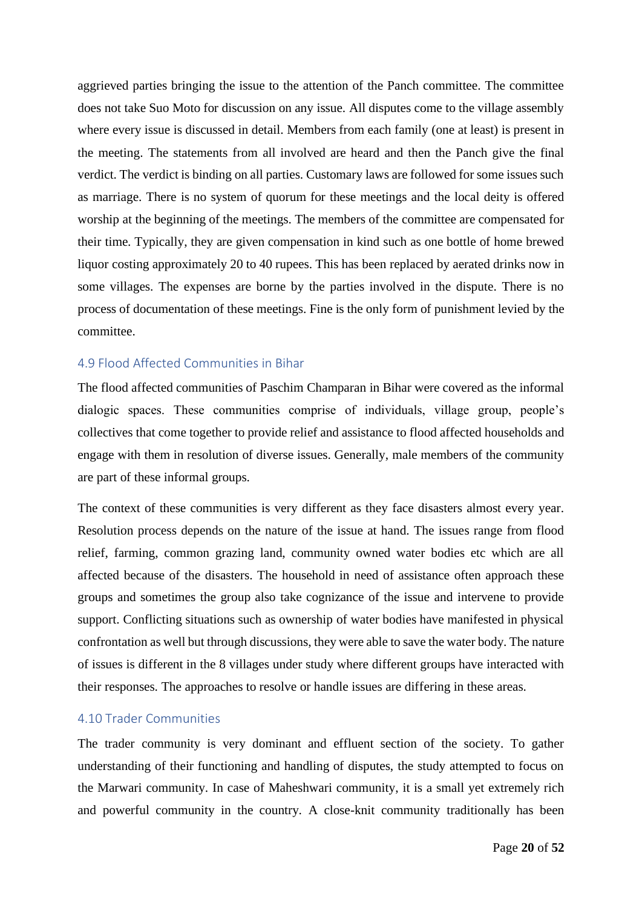aggrieved parties bringing the issue to the attention of the Panch committee. The committee does not take Suo Moto for discussion on any issue. All disputes come to the village assembly where every issue is discussed in detail. Members from each family (one at least) is present in the meeting. The statements from all involved are heard and then the Panch give the final verdict. The verdict is binding on all parties. Customary laws are followed for some issues such as marriage. There is no system of quorum for these meetings and the local deity is offered worship at the beginning of the meetings. The members of the committee are compensated for their time. Typically, they are given compensation in kind such as one bottle of home brewed liquor costing approximately 20 to 40 rupees. This has been replaced by aerated drinks now in some villages. The expenses are borne by the parties involved in the dispute. There is no process of documentation of these meetings. Fine is the only form of punishment levied by the committee.

### 4.9 Flood Affected Communities in Bihar

The flood affected communities of Paschim Champaran in Bihar were covered as the informal dialogic spaces. These communities comprise of individuals, village group, people's collectives that come together to provide relief and assistance to flood affected households and engage with them in resolution of diverse issues. Generally, male members of the community are part of these informal groups.

The context of these communities is very different as they face disasters almost every year. Resolution process depends on the nature of the issue at hand. The issues range from flood relief, farming, common grazing land, community owned water bodies etc which are all affected because of the disasters. The household in need of assistance often approach these groups and sometimes the group also take cognizance of the issue and intervene to provide support. Conflicting situations such as ownership of water bodies have manifested in physical confrontation as well but through discussions, they were able to save the water body. The nature of issues is different in the 8 villages under study where different groups have interacted with their responses. The approaches to resolve or handle issues are differing in these areas.

### 4.10 Trader Communities

The trader community is very dominant and effluent section of the society. To gather understanding of their functioning and handling of disputes, the study attempted to focus on the Marwari community. In case of Maheshwari community, it is a small yet extremely rich and powerful community in the country. A close-knit community traditionally has been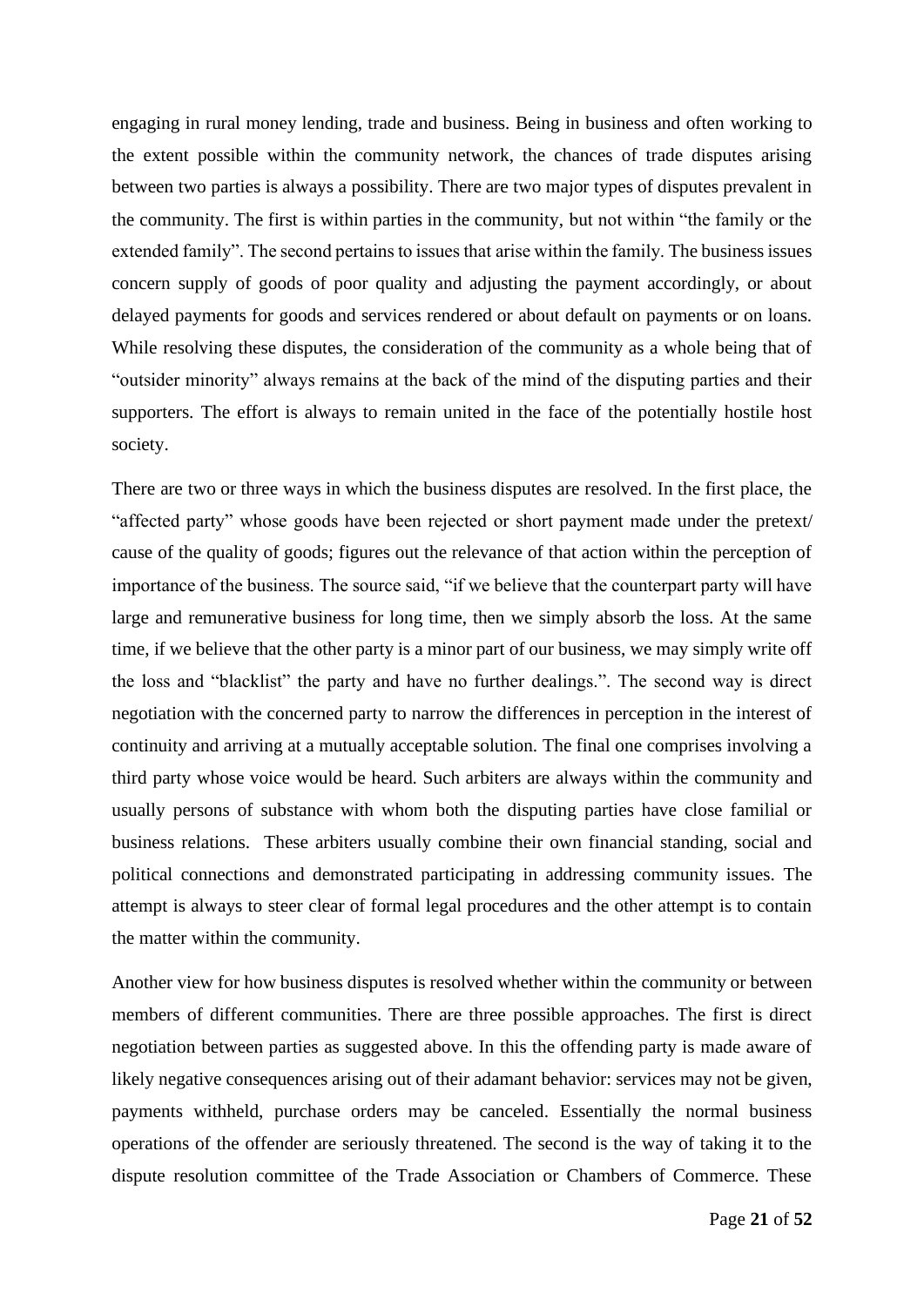engaging in rural money lending, trade and business. Being in business and often working to the extent possible within the community network, the chances of trade disputes arising between two parties is always a possibility. There are two major types of disputes prevalent in the community. The first is within parties in the community, but not within "the family or the extended family". The second pertains to issues that arise within the family. The business issues concern supply of goods of poor quality and adjusting the payment accordingly, or about delayed payments for goods and services rendered or about default on payments or on loans. While resolving these disputes, the consideration of the community as a whole being that of "outsider minority" always remains at the back of the mind of the disputing parties and their supporters. The effort is always to remain united in the face of the potentially hostile host society.

There are two or three ways in which the business disputes are resolved. In the first place, the "affected party" whose goods have been rejected or short payment made under the pretext/ cause of the quality of goods; figures out the relevance of that action within the perception of importance of the business. The source said, "if we believe that the counterpart party will have large and remunerative business for long time, then we simply absorb the loss. At the same time, if we believe that the other party is a minor part of our business, we may simply write off the loss and "blacklist" the party and have no further dealings.". The second way is direct negotiation with the concerned party to narrow the differences in perception in the interest of continuity and arriving at a mutually acceptable solution. The final one comprises involving a third party whose voice would be heard. Such arbiters are always within the community and usually persons of substance with whom both the disputing parties have close familial or business relations. These arbiters usually combine their own financial standing, social and political connections and demonstrated participating in addressing community issues. The attempt is always to steer clear of formal legal procedures and the other attempt is to contain the matter within the community.

Another view for how business disputes is resolved whether within the community or between members of different communities. There are three possible approaches. The first is direct negotiation between parties as suggested above. In this the offending party is made aware of likely negative consequences arising out of their adamant behavior: services may not be given, payments withheld, purchase orders may be canceled. Essentially the normal business operations of the offender are seriously threatened. The second is the way of taking it to the dispute resolution committee of the Trade Association or Chambers of Commerce. These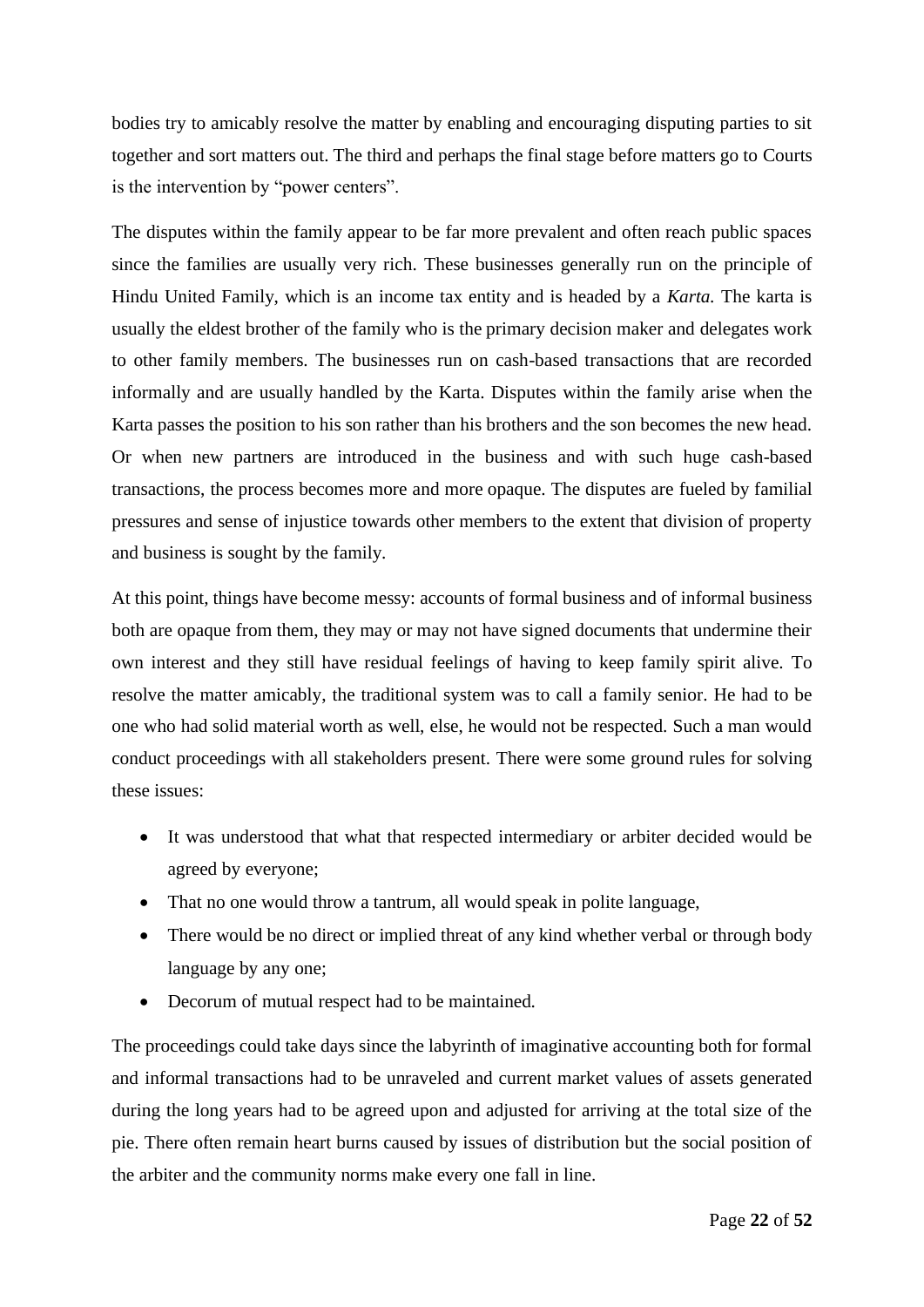bodies try to amicably resolve the matter by enabling and encouraging disputing parties to sit together and sort matters out. The third and perhaps the final stage before matters go to Courts is the intervention by "power centers".

The disputes within the family appear to be far more prevalent and often reach public spaces since the families are usually very rich. These businesses generally run on the principle of Hindu United Family, which is an income tax entity and is headed by a *Karta.* The karta is usually the eldest brother of the family who is the primary decision maker and delegates work to other family members. The businesses run on cash-based transactions that are recorded informally and are usually handled by the Karta. Disputes within the family arise when the Karta passes the position to his son rather than his brothers and the son becomes the new head. Or when new partners are introduced in the business and with such huge cash-based transactions, the process becomes more and more opaque. The disputes are fueled by familial pressures and sense of injustice towards other members to the extent that division of property and business is sought by the family.

At this point, things have become messy: accounts of formal business and of informal business both are opaque from them, they may or may not have signed documents that undermine their own interest and they still have residual feelings of having to keep family spirit alive. To resolve the matter amicably, the traditional system was to call a family senior. He had to be one who had solid material worth as well, else, he would not be respected. Such a man would conduct proceedings with all stakeholders present. There were some ground rules for solving these issues:

- It was understood that what that respected intermediary or arbiter decided would be agreed by everyone;
- That no one would throw a tantrum, all would speak in polite language,
- There would be no direct or implied threat of any kind whether verbal or through body language by any one;
- Decorum of mutual respect had to be maintained.

The proceedings could take days since the labyrinth of imaginative accounting both for formal and informal transactions had to be unraveled and current market values of assets generated during the long years had to be agreed upon and adjusted for arriving at the total size of the pie. There often remain heart burns caused by issues of distribution but the social position of the arbiter and the community norms make every one fall in line.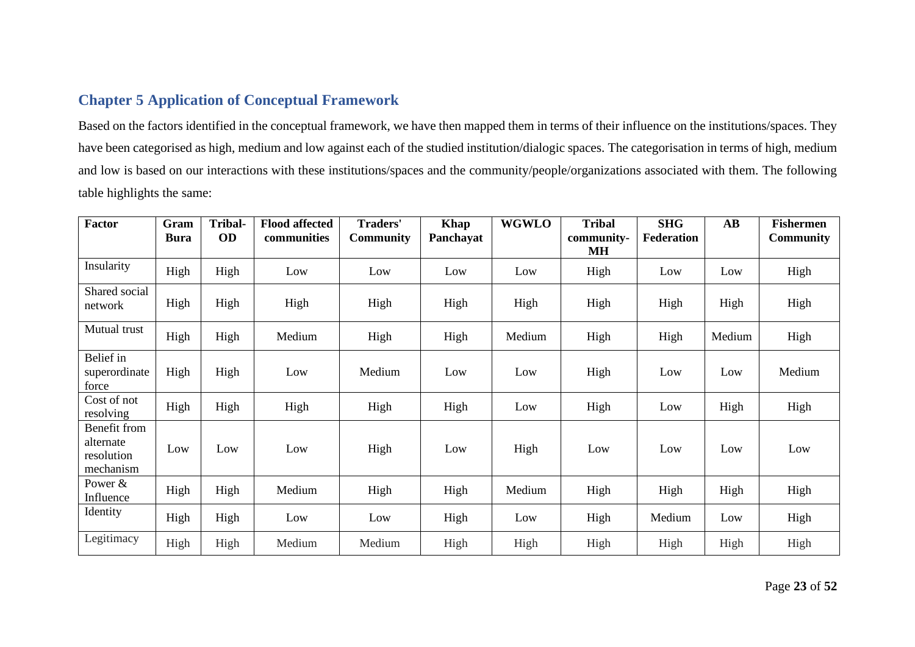## Chapter 5 Application of Conceptual Framework

Based on the factors identified in the conceptual framework, we have then mapped them in terms of their influence on the institutions/spaces. They have been categorised as high, medium and low against each of the studied institution/dialogic spaces. The categorisation in terms of high, medium and low is based on our interactions with these institutions/spaces and the community/people/organizations associated with them. The following table highlights the same:

| Factor | Gram Bura | Tribal-OD | Flood affected communities | Traders' Community | Khap Panchayat | WGWLO | Tribal community-MH | SHG Federation | AB | Fishermen Community |
|---|---|---|---|---|---|---|---|---|---|---|
| Insularity | High | High | Low | Low | Low | Low | High | Low | Low | High |
| Shared social network | High | High | High | High | High | High | High | High | High | High |
| Mutual trust | High | High | Medium | High | High | Medium | High | High | Medium | High |
| Belief in superordinate force | High | High | Low | Medium | Low | Low | High | Low | Low | Medium |
| Cost of not resolving | High | High | High | High | High | Low | High | Low | High | High |
| Benefit from alternate resolution mechanism | Low | Low | Low | High | Low | High | Low | Low | Low | Low |
| Power & Influence | High | High | Medium | High | High | Medium | High | High | High | High |
| Identity | High | High | Low | Low | High | Low | High | Medium | Low | High |
| Legitimacy | High | High | Medium | Medium | High | High | High | High | High | High |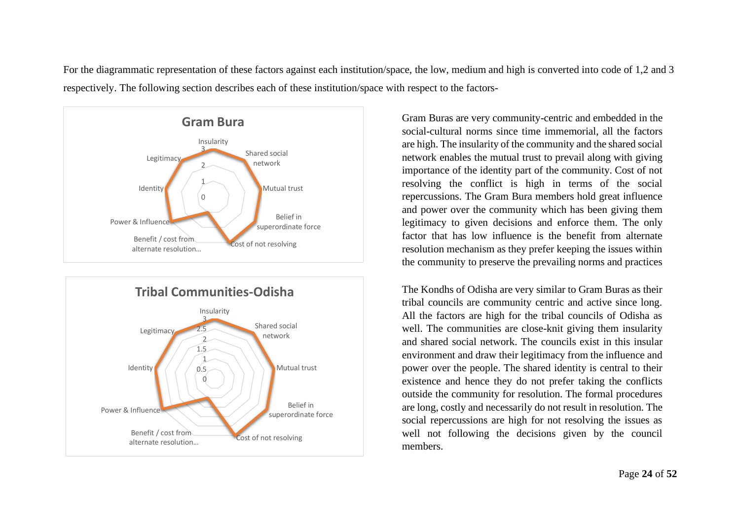For the diagrammatic representation of these factors against each institution/space, the low, medium and high is converted into code of 1,2 and 3 respectively. The following section describes each of these institution/space with respect to the factors-

**Gram Bura**

Insularity, Shared social network, Mutual trust, Belief in superordinate force, Cost of not resolving, Benefit / cost from alternate resolution..., Power & Influence, Identity, Legitimacy

Gram Buras are very community-centric and embedded in the social-cultural norms since time immemorial, all the factors are high. The insularity of the community and the shared social network enables the mutual trust to prevail along with giving importance of the identity part of the community. Cost of not resolving the conflict is high in terms of the social repercussions. The Gram Bura members hold great influence and power over the community which has been giving them legitimacy to given decisions and enforce them. The only factor that has low influence is the benefit from alternate resolution mechanism as they prefer keeping the issues within the community to preserve the prevailing norms and practices

**Tribal Communities-Odisha**

Insularity, Shared social network, Mutual trust, Belief in superordinate force, Cost of not resolving, Benefit / cost from alternate resolution..., Power & Influence, Identity, Legitimacy

The Kondhs of Odisha are very similar to Gram Buras as their tribal councils are community centric and active since long. All the factors are high for the tribal councils of Odisha as well. The communities are close-knit giving them insularity and shared social network. The councils exist in this insular environment and draw their legitimacy from the influence and power over the people. The shared identity is central to their existence and hence they do not prefer taking the conflicts outside the community for resolution. The formal procedures are long, costly and necessarily do not result in resolution. The social repercussions are high for not resolving the issues as well not following the decisions given by the council members.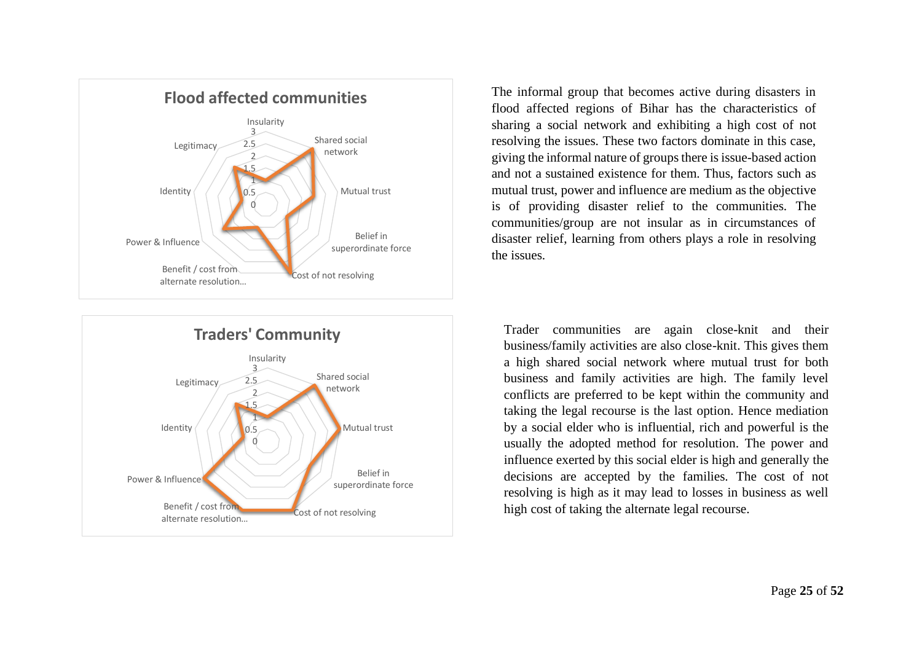The informal group that becomes active during disasters in flood affected regions of Bihar has the characteristics of sharing a social network and exhibiting a high cost of not resolving the issues. These two factors dominate in this case, giving the informal nature of groups there is issue-based action and not a sustained existence for them. Thus, factors such as mutual trust, power and influence are medium as the objective is of providing disaster relief to the communities. The communities/group are not insular as in circumstances of disaster relief, learning from others plays a role in resolving the issues.

Trader communities are again close-knit and their business/family activities are also close-knit. This gives them a high shared social network where mutual trust for both business and family activities are high. The family level conflicts are preferred to be kept within the community and taking the legal recourse is the last option. Hence mediation by a social elder who is influential, rich and powerful is the usually the adopted method for resolution. The power and influence exerted by this social elder is high and generally the decisions are accepted by the families. The cost of not resolving is high as it may lead to losses in business as well high cost of taking the alternate legal recourse.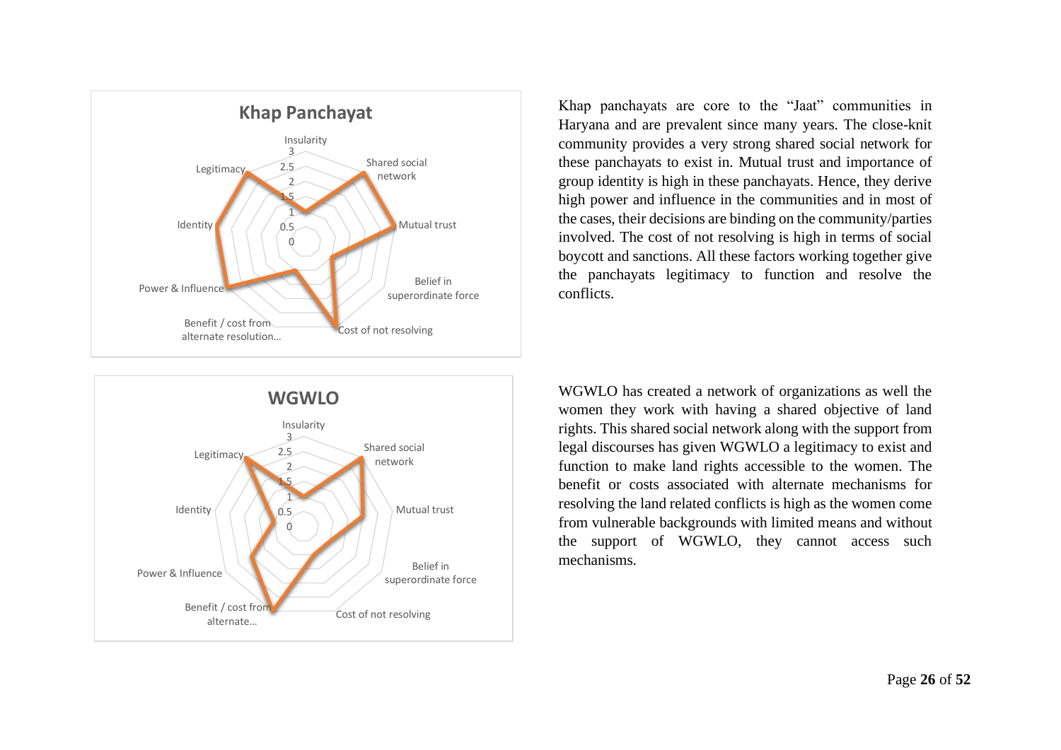Khap panchayats are core to the "Jaat" communities in Haryana and are prevalent since many years. The close-knit community provides a very strong shared social network for these panchayats to exist in. Mutual trust and importance of group identity is high in these panchayats. Hence, they derive high power and influence in the communities and in most of the cases, their decisions are binding on the community/parties involved. The cost of not resolving is high in terms of social boycott and sanctions. All these factors working together give the panchayats legitimacy to function and resolve the conflicts.

WGWLO has created a network of organizations as well the women they work with having a shared objective of land rights. This shared social network along with the support from legal discourses has given WGWLO a legitimacy to exist and function to make land rights accessible to the women. The benefit or costs associated with alternate mechanisms for resolving the land related conflicts is high as the women come from vulnerable backgrounds with limited means and without the support of WGWLO, they cannot access such mechanisms.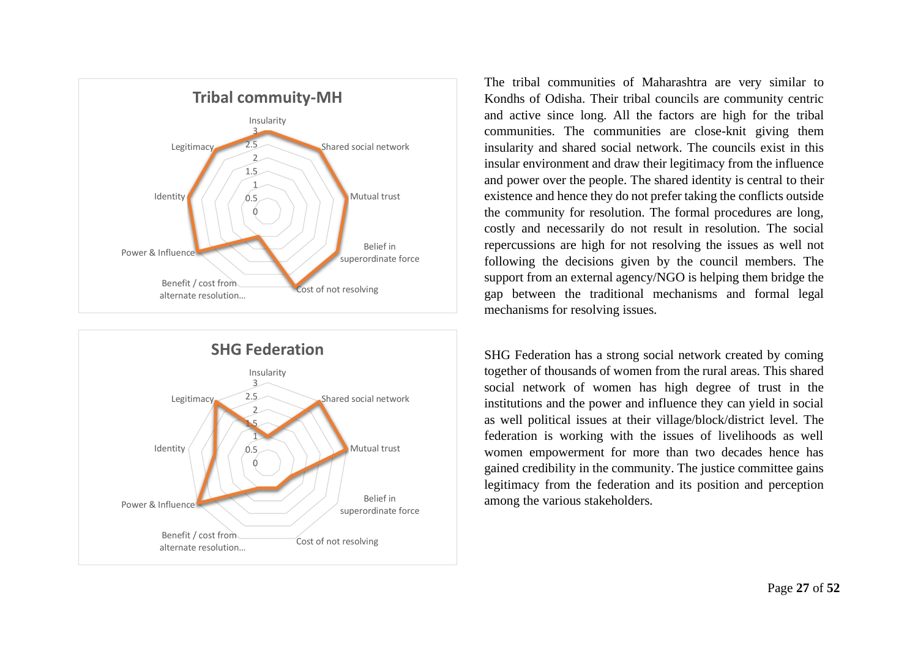The tribal communities of Maharashtra are very similar to Kondhs of Odisha. Their tribal councils are community centric and active since long. All the factors are high for the tribal communities. The communities are close-knit giving them insularity and shared social network. The councils exist in this insular environment and draw their legitimacy from the influence and power over the people. The shared identity is central to their existence and hence they do not prefer taking the conflicts outside the community for resolution. The formal procedures are long, costly and necessarily do not result in resolution. The social repercussions are high for not resolving the issues as well not following the decisions given by the council members. The support from an external agency/NGO is helping them bridge the gap between the traditional mechanisms and formal legal mechanisms for resolving issues.

SHG Federation has a strong social network created by coming together of thousands of women from the rural areas. This shared social network of women has high degree of trust in the institutions and the power and influence they can yield in social as well political issues at their village/block/district level. The federation is working with the issues of livelihoods as well women empowerment for more than two decades hence has gained credibility in the community. The justice committee gains legitimacy from the federation and its position and perception among the various stakeholders.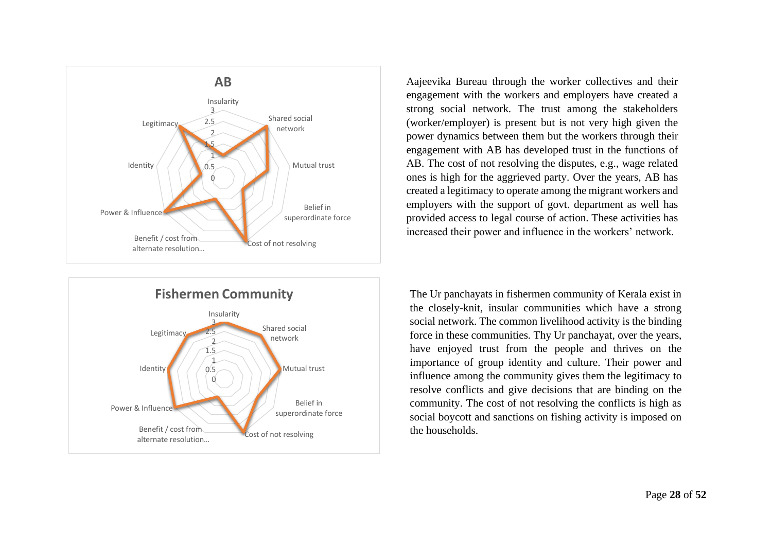Aajeevika Bureau through the worker collectives and their engagement with the workers and employers have created a strong social network. The trust among the stakeholders (worker/employer) is present but is not very high given the power dynamics between them but the workers through their engagement with AB has developed trust in the functions of AB. The cost of not resolving the disputes, e.g., wage related ones is high for the aggrieved party. Over the years, AB has created a legitimacy to operate among the migrant workers and employers with the support of govt. department as well has provided access to legal course of action. These activities has increased their power and influence in the workers' network.

The Ur panchayats in fishermen community of Kerala exist in the closely-knit, insular communities which have a strong social network. The common livelihood activity is the binding force in these communities. Thy Ur panchayat, over the years, have enjoyed trust from the people and thrives on the importance of group identity and culture. Their power and influence among the community gives them the legitimacy to resolve conflicts and give decisions that are binding on the community. The cost of not resolving the conflicts is high as social boycott and sanctions on fishing activity is imposed on the households.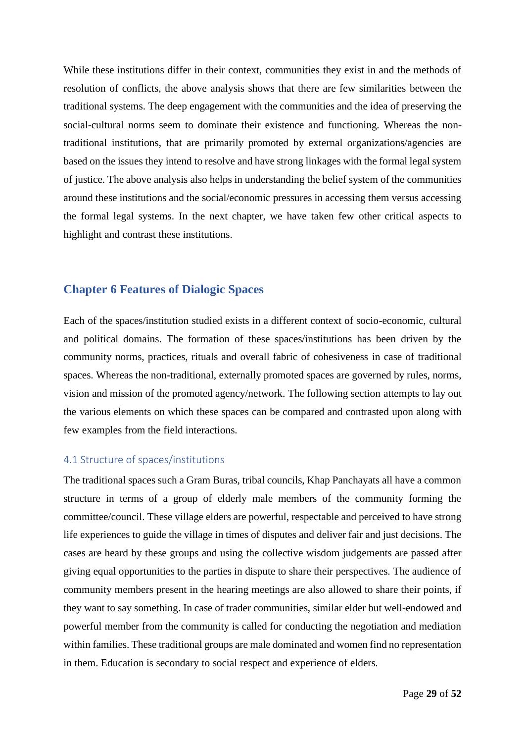While these institutions differ in their context, communities they exist in and the methods of resolution of conflicts, the above analysis shows that there are few similarities between the traditional systems. The deep engagement with the communities and the idea of preserving the social-cultural norms seem to dominate their existence and functioning. Whereas the non-traditional institutions, that are primarily promoted by external organizations/agencies are based on the issues they intend to resolve and have strong linkages with the formal legal system of justice. The above analysis also helps in understanding the belief system of the communities around these institutions and the social/economic pressures in accessing them versus accessing the formal legal systems. In the next chapter, we have taken few other critical aspects to highlight and contrast these institutions.

## Chapter 6 Features of Dialogic Spaces

Each of the spaces/institution studied exists in a different context of socio-economic, cultural and political domains. The formation of these spaces/institutions has been driven by the community norms, practices, rituals and overall fabric of cohesiveness in case of traditional spaces. Whereas the non-traditional, externally promoted spaces are governed by rules, norms, vision and mission of the promoted agency/network. The following section attempts to lay out the various elements on which these spaces can be compared and contrasted upon along with few examples from the field interactions.

### 4.1 Structure of spaces/institutions

The traditional spaces such a Gram Buras, tribal councils, Khap Panchayats all have a common structure in terms of a group of elderly male members of the community forming the committee/council. These village elders are powerful, respectable and perceived to have strong life experiences to guide the village in times of disputes and deliver fair and just decisions. The cases are heard by these groups and using the collective wisdom judgements are passed after giving equal opportunities to the parties in dispute to share their perspectives. The audience of community members present in the hearing meetings are also allowed to share their points, if they want to say something. In case of trader communities, similar elder but well-endowed and powerful member from the community is called for conducting the negotiation and mediation within families. These traditional groups are male dominated and women find no representation in them. Education is secondary to social respect and experience of elders.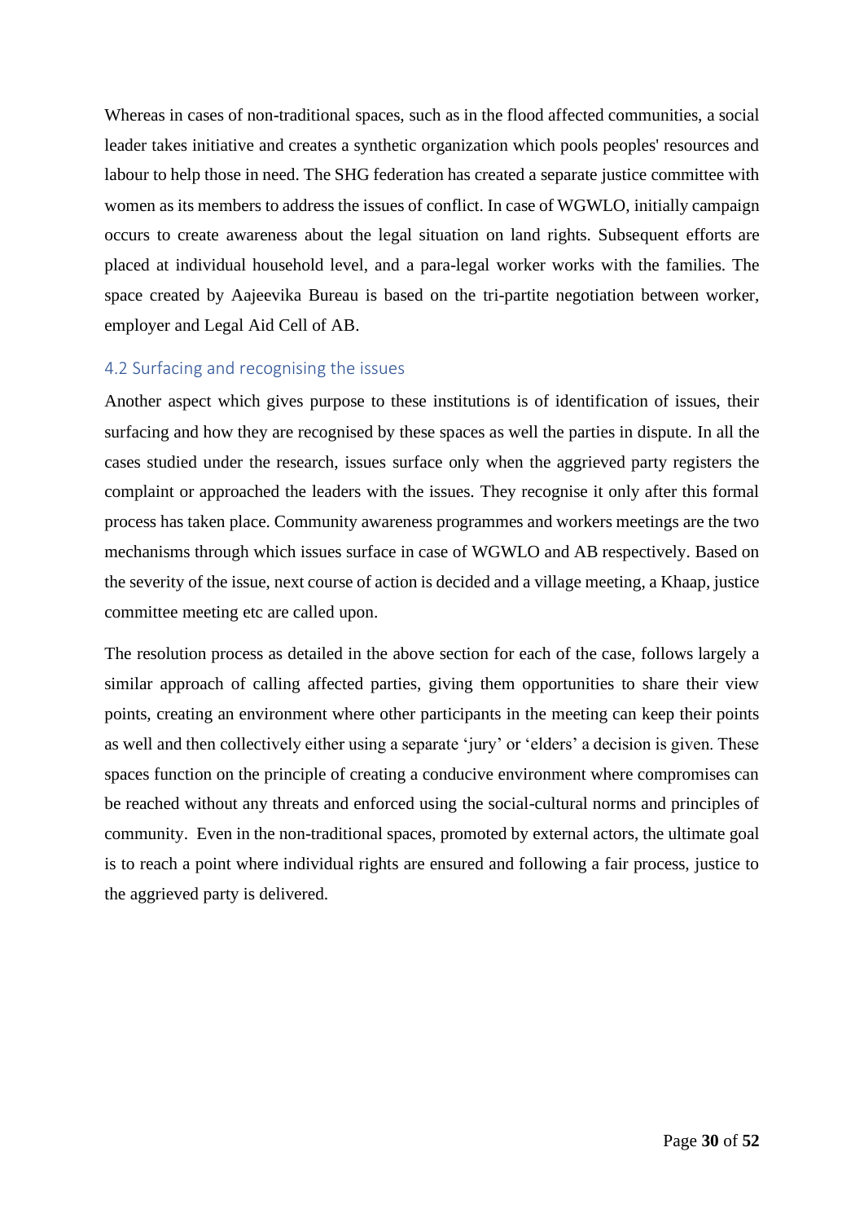Whereas in cases of non-traditional spaces, such as in the flood affected communities, a social leader takes initiative and creates a synthetic organization which pools peoples' resources and labour to help those in need. The SHG federation has created a separate justice committee with women as its members to address the issues of conflict. In case of WGWLO, initially campaign occurs to create awareness about the legal situation on land rights. Subsequent efforts are placed at individual household level, and a para-legal worker works with the families. The space created by Aajeevika Bureau is based on the tri-partite negotiation between worker, employer and Legal Aid Cell of AB.

## 4.2 Surfacing and recognising the issues

Another aspect which gives purpose to these institutions is of identification of issues, their surfacing and how they are recognised by these spaces as well the parties in dispute. In all the cases studied under the research, issues surface only when the aggrieved party registers the complaint or approached the leaders with the issues. They recognise it only after this formal process has taken place. Community awareness programmes and workers meetings are the two mechanisms through which issues surface in case of WGWLO and AB respectively. Based on the severity of the issue, next course of action is decided and a village meeting, a Khaap, justice committee meeting etc are called upon.

The resolution process as detailed in the above section for each of the case, follows largely a similar approach of calling affected parties, giving them opportunities to share their view points, creating an environment where other participants in the meeting can keep their points as well and then collectively either using a separate 'jury' or 'elders' a decision is given. These spaces function on the principle of creating a conducive environment where compromises can be reached without any threats and enforced using the social-cultural norms and principles of community. Even in the non-traditional spaces, promoted by external actors, the ultimate goal is to reach a point where individual rights are ensured and following a fair process, justice to the aggrieved party is delivered.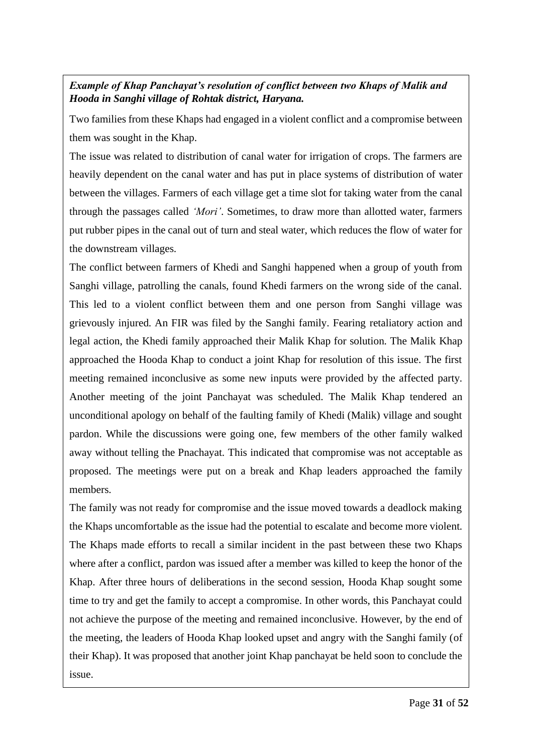***Example of Khap Panchayat's resolution of conflict between two Khaps of Malik and Hooda in Sanghi village of Rohtak district, Haryana.***

Two families from these Khaps had engaged in a violent conflict and a compromise between them was sought in the Khap.

The issue was related to distribution of canal water for irrigation of crops. The farmers are heavily dependent on the canal water and has put in place systems of distribution of water between the villages. Farmers of each village get a time slot for taking water from the canal through the passages called *'Mori'*. Sometimes, to draw more than allotted water, farmers put rubber pipes in the canal out of turn and steal water, which reduces the flow of water for the downstream villages.

The conflict between farmers of Khedi and Sanghi happened when a group of youth from Sanghi village, patrolling the canals, found Khedi farmers on the wrong side of the canal. This led to a violent conflict between them and one person from Sanghi village was grievously injured. An FIR was filed by the Sanghi family. Fearing retaliatory action and legal action, the Khedi family approached their Malik Khap for solution. The Malik Khap approached the Hooda Khap to conduct a joint Khap for resolution of this issue. The first meeting remained inconclusive as some new inputs were provided by the affected party. Another meeting of the joint Panchayat was scheduled. The Malik Khap tendered an unconditional apology on behalf of the faulting family of Khedi (Malik) village and sought pardon. While the discussions were going one, few members of the other family walked away without telling the Pnachayat. This indicated that compromise was not acceptable as proposed. The meetings were put on a break and Khap leaders approached the family members.

The family was not ready for compromise and the issue moved towards a deadlock making the Khaps uncomfortable as the issue had the potential to escalate and become more violent. The Khaps made efforts to recall a similar incident in the past between these two Khaps where after a conflict, pardon was issued after a member was killed to keep the honor of the Khap. After three hours of deliberations in the second session, Hooda Khap sought some time to try and get the family to accept a compromise. In other words, this Panchayat could not achieve the purpose of the meeting and remained inconclusive. However, by the end of the meeting, the leaders of Hooda Khap looked upset and angry with the Sanghi family (of their Khap). It was proposed that another joint Khap panchayat be held soon to conclude the issue.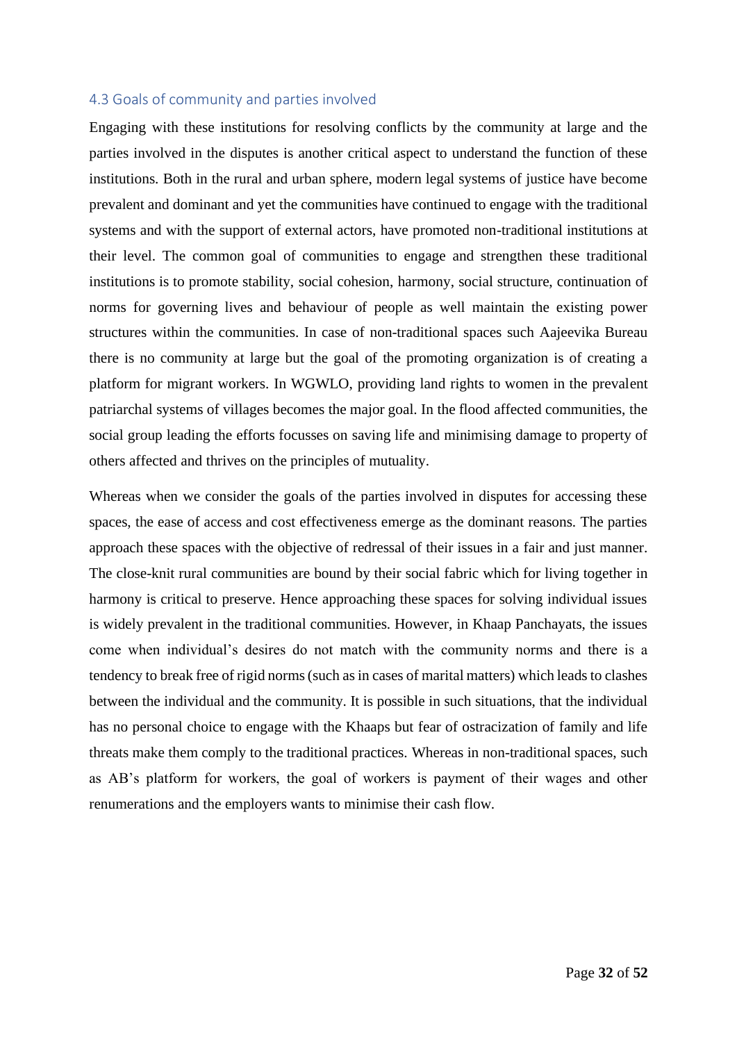### 4.3 Goals of community and parties involved

Engaging with these institutions for resolving conflicts by the community at large and the parties involved in the disputes is another critical aspect to understand the function of these institutions. Both in the rural and urban sphere, modern legal systems of justice have become prevalent and dominant and yet the communities have continued to engage with the traditional systems and with the support of external actors, have promoted non-traditional institutions at their level. The common goal of communities to engage and strengthen these traditional institutions is to promote stability, social cohesion, harmony, social structure, continuation of norms for governing lives and behaviour of people as well maintain the existing power structures within the communities. In case of non-traditional spaces such Aajeevika Bureau there is no community at large but the goal of the promoting organization is of creating a platform for migrant workers. In WGWLO, providing land rights to women in the prevalent patriarchal systems of villages becomes the major goal. In the flood affected communities, the social group leading the efforts focusses on saving life and minimising damage to property of others affected and thrives on the principles of mutuality.

Whereas when we consider the goals of the parties involved in disputes for accessing these spaces, the ease of access and cost effectiveness emerge as the dominant reasons. The parties approach these spaces with the objective of redressal of their issues in a fair and just manner. The close-knit rural communities are bound by their social fabric which for living together in harmony is critical to preserve. Hence approaching these spaces for solving individual issues is widely prevalent in the traditional communities. However, in Khaap Panchayats, the issues come when individual's desires do not match with the community norms and there is a tendency to break free of rigid norms (such as in cases of marital matters) which leads to clashes between the individual and the community. It is possible in such situations, that the individual has no personal choice to engage with the Khaaps but fear of ostracization of family and life threats make them comply to the traditional practices. Whereas in non-traditional spaces, such as AB's platform for workers, the goal of workers is payment of their wages and other renumerations and the employers wants to minimise their cash flow.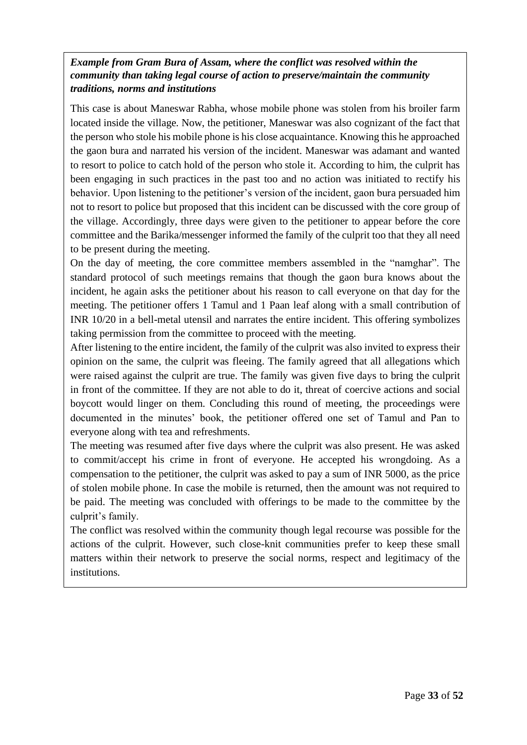***Example from Gram Bura of Assam, where the conflict was resolved within the community than taking legal course of action to preserve/maintain the community traditions, norms and institutions***

This case is about Maneswar Rabha, whose mobile phone was stolen from his broiler farm located inside the village. Now, the petitioner, Maneswar was also cognizant of the fact that the person who stole his mobile phone is his close acquaintance. Knowing this he approached the gaon bura and narrated his version of the incident. Maneswar was adamant and wanted to resort to police to catch hold of the person who stole it. According to him, the culprit has been engaging in such practices in the past too and no action was initiated to rectify his behavior. Upon listening to the petitioner's version of the incident, gaon bura persuaded him not to resort to police but proposed that this incident can be discussed with the core group of the village. Accordingly, three days were given to the petitioner to appear before the core committee and the Barika/messenger informed the family of the culprit too that they all need to be present during the meeting.

On the day of meeting, the core committee members assembled in the "namghar". The standard protocol of such meetings remains that though the gaon bura knows about the incident, he again asks the petitioner about his reason to call everyone on that day for the meeting. The petitioner offers 1 Tamul and 1 Paan leaf along with a small contribution of INR 10/20 in a bell-metal utensil and narrates the entire incident. This offering symbolizes taking permission from the committee to proceed with the meeting.

After listening to the entire incident, the family of the culprit was also invited to express their opinion on the same, the culprit was fleeing. The family agreed that all allegations which were raised against the culprit are true. The family was given five days to bring the culprit in front of the committee. If they are not able to do it, threat of coercive actions and social boycott would linger on them. Concluding this round of meeting, the proceedings were documented in the minutes' book, the petitioner offered one set of Tamul and Pan to everyone along with tea and refreshments.

The meeting was resumed after five days where the culprit was also present. He was asked to commit/accept his crime in front of everyone. He accepted his wrongdoing. As a compensation to the petitioner, the culprit was asked to pay a sum of INR 5000, as the price of stolen mobile phone. In case the mobile is returned, then the amount was not required to be paid. The meeting was concluded with offerings to be made to the committee by the culprit's family.

The conflict was resolved within the community though legal recourse was possible for the actions of the culprit. However, such close-knit communities prefer to keep these small matters within their network to preserve the social norms, respect and legitimacy of the institutions.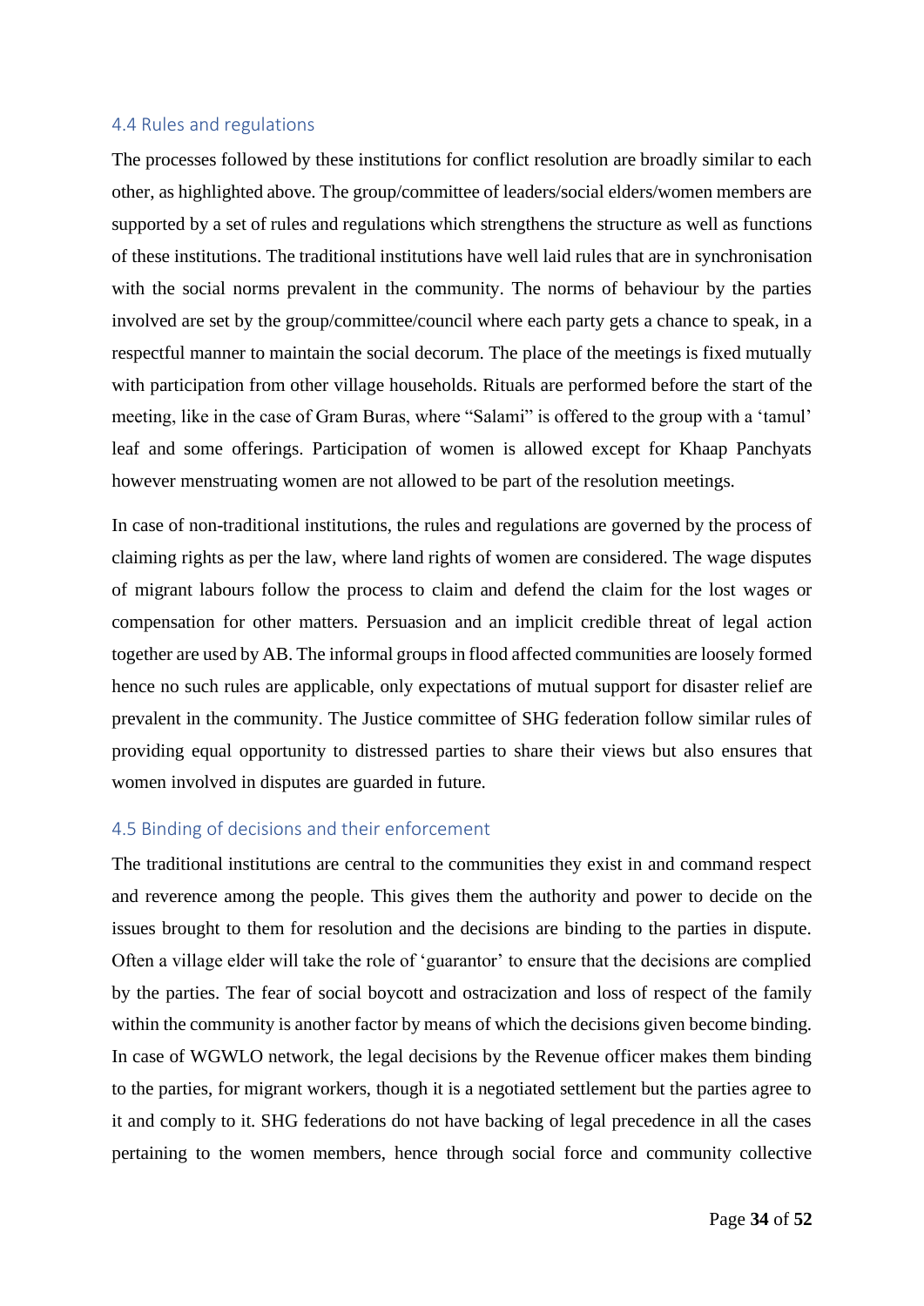### 4.4 Rules and regulations

The processes followed by these institutions for conflict resolution are broadly similar to each other, as highlighted above. The group/committee of leaders/social elders/women members are supported by a set of rules and regulations which strengthens the structure as well as functions of these institutions. The traditional institutions have well laid rules that are in synchronisation with the social norms prevalent in the community. The norms of behaviour by the parties involved are set by the group/committee/council where each party gets a chance to speak, in a respectful manner to maintain the social decorum. The place of the meetings is fixed mutually with participation from other village households. Rituals are performed before the start of the meeting, like in the case of Gram Buras, where "Salami" is offered to the group with a 'tamul' leaf and some offerings. Participation of women is allowed except for Khaap Panchyats however menstruating women are not allowed to be part of the resolution meetings.

In case of non-traditional institutions, the rules and regulations are governed by the process of claiming rights as per the law, where land rights of women are considered. The wage disputes of migrant labours follow the process to claim and defend the claim for the lost wages or compensation for other matters. Persuasion and an implicit credible threat of legal action together are used by AB. The informal groups in flood affected communities are loosely formed hence no such rules are applicable, only expectations of mutual support for disaster relief are prevalent in the community. The Justice committee of SHG federation follow similar rules of providing equal opportunity to distressed parties to share their views but also ensures that women involved in disputes are guarded in future.

### 4.5 Binding of decisions and their enforcement

The traditional institutions are central to the communities they exist in and command respect and reverence among the people. This gives them the authority and power to decide on the issues brought to them for resolution and the decisions are binding to the parties in dispute. Often a village elder will take the role of 'guarantor' to ensure that the decisions are complied by the parties. The fear of social boycott and ostracization and loss of respect of the family within the community is another factor by means of which the decisions given become binding. In case of WGWLO network, the legal decisions by the Revenue officer makes them binding to the parties, for migrant workers, though it is a negotiated settlement but the parties agree to it and comply to it. SHG federations do not have backing of legal precedence in all the cases pertaining to the women members, hence through social force and community collective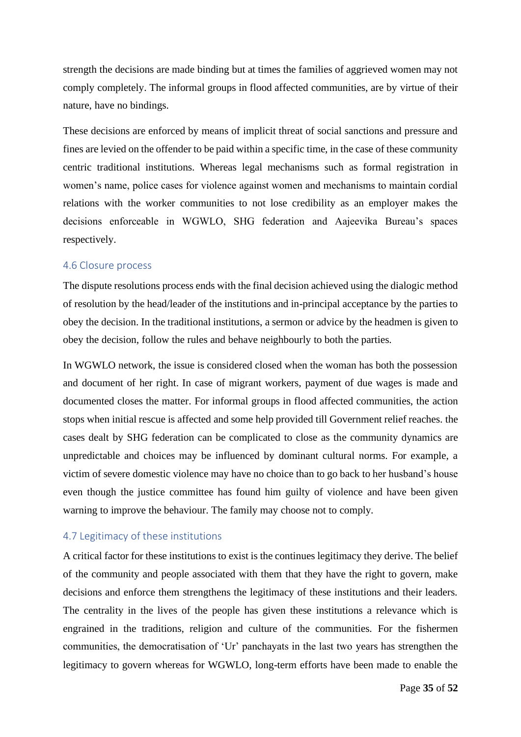strength the decisions are made binding but at times the families of aggrieved women may not comply completely. The informal groups in flood affected communities, are by virtue of their nature, have no bindings.

These decisions are enforced by means of implicit threat of social sanctions and pressure and fines are levied on the offender to be paid within a specific time, in the case of these community centric traditional institutions. Whereas legal mechanisms such as formal registration in women's name, police cases for violence against women and mechanisms to maintain cordial relations with the worker communities to not lose credibility as an employer makes the decisions enforceable in WGWLO, SHG federation and Aajeevika Bureau's spaces respectively.

### 4.6 Closure process

The dispute resolutions process ends with the final decision achieved using the dialogic method of resolution by the head/leader of the institutions and in-principal acceptance by the parties to obey the decision. In the traditional institutions, a sermon or advice by the headmen is given to obey the decision, follow the rules and behave neighbourly to both the parties.

In WGWLO network, the issue is considered closed when the woman has both the possession and document of her right. In case of migrant workers, payment of due wages is made and documented closes the matter. For informal groups in flood affected communities, the action stops when initial rescue is affected and some help provided till Government relief reaches. the cases dealt by SHG federation can be complicated to close as the community dynamics are unpredictable and choices may be influenced by dominant cultural norms. For example, a victim of severe domestic violence may have no choice than to go back to her husband's house even though the justice committee has found him guilty of violence and have been given warning to improve the behaviour. The family may choose not to comply.

### 4.7 Legitimacy of these institutions

A critical factor for these institutions to exist is the continues legitimacy they derive. The belief of the community and people associated with them that they have the right to govern, make decisions and enforce them strengthens the legitimacy of these institutions and their leaders. The centrality in the lives of the people has given these institutions a relevance which is engrained in the traditions, religion and culture of the communities. For the fishermen communities, the democratisation of 'Ur' panchayats in the last two years has strengthen the legitimacy to govern whereas for WGWLO, long-term efforts have been made to enable the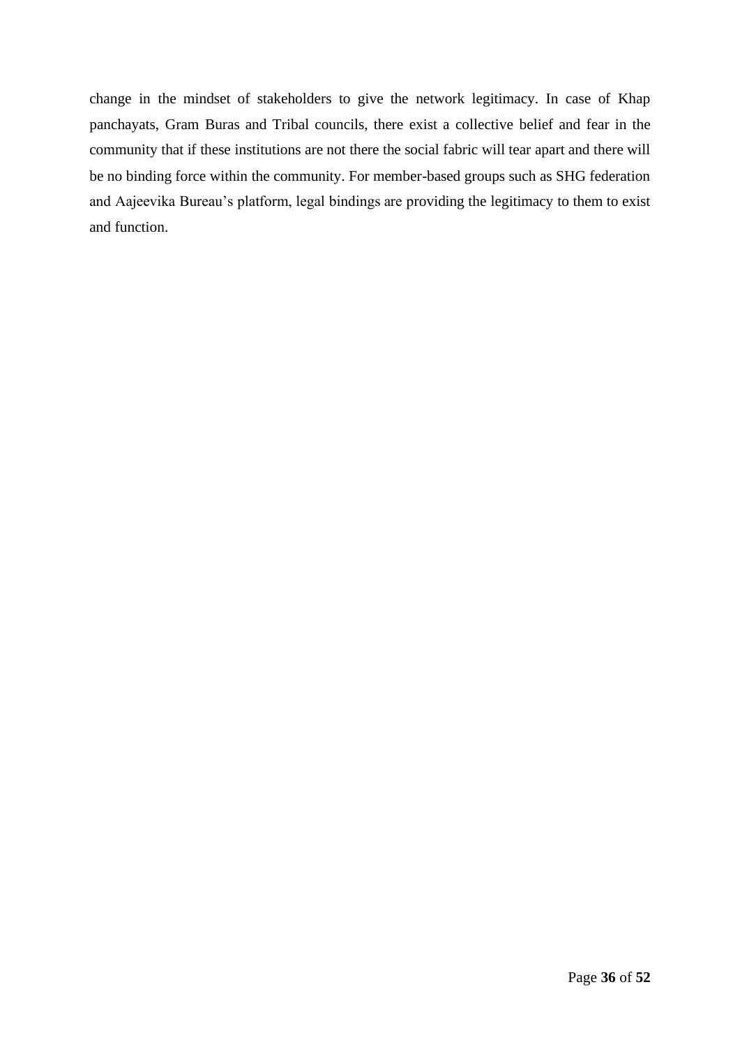change in the mindset of stakeholders to give the network legitimacy. In case of Khap panchayats, Gram Buras and Tribal councils, there exist a collective belief and fear in the community that if these institutions are not there the social fabric will tear apart and there will be no binding force within the community. For member-based groups such as SHG federation and Aajeevika Bureau's platform, legal bindings are providing the legitimacy to them to exist and function.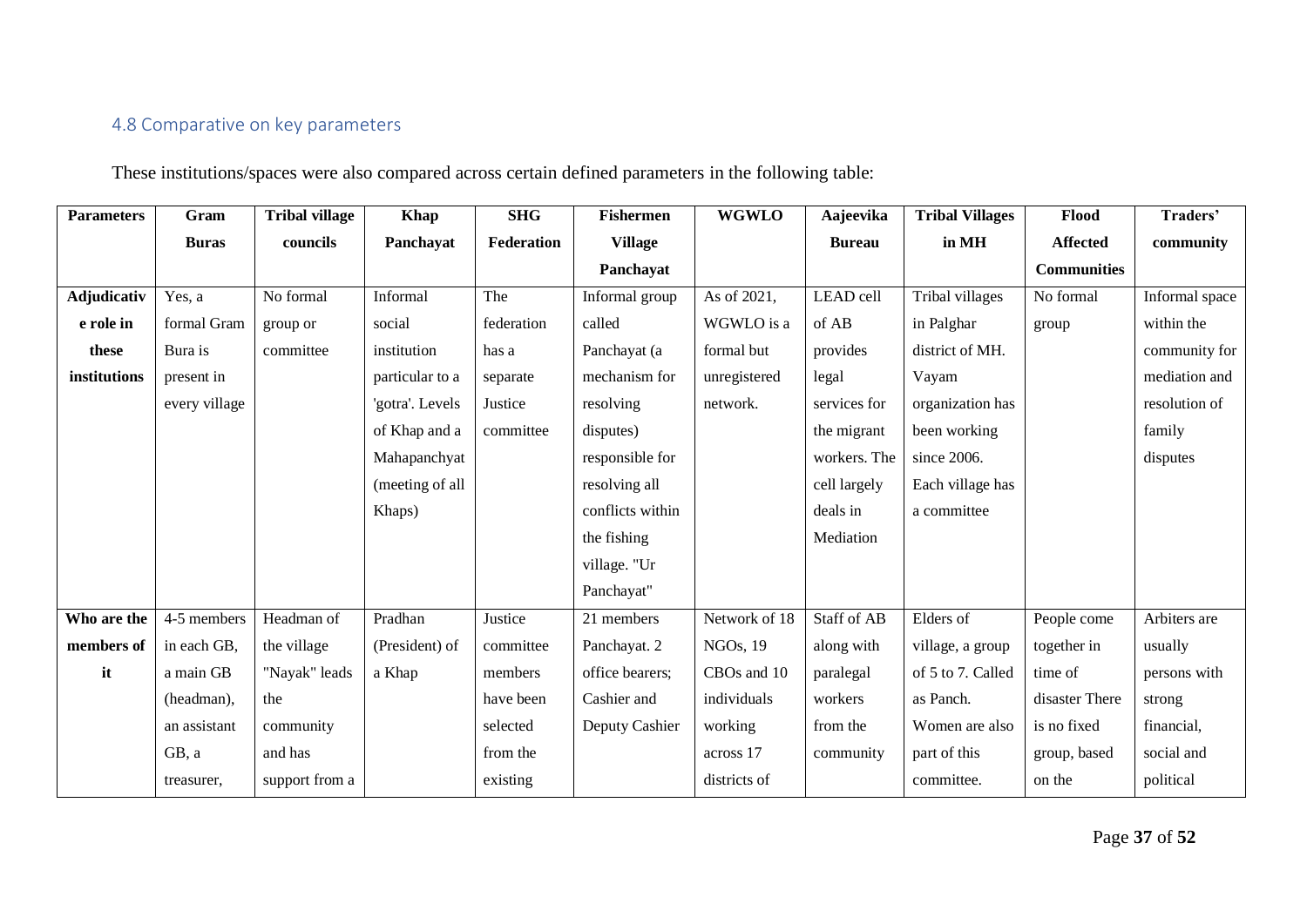## 4.8 Comparative on key parameters

These institutions/spaces were also compared across certain defined parameters in the following table:

| Parameters | Gram Buras | Tribal village councils | Khap Panchayat | SHG Federation | Fishermen Village Panchayat | WGWLO | Aajeevika Bureau | Tribal Villages in MH | Flood Affected Communities | Traders' community |
|---|---|---|---|---|---|---|---|---|---|---|
| **Adjudicative role in these institutions** | Yes, a formal Gram Bura is present in every village | No formal group or committee | Informal social institution particular to a 'gotra'. Levels of Khap and a Mahapanchyat (meeting of all Khaps) | The federation has a separate Justice committee | Informal group called Panchayat (a mechanism for resolving disputes) responsible for resolving all conflicts within the fishing village. "Ur Panchayat" | As of 2021, WGWLO is a formal but unregistered network. | LEAD cell of AB provides legal services for the migrant workers. The cell largely deals in Mediation | Tribal villages in Palghar district of MH. Vayam organization has been working since 2006. Each village has a committee | No formal group | Informal space within the community for mediation and resolution of family disputes |
| **Who are the members of it** | 4-5 members in each GB, a main GB (headman), an assistant GB, a treasurer, | Headman of the village "Nayak" leads the community and has support from a | Pradhan (President) of a Khap | Justice committee members have been selected from the existing | 21 members Panchayat. 2 office bearers; Cashier and Deputy Cashier | Network of 18 NGOs, 19 CBOs and 10 individuals working across 17 districts of | Staff of AB along with paralegal workers from the community | Elders of village, a group of 5 to 7. Called as Panch. Women are also part of this committee. | People come together in time of disaster There is no fixed group, based on the | Arbiters are usually persons with strong financial, social and political |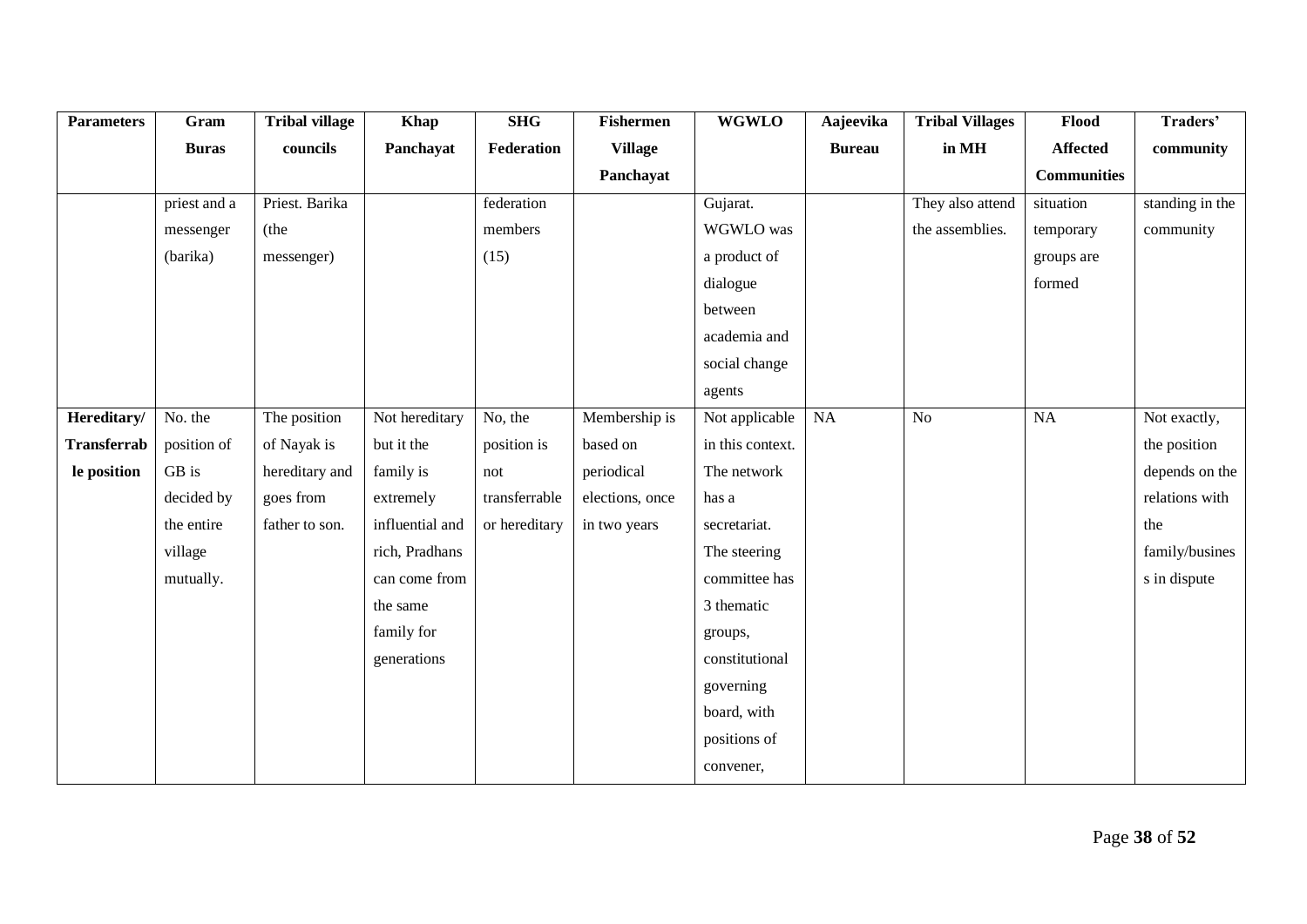| Parameters | Gram Buras | Tribal village councils | Khap Panchayat | SHG Federation | Fishermen Village Panchayat | WGWLO | Aajeevika Bureau | Tribal Villages in MH | Flood Affected Communities | Traders' community |
|---|---|---|---|---|---|---|---|---|---|---|
| | priest and a messenger (barika) | Priest. Barika (the messenger) | | federation members (15) | | Gujarat. WGWLO was a product of dialogue between academia and social change agents | | They also attend the assemblies. | situation temporary groups are formed | standing in the community |
| **Hereditary/ Transferrable position** | No. the position of GB is decided by the entire village mutually. | The position of Nayak is hereditary and goes from father to son. | Not hereditary but it the family is extremely influential and rich, Pradhans can come from the same family for generations | No, the position is not transferrable or hereditary | Membership is based on periodical elections, once in two years | Not applicable in this context. The network has a secretariat. The steering committee has 3 thematic groups, constitutional governing board, with positions of convener, | NA | No | NA | Not exactly, the position depends on the relations with the family/business in dispute |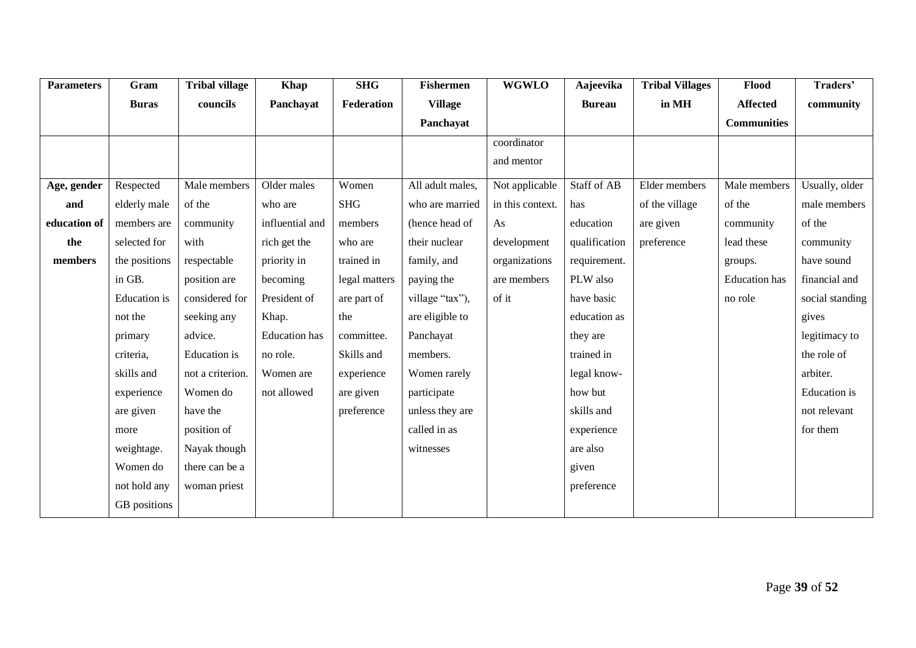| Parameters | Gram Buras | Tribal village councils | Khap Panchayat | SHG Federation | Fishermen Village Panchayat | WGWLO | Aajeevika Bureau | Tribal Villages in MH | Flood Affected Communities | Traders' community |
|---|---|---|---|---|---|---|---|---|---|---|
| | | | | | | coordinator and mentor | | | | |
| Age, gender and education of the members | Respected elderly male members are selected for the positions in GB. Education is not the primary criteria, skills and experience are given more weightage. Women do not hold any GB positions | Male members of the community with respectable position are considered for seeking any advice. Education is not a criterion. Women do have the position of Nayak though there can be a woman priest | Older males who are influential and rich get the priority in becoming President of Khap. Education has no role. Women are not allowed | Women SHG members who are trained in legal matters are part of the committee. Skills and experience are given preference | All adult males, who are married (hence head of their nuclear family, and paying the village "tax"), are eligible to Panchayat members. Women rarely participate unless they are called in as witnesses | Not applicable in this context. As development organizations are members of it | Staff of AB has education qualification requirement. PLW also have basic education as they are trained in legal know-how but skills and experience are also given preference | Elder members of the village are given preference | Male members of the community lead these groups. Education has no role | Usually, older male members of the community have sound financial and social standing gives legitimacy to the role of arbiter. Education is not relevant for them |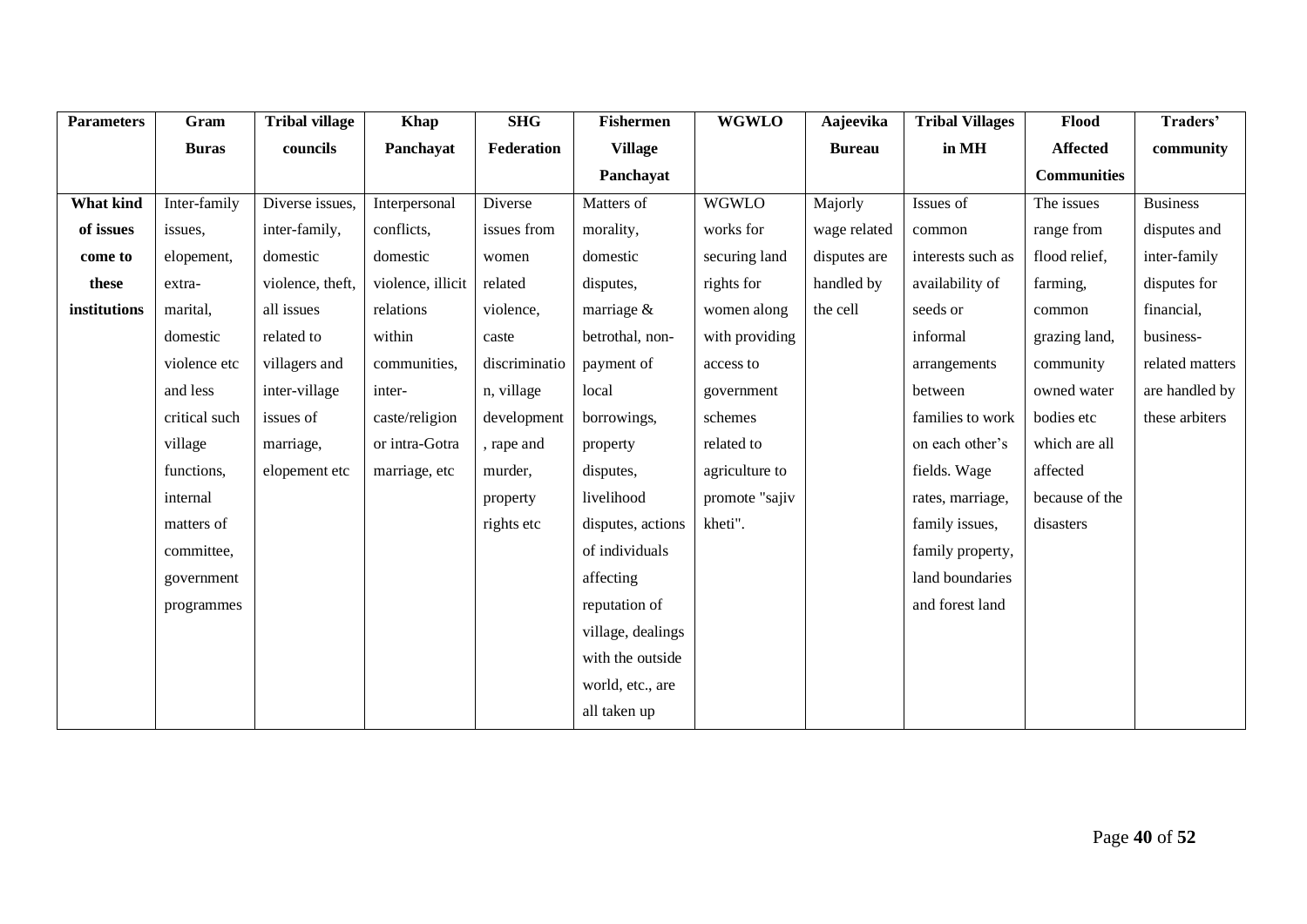| Parameters | Gram Buras | Tribal village councils | Khap Panchayat | SHG Federation | Fishermen Village Panchayat | WGWLO | Aajeevika Bureau | Tribal Villages in MH | Flood Affected Communities | Traders' community |
|---|---|---|---|---|---|---|---|---|---|---|
| **What kind of issues come to these institutions** | Inter-family issues, elopement, extra-marital, domestic violence etc and less critical such village functions, internal matters of committee, government programmes | Diverse issues, inter-family, domestic violence, theft, all issues related to villagers and inter-village issues of marriage, elopement etc | Interpersonal conflicts, domestic violence, illicit relations within communities, inter-caste/religion or intra-Gotra marriage, etc | Diverse issues from women related violence, caste discrimination, village development, rape and murder, property rights etc | Matters of morality, domestic disputes, marriage & betrothal, non-payment of local borrowings, property disputes, livelihood disputes, actions of individuals affecting reputation of village, dealings with the outside world, etc., are all taken up | WGWLO works for securing land rights for women along with providing access to government schemes related to agriculture to promote "sajiv kheti". | Majorly wage related disputes are handled by the cell | Issues of common interests such as availability of seeds or informal arrangements between families to work on each other's fields. Wage rates, marriage, family issues, family property, land boundaries and forest land | The issues range from flood relief, farming, common grazing land, community owned water bodies etc which are all affected because of the disasters | Business disputes and inter-family disputes for financial, business-related matters are handled by these arbiters |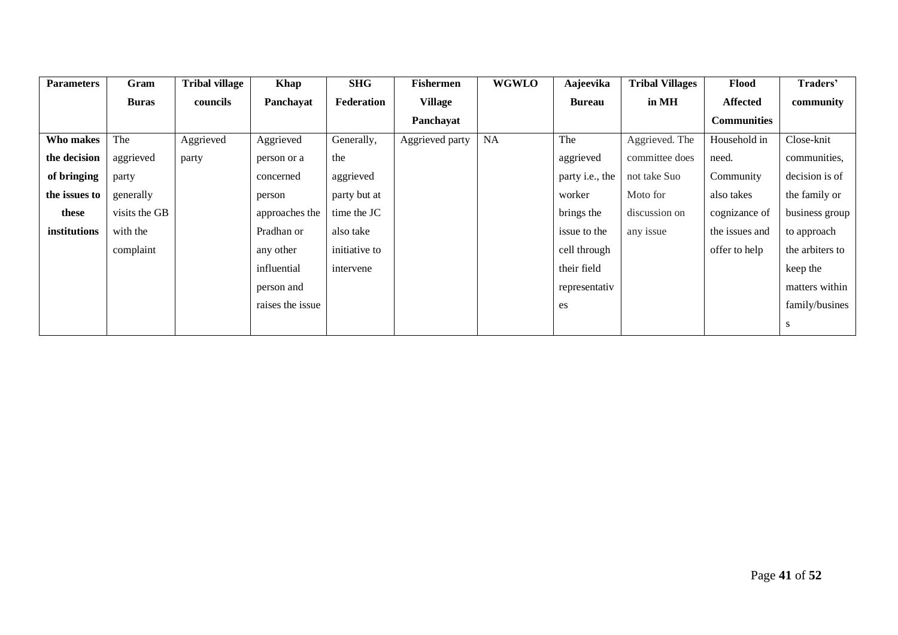| Parameters | Gram Buras | Tribal village councils | Khap Panchayat | SHG Federation | Fishermen Village Panchayat | WGWLO | Aajeevika Bureau | Tribal Villages in MH | Flood Affected Communities | Traders' community |
|---|---|---|---|---|---|---|---|---|---|---|
| **Who makes the decision of bringing the issues to these institutions** | The aggrieved party generally visits the GB with the complaint | Aggrieved party | Aggrieved person or a concerned person approaches the Pradhan or any other influential person and raises the issue | Generally, the aggrieved party but at time the JC also take initiative to intervene | Aggrieved party | NA | The aggrieved party i.e., the worker brings the issue to the cell through their field representatives | Aggrieved. The committee does not take Suo Moto for discussion on any issue | Household in need. Community also takes cognizance of the issues and offer to help | Close-knit communities, decision is of the family or business group to approach the arbiters to keep the matters within family/business |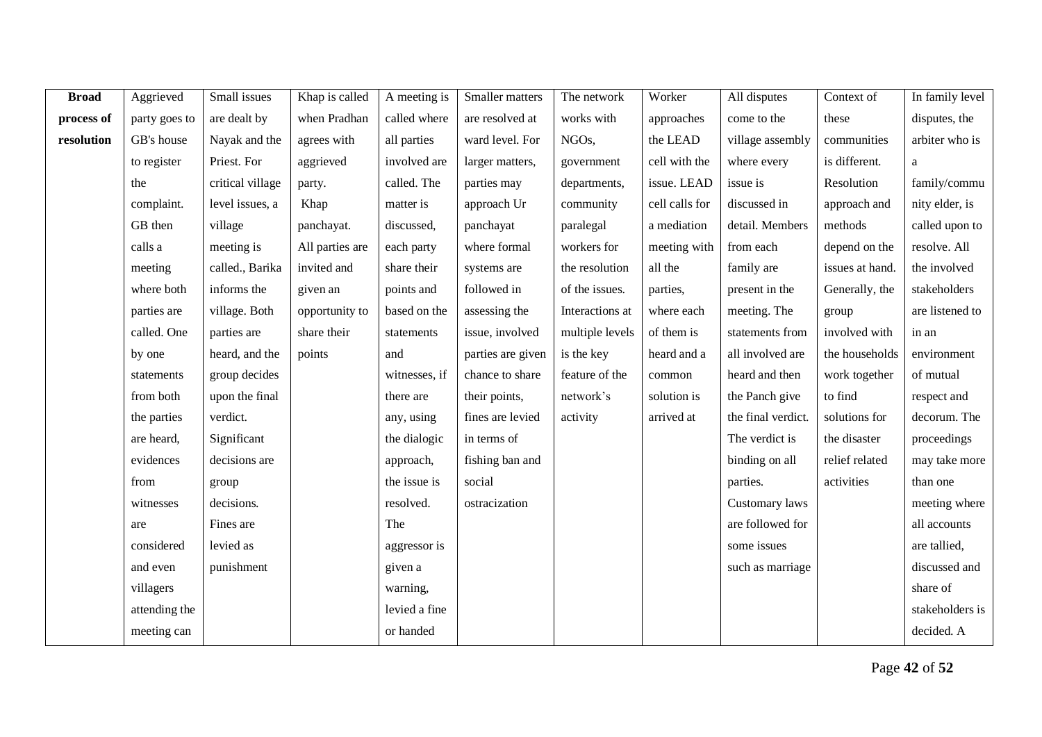| **Broad process of resolution** | Aggrieved party goes to GB's house to register the complaint. GB then calls a meeting where both parties are called. One by one statements from both the parties are heard, evidences from witnesses are considered and even villagers attending the meeting can | Small issues are dealt by Nayak and the Priest. For critical village level issues, a village meeting is called., Barika informs the village. Both parties are heard, and the group decides upon the final verdict. Significant decisions are group decisions. Fines are levied as punishment | Khap is called when Pradhan agrees with aggrieved party. Khap panchayat. All parties are invited and given an opportunity to share their points | A meeting is called where all parties involved are called. The matter is discussed, each party share their points and based on the statements and witnesses, if there are any, using the dialogic approach, the issue is resolved. The aggressor is given a warning, levied a fine or handed | Smaller matters are resolved at ward level. For larger matters, parties may approach Ur panchayat where formal systems are followed in assessing the issue, involved parties are given chance to share their points, fines are levied in terms of fishing ban and social ostracization | The network works with NGOs, government departments, community paralegal workers for the resolution of the issues. Interactions at multiple levels is the key feature of the network's activity | Worker approaches the LEAD cell with the issue. LEAD cell calls for a mediation meeting with all the parties, where each of them is heard and a common solution is arrived at | All disputes come to the village assembly where every issue is discussed in detail. Members from each family are present in the meeting. The statements from all involved are heard and then the Panch give the final verdict. The verdict is binding on all parties. Customary laws are followed for some issues such as marriage | Context of these communities is different. Resolution approach and methods depend on the issues at hand. Generally, the group involved with the households work together to find solutions for the disaster relief related activities | In family level disputes, the arbiter who is a family/community elder, is called upon to resolve. All the involved stakeholders are listened to in an environment of mutual respect and decorum. The proceedings may take more than one meeting where all accounts are tallied, discussed and share of stakeholders is decided. A |
|---|---|---|---|---|---|---|---|---|---|---|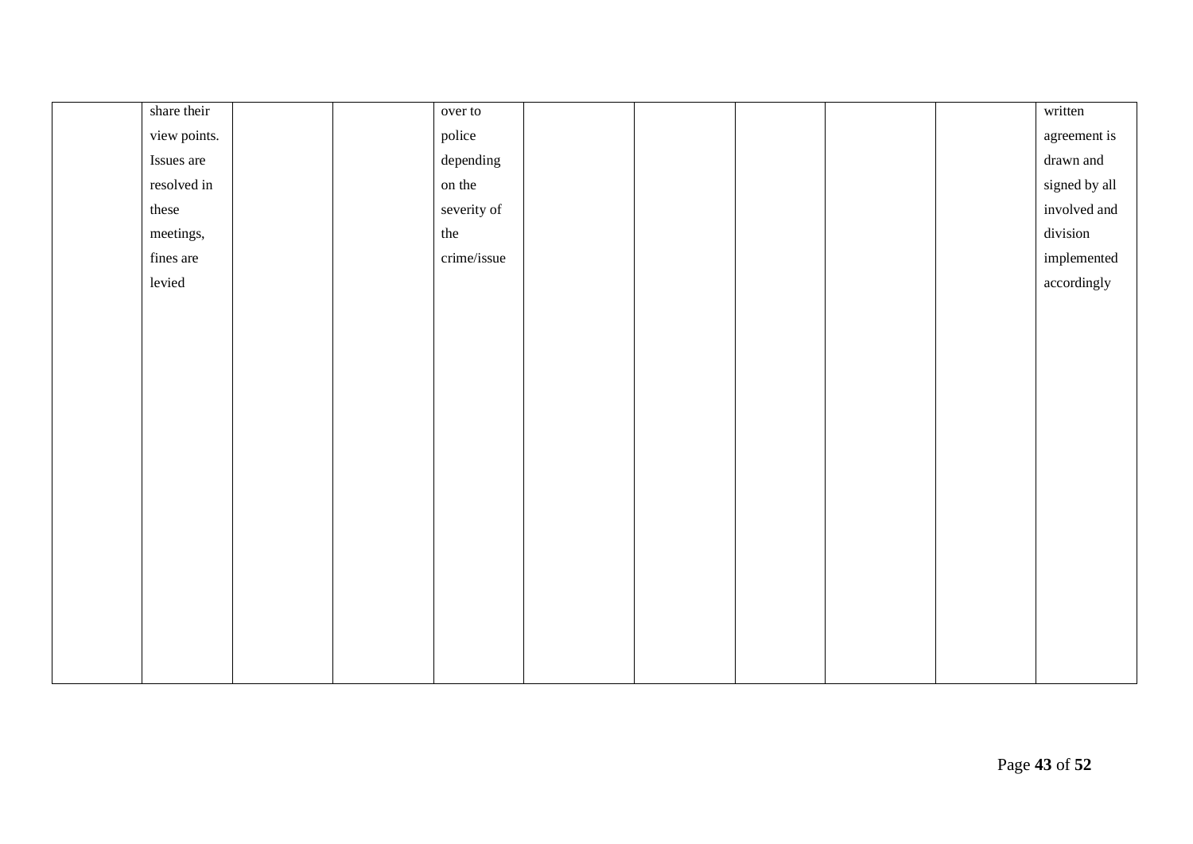| | | | | | | | | | | |
|---|---|---|---|---|---|---|---|---|---|---|
| | share their view points. Issues are resolved in these meetings, fines are levied | | | over to police depending on the severity of the crime/issue | | | | | | written agreement is drawn and signed by all involved and division implemented accordingly |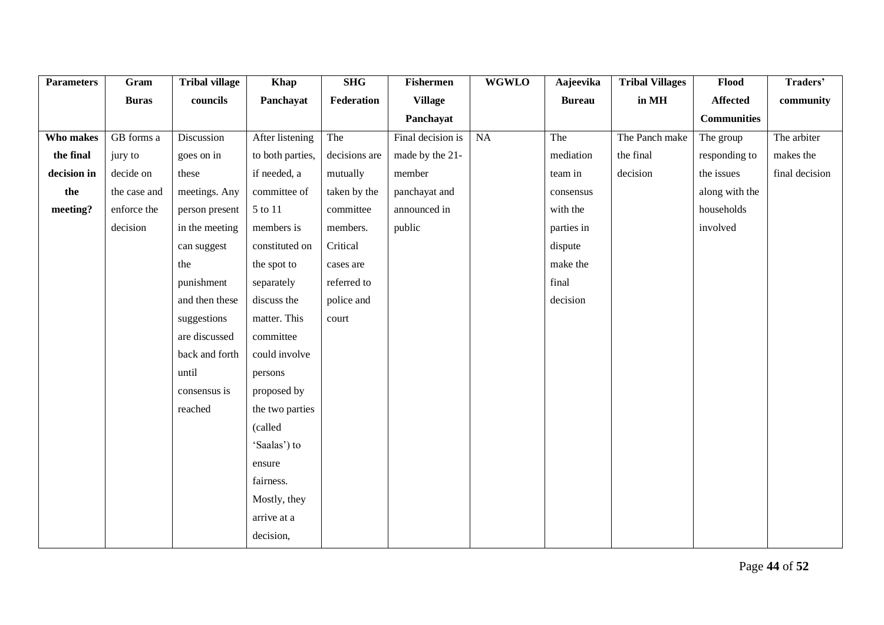| Parameters | Gram Buras | Tribal village councils | Khap Panchayat | SHG Federation | Fishermen Village Panchayat | WGWLO | Aajeevika Bureau | Tribal Villages in MH | Flood Affected Communities | Traders' community |
|---|---|---|---|---|---|---|---|---|---|---|
| Who makes the final decision in the meeting? | GB forms a jury to decide on the case and enforce the decision | Discussion goes on in these meetings. Any person present in the meeting can suggest the punishment and then these suggestions are discussed back and forth until consensus is reached | After listening to both parties, if needed, a committee of 5 to 11 members is constituted on the spot to separately discuss the matter. This committee could involve persons proposed by the two parties (called 'Saalas') to ensure fairness. Mostly, they arrive at a decision, | The decisions are mutually taken by the committee members. Critical cases are referred to police and court | Final decision is made by the 21-member panchayat and announced in public | NA | The mediation team in consensus with the parties in dispute make the final decision | The Panch make the final decision | The group responding to the issues along with the households involved | The arbiter makes the final decision |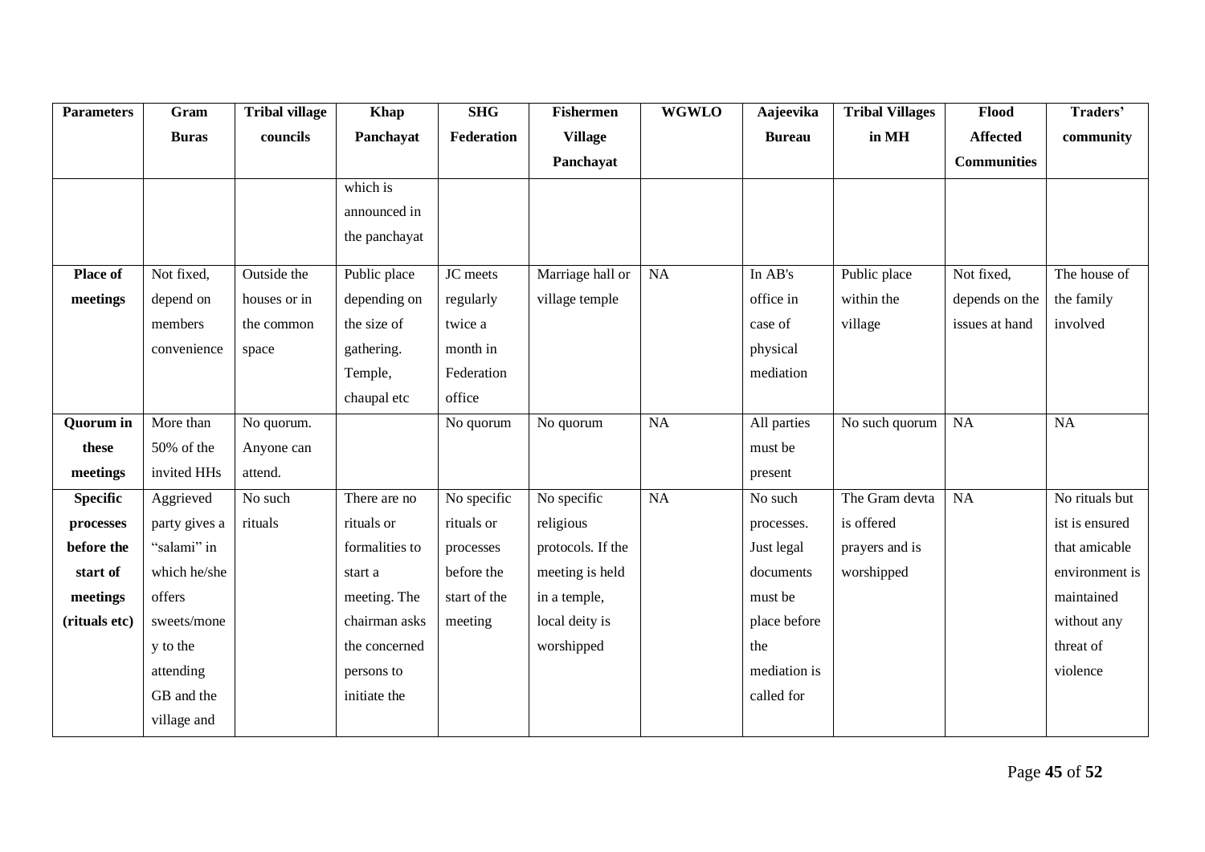| Parameters | Gram Buras | Tribal village councils | Khap Panchayat | SHG Federation | Fishermen Village Panchayat | WGWLO | Aajeevika Bureau | Tribal Villages in MH | Flood Affected Communities | Traders' community |
|---|---|---|---|---|---|---|---|---|---|---|
| | | | which is announced in the panchayat | | | | | | | |
| **Place of meetings** | Not fixed, depend on members convenience | Outside the houses or in the common space | Public place depending on the size of gathering. Temple, chaupal etc | JC meets regularly twice a month in Federation office | Marriage hall or village temple | NA | In AB's office in case of physical mediation | Public place within the village | Not fixed, depends on the issues at hand | The house of the family involved |
| **Quorum in these meetings** | More than 50% of the invited HHs | No quorum. Anyone can attend. | | No quorum | No quorum | NA | All parties must be present | No such quorum | NA | NA |
| **Specific processes before the start of meetings (rituals etc)** | Aggrieved party gives a "salami" in which he/she offers sweets/money to the attending GB and the village and | No such rituals | There are no rituals or formalities to start a meeting. The chairman asks the concerned persons to initiate the | No specific rituals or processes before the start of the meeting | No specific religious protocols. If the meeting is held in a temple, local deity is worshipped | NA | No such processes. Just legal documents must be place before the mediation is called for | The Gram devta is offered prayers and is worshipped | NA | No rituals but ist is ensured that amicable environment is maintained without any threat of violence |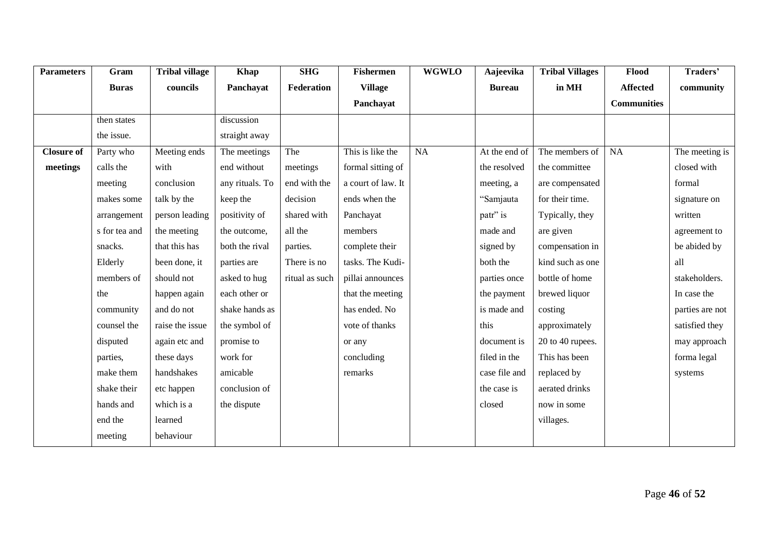| Parameters | Gram Buras | Tribal village councils | Khap Panchayat | SHG Federation | Fishermen Village Panchayat | WGWLO | Aajeevika Bureau | Tribal Villages in MH | Flood Affected Communities | Traders' community |
|---|---|---|---|---|---|---|---|---|---|---|
| | then states the issue. | | discussion straight away | | | | | | | |
| **Closure of meetings** | Party who calls the meeting makes some arrangements for tea and snacks. Elderly members of the community counsel the disputed parties, make them shake their hands and end the meeting | Meeting ends with conclusion talk by the person leading the meeting that this has been done, it should not happen again and do not raise the issue again etc and these days handshakes etc happen which is a learned behaviour | The meetings end without any rituals. To keep the positivity of the outcome, both the rival parties are asked to hug each other or shake hands as the symbol of promise to work for amicable conclusion of the dispute | The meetings end with the decision shared with all the parties. There is no ritual as such | This is like the formal sitting of a court of law. It ends when the Panchayat members complete their tasks. The Kudi-pillai announces that the meeting has ended. No vote of thanks or any concluding remarks | NA | At the end of the resolved meeting, a "Samjauta patr" is made and signed by both the parties once the payment is made and this document is filed in the case file and the case is closed | The members of the committee are compensated for their time. Typically, they are given compensation in kind such as one bottle of home brewed liquor costing approximately 20 to 40 rupees. This has been replaced by aerated drinks now in some villages. | NA | The meeting is closed with formal signature on written agreement to be abided by all stakeholders. In case the parties are not satisfied they may approach forma legal systems |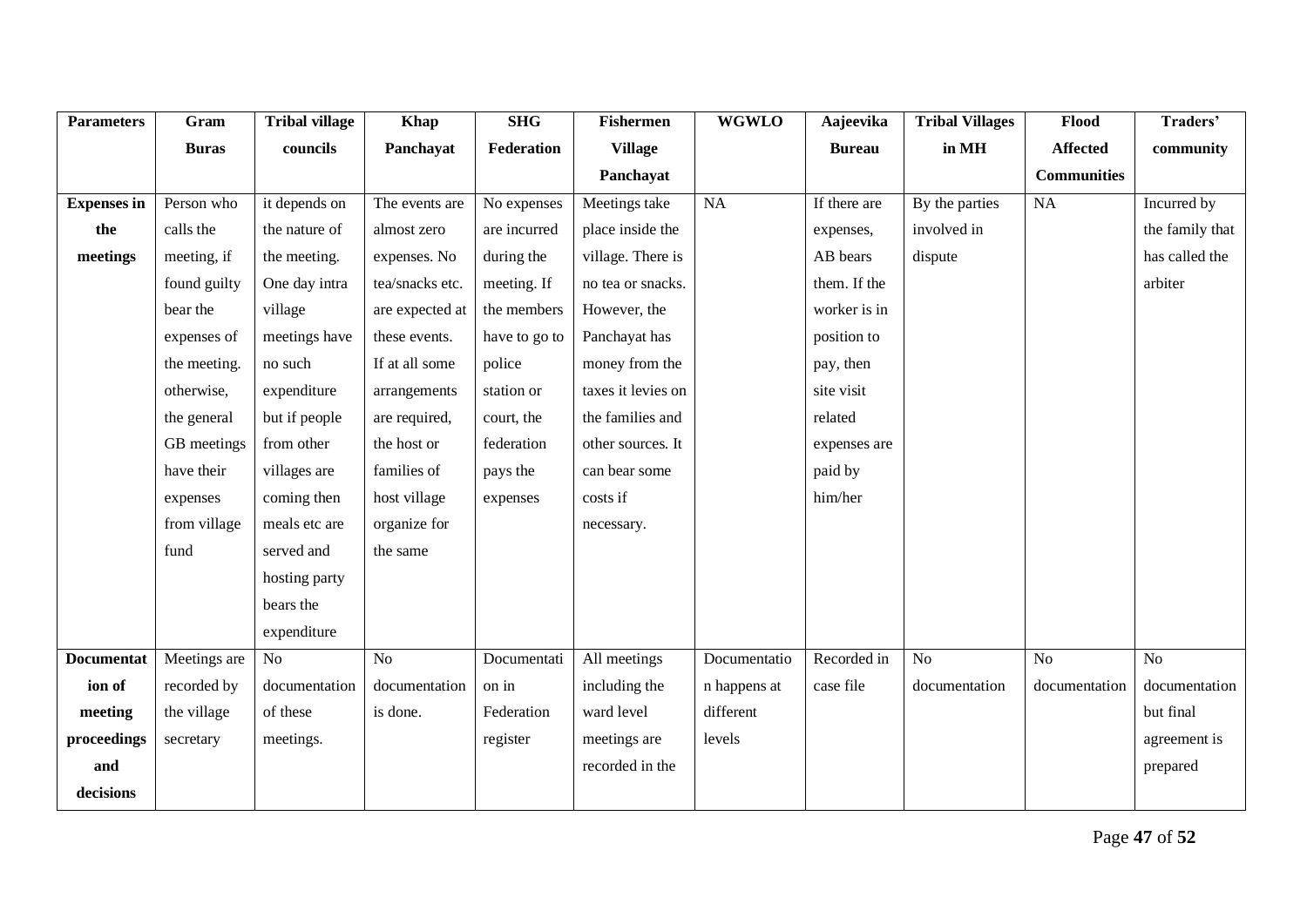| Parameters | Gram Buras | Tribal village councils | Khap Panchayat | SHG Federation | Fishermen Village Panchayat | WGWLO | Aajeevika Bureau | Tribal Villages in MH | Flood Affected Communities | Traders' community |
|---|---|---|---|---|---|---|---|---|---|---|
| **Expenses in the meetings** | Person who calls the meeting, if found guilty bear the expenses of the meeting. otherwise, the general GB meetings have their expenses from village fund | it depends on the nature of the meeting. One day intra village meetings have no such expenditure but if people from other villages are coming then meals etc are served and hosting party bears the expenditure | The events are almost zero expenses. No tea/snacks etc. are expected at these events. If at all some arrangements are required, the host or families of host village organize for the same | No expenses are incurred during the meeting. If the members have to go to police station or court, the federation pays the expenses | Meetings take place inside the village. There is no tea or snacks. However, the Panchayat has money from the taxes it levies on the families and other sources. It can bear some costs if necessary. | NA | If there are expenses, AB bears them. If the worker is in position to pay, then site visit related expenses are paid by him/her | By the parties involved in dispute | NA | Incurred by the family that has called the arbiter |
| **Documentation of meeting proceedings and decisions** | Meetings are recorded by the village secretary | No documentation of these meetings. | No documentation is done. | Documentation in Federation register | All meetings including the ward level meetings are recorded in the | Documentation happens at different levels | Recorded in case file | No documentation | No documentation | No documentation but final agreement is prepared |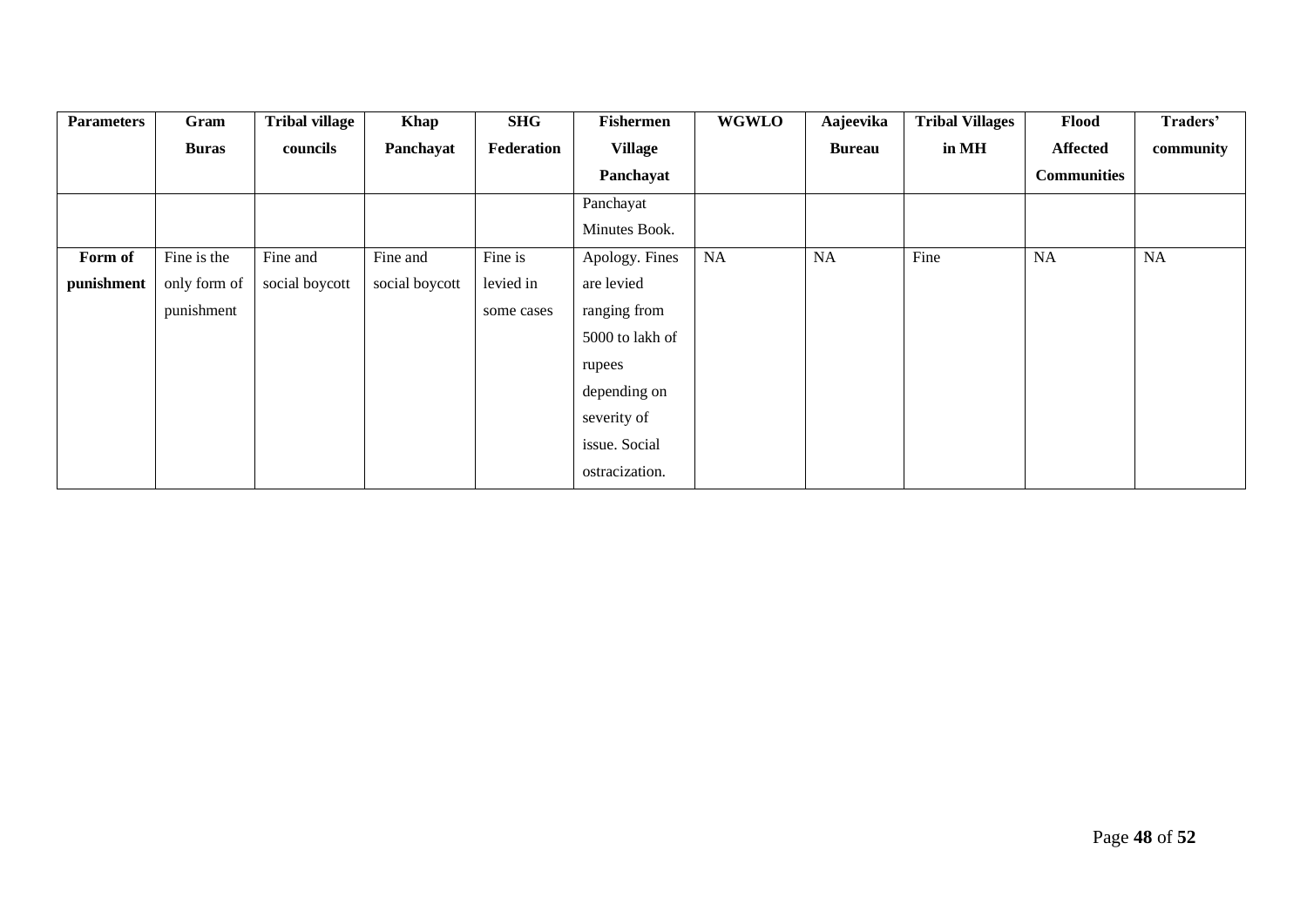| Parameters | Gram Buras | Tribal village councils | Khap Panchayat | SHG Federation | Fishermen Village Panchayat | WGWLO | Aajeevika Bureau | Tribal Villages in MH | Flood Affected Communities | Traders' community |
|---|---|---|---|---|---|---|---|---|---|---|
| | | | | | Panchayat Minutes Book. | | | | | |
| **Form of punishment** | Fine is the only form of punishment | Fine and social boycott | Fine and social boycott | Fine is levied in some cases | Apology. Fines are levied ranging from 5000 to lakh of rupees depending on severity of issue. Social ostracization. | NA | NA | Fine | NA | NA |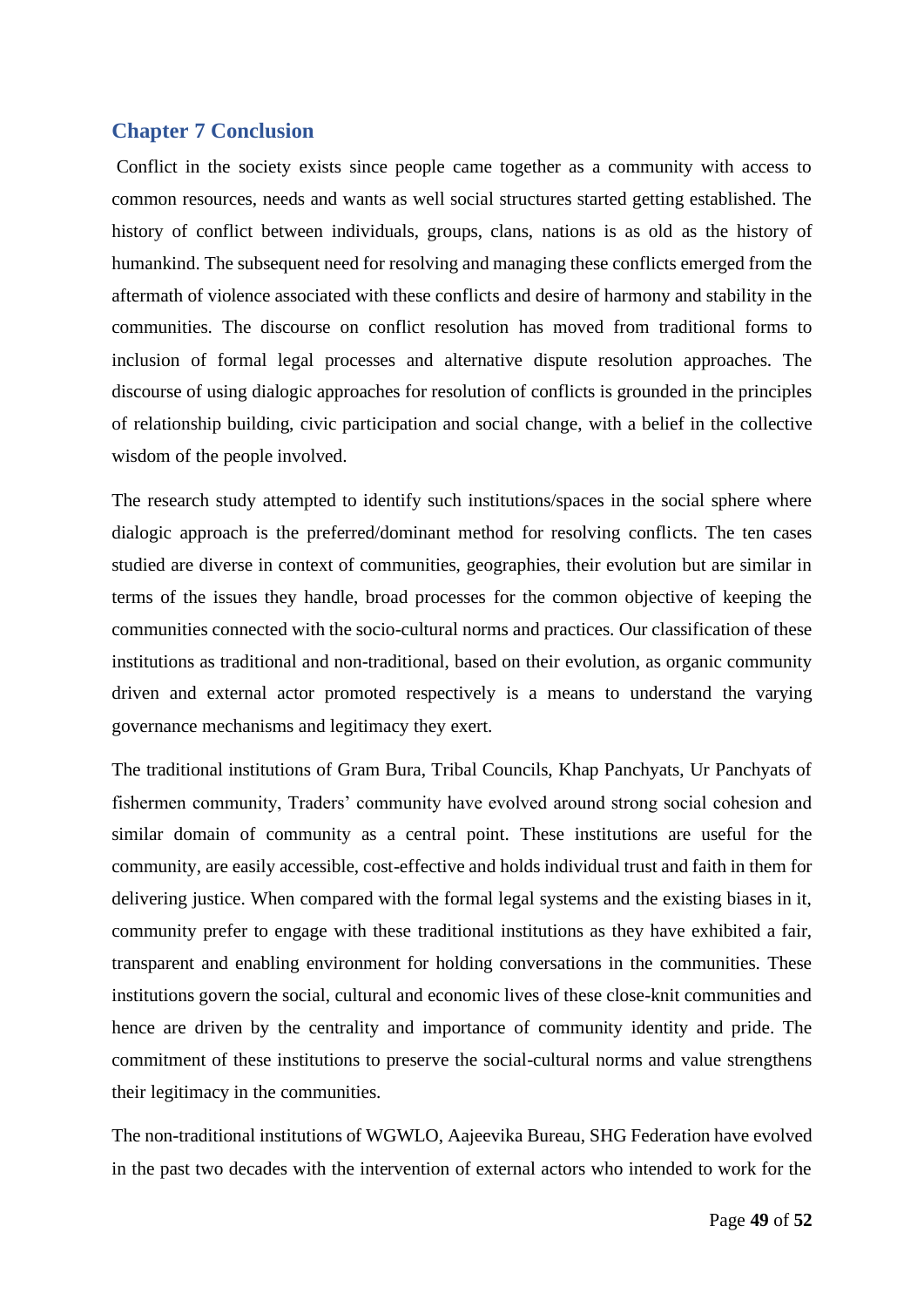## Chapter 7 Conclusion

Conflict in the society exists since people came together as a community with access to common resources, needs and wants as well social structures started getting established. The history of conflict between individuals, groups, clans, nations is as old as the history of humankind. The subsequent need for resolving and managing these conflicts emerged from the aftermath of violence associated with these conflicts and desire of harmony and stability in the communities. The discourse on conflict resolution has moved from traditional forms to inclusion of formal legal processes and alternative dispute resolution approaches. The discourse of using dialogic approaches for resolution of conflicts is grounded in the principles of relationship building, civic participation and social change, with a belief in the collective wisdom of the people involved.

The research study attempted to identify such institutions/spaces in the social sphere where dialogic approach is the preferred/dominant method for resolving conflicts. The ten cases studied are diverse in context of communities, geographies, their evolution but are similar in terms of the issues they handle, broad processes for the common objective of keeping the communities connected with the socio-cultural norms and practices. Our classification of these institutions as traditional and non-traditional, based on their evolution, as organic community driven and external actor promoted respectively is a means to understand the varying governance mechanisms and legitimacy they exert.

The traditional institutions of Gram Bura, Tribal Councils, Khap Panchyats, Ur Panchyats of fishermen community, Traders' community have evolved around strong social cohesion and similar domain of community as a central point. These institutions are useful for the community, are easily accessible, cost-effective and holds individual trust and faith in them for delivering justice. When compared with the formal legal systems and the existing biases in it, community prefer to engage with these traditional institutions as they have exhibited a fair, transparent and enabling environment for holding conversations in the communities. These institutions govern the social, cultural and economic lives of these close-knit communities and hence are driven by the centrality and importance of community identity and pride. The commitment of these institutions to preserve the social-cultural norms and value strengthens their legitimacy in the communities.

The non-traditional institutions of WGWLO, Aajeevika Bureau, SHG Federation have evolved in the past two decades with the intervention of external actors who intended to work for the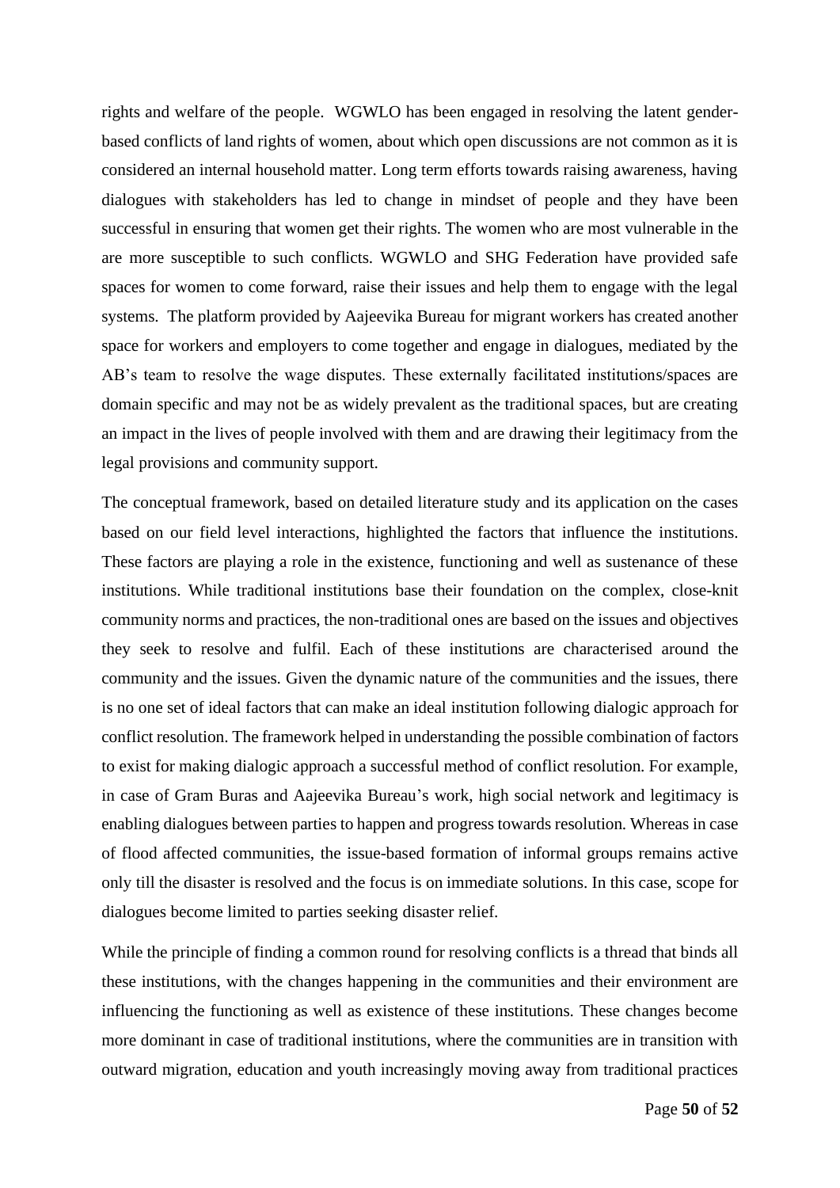rights and welfare of the people. WGWLO has been engaged in resolving the latent gender-based conflicts of land rights of women, about which open discussions are not common as it is considered an internal household matter. Long term efforts towards raising awareness, having dialogues with stakeholders has led to change in mindset of people and they have been successful in ensuring that women get their rights. The women who are most vulnerable in the are more susceptible to such conflicts. WGWLO and SHG Federation have provided safe spaces for women to come forward, raise their issues and help them to engage with the legal systems. The platform provided by Aajeevika Bureau for migrant workers has created another space for workers and employers to come together and engage in dialogues, mediated by the AB's team to resolve the wage disputes. These externally facilitated institutions/spaces are domain specific and may not be as widely prevalent as the traditional spaces, but are creating an impact in the lives of people involved with them and are drawing their legitimacy from the legal provisions and community support.

The conceptual framework, based on detailed literature study and its application on the cases based on our field level interactions, highlighted the factors that influence the institutions. These factors are playing a role in the existence, functioning and well as sustenance of these institutions. While traditional institutions base their foundation on the complex, close-knit community norms and practices, the non-traditional ones are based on the issues and objectives they seek to resolve and fulfil. Each of these institutions are characterised around the community and the issues. Given the dynamic nature of the communities and the issues, there is no one set of ideal factors that can make an ideal institution following dialogic approach for conflict resolution. The framework helped in understanding the possible combination of factors to exist for making dialogic approach a successful method of conflict resolution. For example, in case of Gram Buras and Aajeevika Bureau's work, high social network and legitimacy is enabling dialogues between parties to happen and progress towards resolution. Whereas in case of flood affected communities, the issue-based formation of informal groups remains active only till the disaster is resolved and the focus is on immediate solutions. In this case, scope for dialogues become limited to parties seeking disaster relief.

While the principle of finding a common round for resolving conflicts is a thread that binds all these institutions, with the changes happening in the communities and their environment are influencing the functioning as well as existence of these institutions. These changes become more dominant in case of traditional institutions, where the communities are in transition with outward migration, education and youth increasingly moving away from traditional practices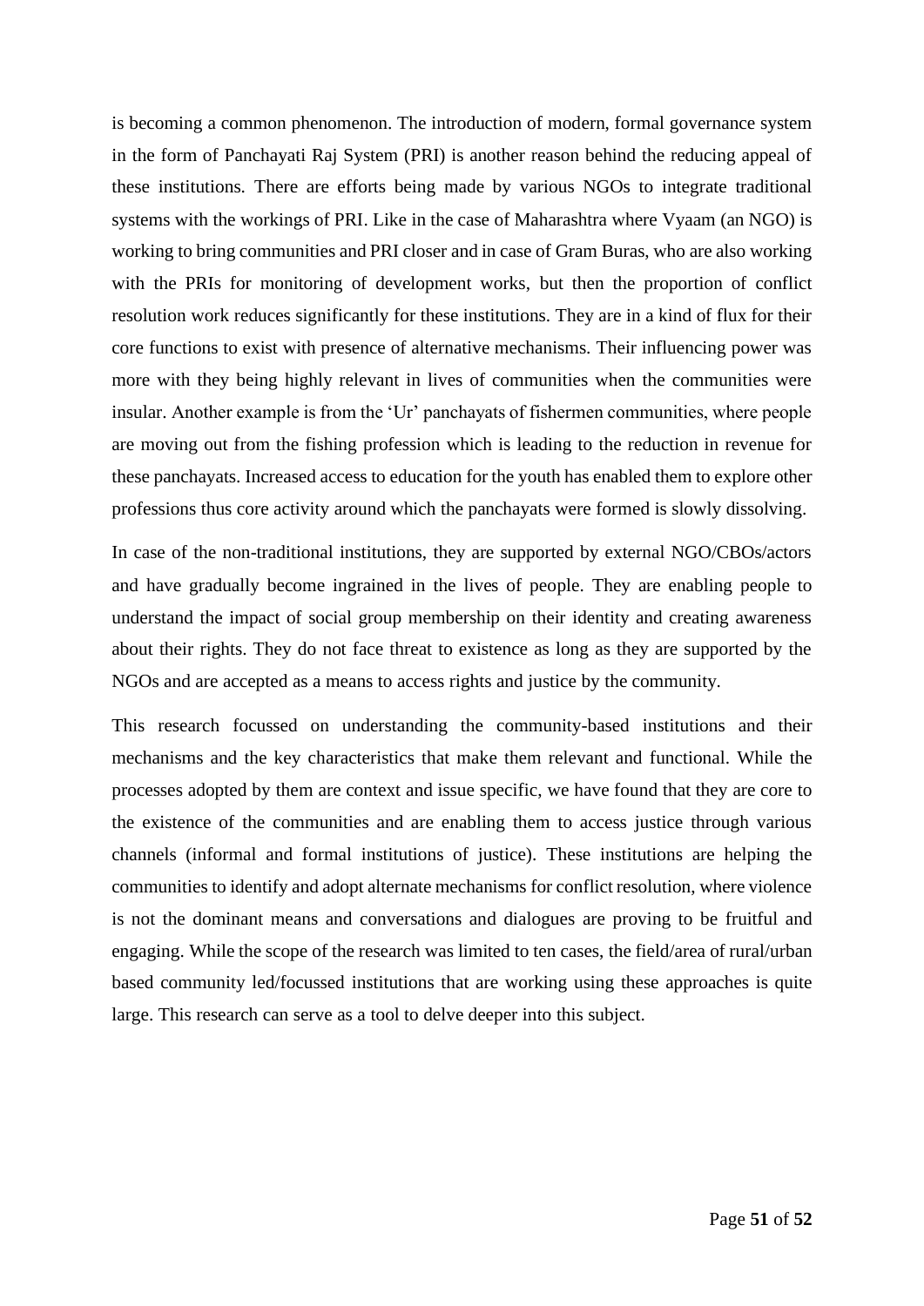is becoming a common phenomenon. The introduction of modern, formal governance system in the form of Panchayati Raj System (PRI) is another reason behind the reducing appeal of these institutions. There are efforts being made by various NGOs to integrate traditional systems with the workings of PRI. Like in the case of Maharashtra where Vyaam (an NGO) is working to bring communities and PRI closer and in case of Gram Buras, who are also working with the PRIs for monitoring of development works, but then the proportion of conflict resolution work reduces significantly for these institutions. They are in a kind of flux for their core functions to exist with presence of alternative mechanisms. Their influencing power was more with they being highly relevant in lives of communities when the communities were insular. Another example is from the 'Ur' panchayats of fishermen communities, where people are moving out from the fishing profession which is leading to the reduction in revenue for these panchayats. Increased access to education for the youth has enabled them to explore other professions thus core activity around which the panchayats were formed is slowly dissolving.

In case of the non-traditional institutions, they are supported by external NGO/CBOs/actors and have gradually become ingrained in the lives of people. They are enabling people to understand the impact of social group membership on their identity and creating awareness about their rights. They do not face threat to existence as long as they are supported by the NGOs and are accepted as a means to access rights and justice by the community.

This research focussed on understanding the community-based institutions and their mechanisms and the key characteristics that make them relevant and functional. While the processes adopted by them are context and issue specific, we have found that they are core to the existence of the communities and are enabling them to access justice through various channels (informal and formal institutions of justice). These institutions are helping the communities to identify and adopt alternate mechanisms for conflict resolution, where violence is not the dominant means and conversations and dialogues are proving to be fruitful and engaging. While the scope of the research was limited to ten cases, the field/area of rural/urban based community led/focussed institutions that are working using these approaches is quite large. This research can serve as a tool to delve deeper into this subject.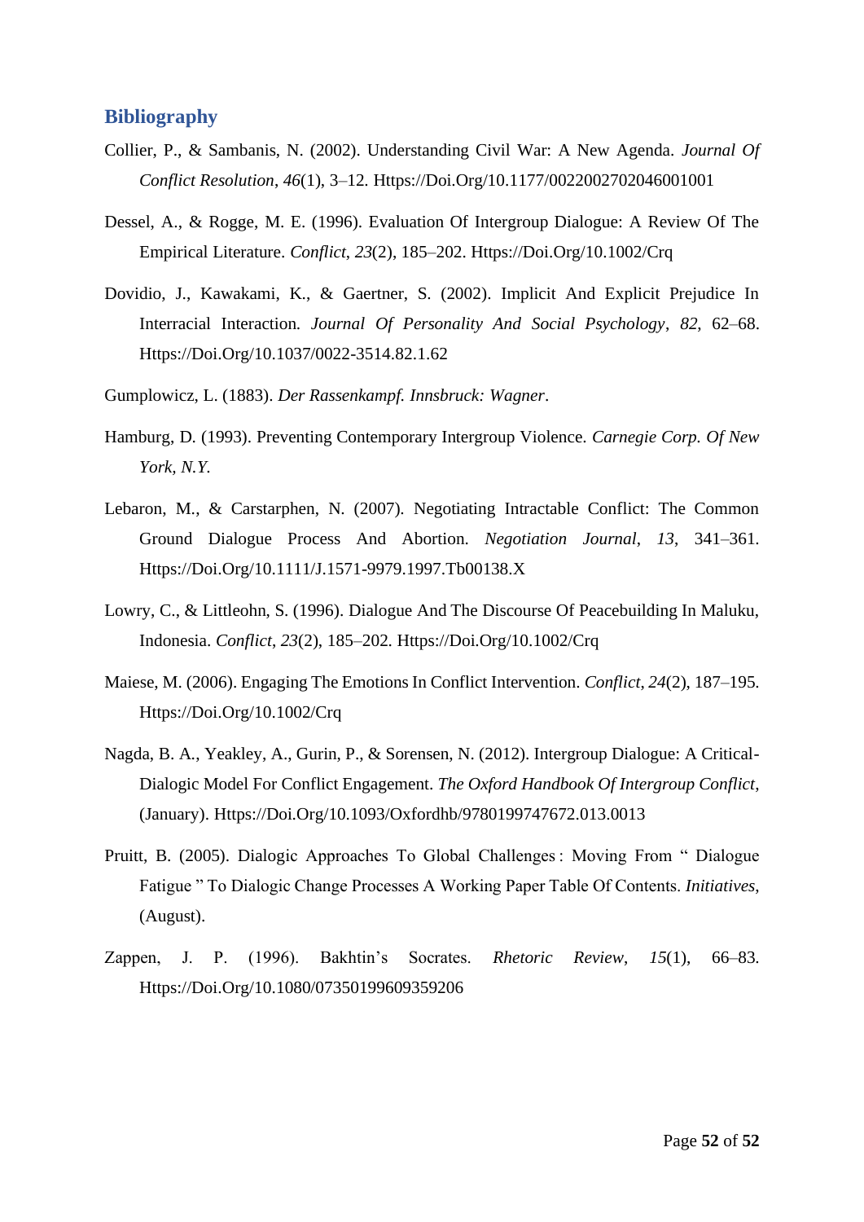## Bibliography

Collier, P., & Sambanis, N. (2002). Understanding Civil War: A New Agenda. *Journal Of Conflict Resolution*, *46*(1), 3–12. Https://Doi.Org/10.1177/0022002702046001001

Dessel, A., & Rogge, M. E. (1996). Evaluation Of Intergroup Dialogue: A Review Of The Empirical Literature. *Conflict*, *23*(2), 185–202. Https://Doi.Org/10.1002/Crq

Dovidio, J., Kawakami, K., & Gaertner, S. (2002). Implicit And Explicit Prejudice In Interracial Interaction. *Journal Of Personality And Social Psychology*, *82*, 62–68. Https://Doi.Org/10.1037/0022-3514.82.1.62

Gumplowicz, L. (1883). *Der Rassenkampf. Innsbruck: Wagner*.

Hamburg, D. (1993). Preventing Contemporary Intergroup Violence. *Carnegie Corp. Of New York, N.Y.*

Lebaron, M., & Carstarphen, N. (2007). Negotiating Intractable Conflict: The Common Ground Dialogue Process And Abortion. *Negotiation Journal*, *13*, 341–361. Https://Doi.Org/10.1111/J.1571-9979.1997.Tb00138.X

Lowry, C., & Littleohn, S. (1996). Dialogue And The Discourse Of Peacebuilding In Maluku, Indonesia. *Conflict*, *23*(2), 185–202. Https://Doi.Org/10.1002/Crq

Maiese, M. (2006). Engaging The Emotions In Conflict Intervention. *Conflict*, *24*(2), 187–195. Https://Doi.Org/10.1002/Crq

Nagda, B. A., Yeakley, A., Gurin, P., & Sorensen, N. (2012). Intergroup Dialogue: A Critical-Dialogic Model For Conflict Engagement. *The Oxford Handbook Of Intergroup Conflict*, (January). Https://Doi.Org/10.1093/Oxfordhb/9780199747672.013.0013

Pruitt, B. (2005). Dialogic Approaches To Global Challenges : Moving From " Dialogue Fatigue " To Dialogic Change Processes A Working Paper Table Of Contents. *Initiatives*, (August).

Zappen, J. P. (1996). Bakhtin's Socrates. *Rhetoric Review*, *15*(1), 66–83. Https://Doi.Org/10.1080/07350199609359206